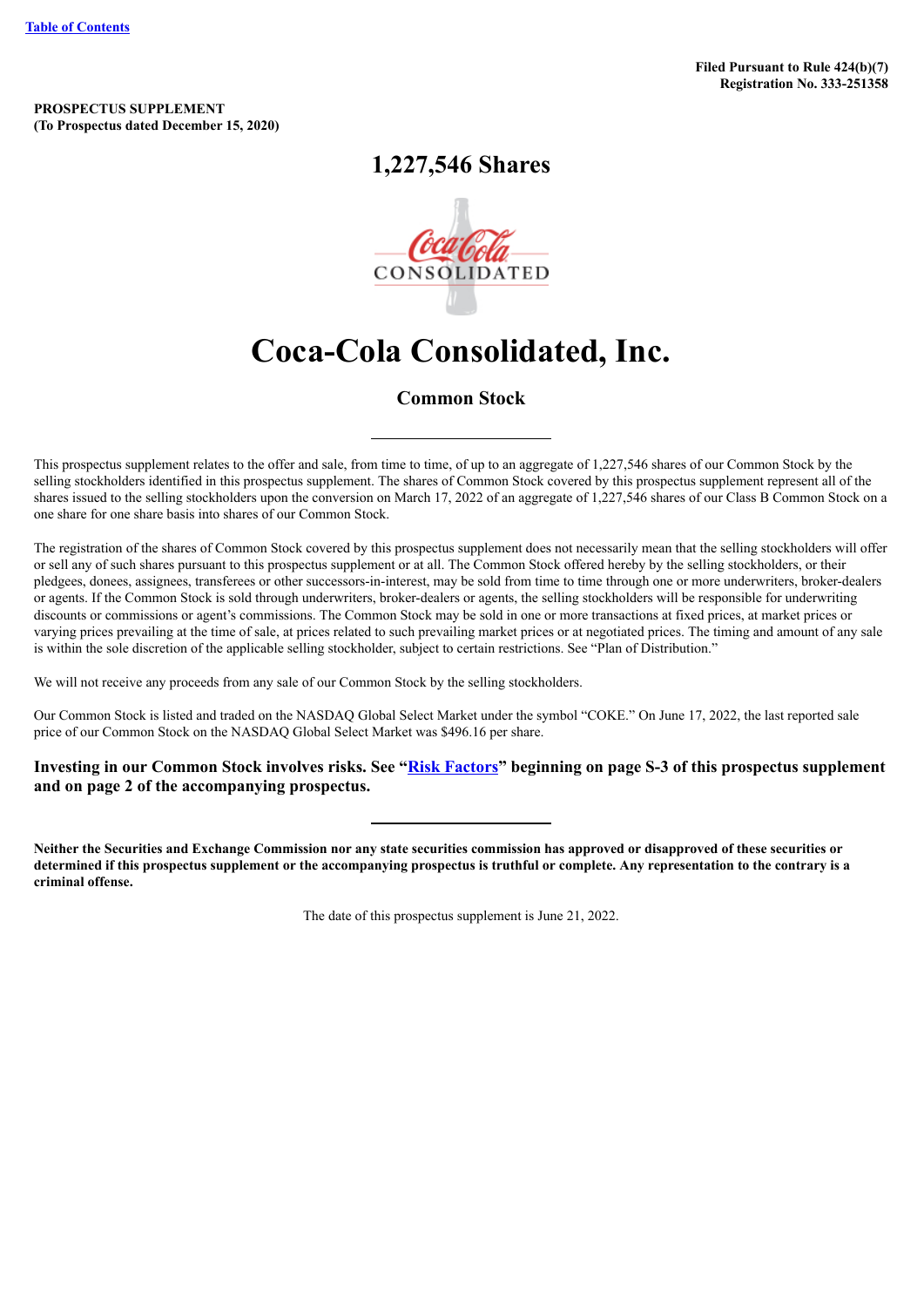[Table of Contents](#)

**Filed Pursuant to Rule 424(b)(7)**
**Registration No. 333-251358**

**PROSPECTUS SUPPLEMENT**
**(To Prospectus dated December 15, 2020)**

## 1,227,546 Shares

# Coca-Cola Consolidated, Inc.

### Common Stock

---

This prospectus supplement relates to the offer and sale, from time to time, of up to an aggregate of 1,227,546 shares of our Common Stock by the selling stockholders identified in this prospectus supplement. The shares of Common Stock covered by this prospectus supplement represent all of the shares issued to the selling stockholders upon the conversion on March 17, 2022 of an aggregate of 1,227,546 shares of our Class B Common Stock on a one share for one share basis into shares of our Common Stock.

The registration of the shares of Common Stock covered by this prospectus supplement does not necessarily mean that the selling stockholders will offer or sell any of such shares pursuant to this prospectus supplement or at all. The Common Stock offered hereby by the selling stockholders, or their pledgees, donees, assignees, transferees or other successors-in-interest, may be sold from time to time through one or more underwriters, broker-dealers or agents. If the Common Stock is sold through underwriters, broker-dealers or agents, the selling stockholders will be responsible for underwriting discounts or commissions or agent's commissions. The Common Stock may be sold in one or more transactions at fixed prices, at market prices or varying prices prevailing at the time of sale, at prices related to such prevailing market prices or at negotiated prices. The timing and amount of any sale is within the sole discretion of the applicable selling stockholder, subject to certain restrictions. See "Plan of Distribution."

We will not receive any proceeds from any sale of our Common Stock by the selling stockholders.

Our Common Stock is listed and traded on the NASDAQ Global Select Market under the symbol "COKE." On June 17, 2022, the last reported sale price of our Common Stock on the NASDAQ Global Select Market was $496.16 per share.

**Investing in our Common Stock involves risks. See "[Risk Factors](#)" beginning on page S-3 of this prospectus supplement and on page 2 of the accompanying prospectus.**

---

**Neither the Securities and Exchange Commission nor any state securities commission has approved or disapproved of these securities or determined if this prospectus supplement or the accompanying prospectus is truthful or complete. Any representation to the contrary is a criminal offense.**

The date of this prospectus supplement is June 21, 2022.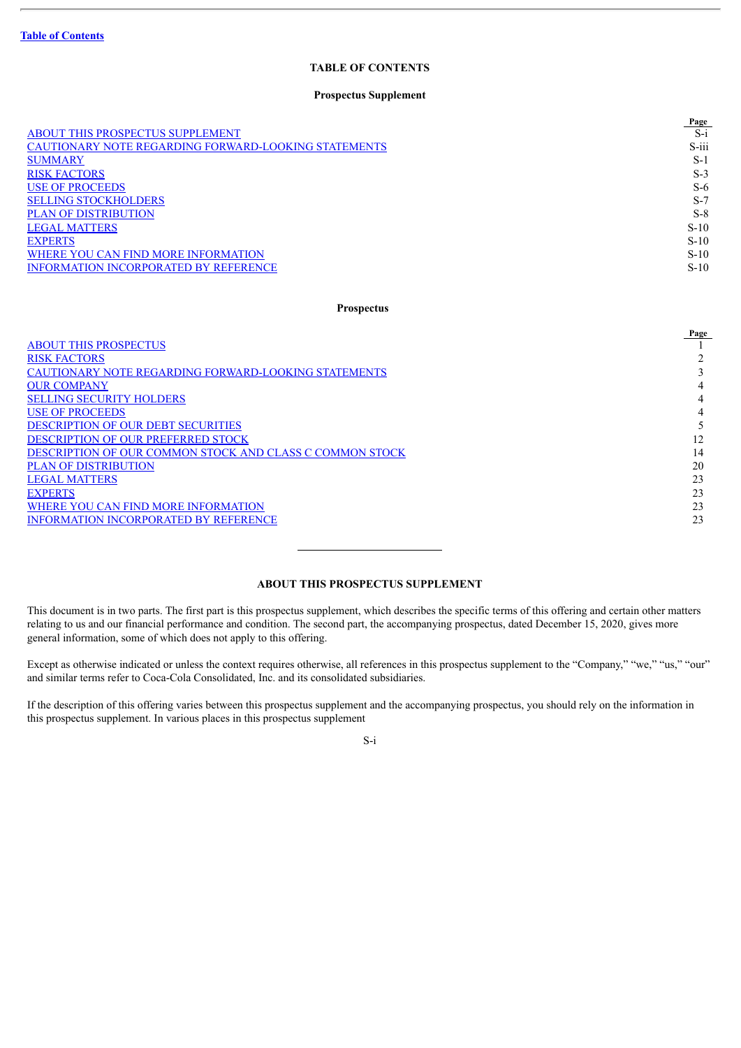[Table of Contents](#)

## TABLE OF CONTENTS

### Prospectus Supplement

| | Page |
|---|---|
| ABOUT THIS PROSPECTUS SUPPLEMENT | S-i |
| CAUTIONARY NOTE REGARDING FORWARD-LOOKING STATEMENTS | S-iii |
| SUMMARY | S-1 |
| RISK FACTORS | S-3 |
| USE OF PROCEEDS | S-6 |
| SELLING STOCKHOLDERS | S-7 |
| PLAN OF DISTRIBUTION | S-8 |
| LEGAL MATTERS | S-10 |
| EXPERTS | S-10 |
| WHERE YOU CAN FIND MORE INFORMATION | S-10 |
| INFORMATION INCORPORATED BY REFERENCE | S-10 |

### Prospectus

| | Page |
|---|---|
| ABOUT THIS PROSPECTUS | 1 |
| RISK FACTORS | 2 |
| CAUTIONARY NOTE REGARDING FORWARD-LOOKING STATEMENTS | 3 |
| OUR COMPANY | 4 |
| SELLING SECURITY HOLDERS | 4 |
| USE OF PROCEEDS | 4 |
| DESCRIPTION OF OUR DEBT SECURITIES | 5 |
| DESCRIPTION OF OUR PREFERRED STOCK | 12 |
| DESCRIPTION OF OUR COMMON STOCK AND CLASS C COMMON STOCK | 14 |
| PLAN OF DISTRIBUTION | 20 |
| LEGAL MATTERS | 23 |
| EXPERTS | 23 |
| WHERE YOU CAN FIND MORE INFORMATION | 23 |
| INFORMATION INCORPORATED BY REFERENCE | 23 |

---

## ABOUT THIS PROSPECTUS SUPPLEMENT

This document is in two parts. The first part is this prospectus supplement, which describes the specific terms of this offering and certain other matters relating to us and our financial performance and condition. The second part, the accompanying prospectus, dated December 15, 2020, gives more general information, some of which does not apply to this offering.

Except as otherwise indicated or unless the context requires otherwise, all references in this prospectus supplement to the "Company," "we," "us," "our" and similar terms refer to Coca-Cola Consolidated, Inc. and its consolidated subsidiaries.

If the description of this offering varies between this prospectus supplement and the accompanying prospectus, you should rely on the information in this prospectus supplement. In various places in this prospectus supplement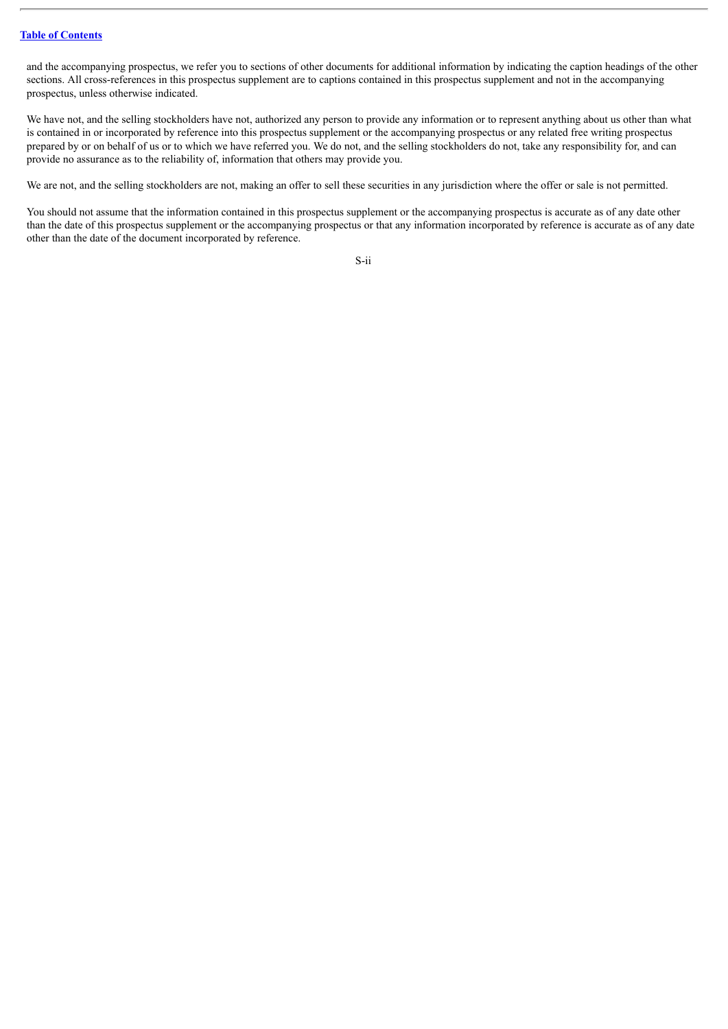and the accompanying prospectus, we refer you to sections of other documents for additional information by indicating the caption headings of the other sections. All cross-references in this prospectus supplement are to captions contained in this prospectus supplement and not in the accompanying prospectus, unless otherwise indicated.

We have not, and the selling stockholders have not, authorized any person to provide any information or to represent anything about us other than what is contained in or incorporated by reference into this prospectus supplement or the accompanying prospectus or any related free writing prospectus prepared by or on behalf of us or to which we have referred you. We do not, and the selling stockholders do not, take any responsibility for, and can provide no assurance as to the reliability of, information that others may provide you.

We are not, and the selling stockholders are not, making an offer to sell these securities in any jurisdiction where the offer or sale is not permitted.

You should not assume that the information contained in this prospectus supplement or the accompanying prospectus is accurate as of any date other than the date of this prospectus supplement or the accompanying prospectus or that any information incorporated by reference is accurate as of any date other than the date of the document incorporated by reference.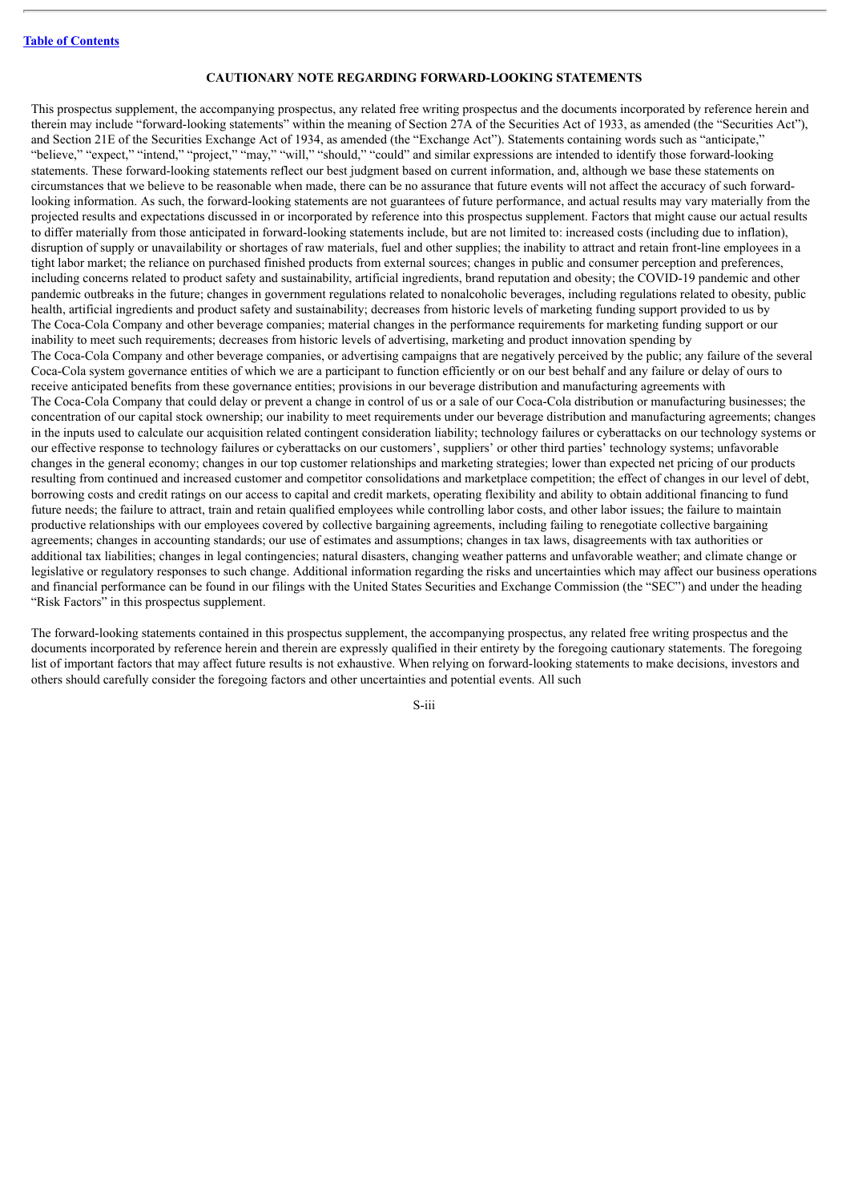## CAUTIONARY NOTE REGARDING FORWARD-LOOKING STATEMENTS

This prospectus supplement, the accompanying prospectus, any related free writing prospectus and the documents incorporated by reference herein and therein may include "forward-looking statements" within the meaning of Section 27A of the Securities Act of 1933, as amended (the "Securities Act"), and Section 21E of the Securities Exchange Act of 1934, as amended (the "Exchange Act"). Statements containing words such as "anticipate," "believe," "expect," "intend," "project," "may," "will," "should," "could" and similar expressions are intended to identify those forward-looking statements. These forward-looking statements reflect our best judgment based on current information, and, although we base these statements on circumstances that we believe to be reasonable when made, there can be no assurance that future events will not affect the accuracy of such forward-looking information. As such, the forward-looking statements are not guarantees of future performance, and actual results may vary materially from the projected results and expectations discussed in or incorporated by reference into this prospectus supplement. Factors that might cause our actual results to differ materially from those anticipated in forward-looking statements include, but are not limited to: increased costs (including due to inflation), disruption of supply or unavailability or shortages of raw materials, fuel and other supplies; the inability to attract and retain front-line employees in a tight labor market; the reliance on purchased finished products from external sources; changes in public and consumer perception and preferences, including concerns related to product safety and sustainability, artificial ingredients, brand reputation and obesity; the COVID-19 pandemic and other pandemic outbreaks in the future; changes in government regulations related to nonalcoholic beverages, including regulations related to obesity, public health, artificial ingredients and product safety and sustainability; decreases from historic levels of marketing funding support provided to us by The Coca-Cola Company and other beverage companies; material changes in the performance requirements for marketing funding support or our inability to meet such requirements; decreases from historic levels of advertising, marketing and product innovation spending by The Coca-Cola Company and other beverage companies, or advertising campaigns that are negatively perceived by the public; any failure of the several Coca-Cola system governance entities of which we are a participant to function efficiently or on our best behalf and any failure or delay of ours to receive anticipated benefits from these governance entities; provisions in our beverage distribution and manufacturing agreements with The Coca-Cola Company that could delay or prevent a change in control of us or a sale of our Coca-Cola distribution or manufacturing businesses; the concentration of our capital stock ownership; our inability to meet requirements under our beverage distribution and manufacturing agreements; changes in the inputs used to calculate our acquisition related contingent consideration liability; technology failures or cyberattacks on our technology systems or our effective response to technology failures or cyberattacks on our customers', suppliers' or other third parties' technology systems; unfavorable changes in the general economy; changes in our top customer relationships and marketing strategies; lower than expected net pricing of our products resulting from continued and increased customer and competitor consolidations and marketplace competition; the effect of changes in our level of debt, borrowing costs and credit ratings on our access to capital and credit markets, operating flexibility and ability to obtain additional financing to fund future needs; the failure to attract, train and retain qualified employees while controlling labor costs, and other labor issues; the failure to maintain productive relationships with our employees covered by collective bargaining agreements, including failing to renegotiate collective bargaining agreements; changes in accounting standards; our use of estimates and assumptions; changes in tax laws, disagreements with tax authorities or additional tax liabilities; changes in legal contingencies; natural disasters, changing weather patterns and unfavorable weather; and climate change or legislative or regulatory responses to such change. Additional information regarding the risks and uncertainties which may affect our business operations and financial performance can be found in our filings with the United States Securities and Exchange Commission (the "SEC") and under the heading "Risk Factors" in this prospectus supplement.

The forward-looking statements contained in this prospectus supplement, the accompanying prospectus, any related free writing prospectus and the documents incorporated by reference herein and therein are expressly qualified in their entirety by the foregoing cautionary statements. The foregoing list of important factors that may affect future results is not exhaustive. When relying on forward-looking statements to make decisions, investors and others should carefully consider the foregoing factors and other uncertainties and potential events. All such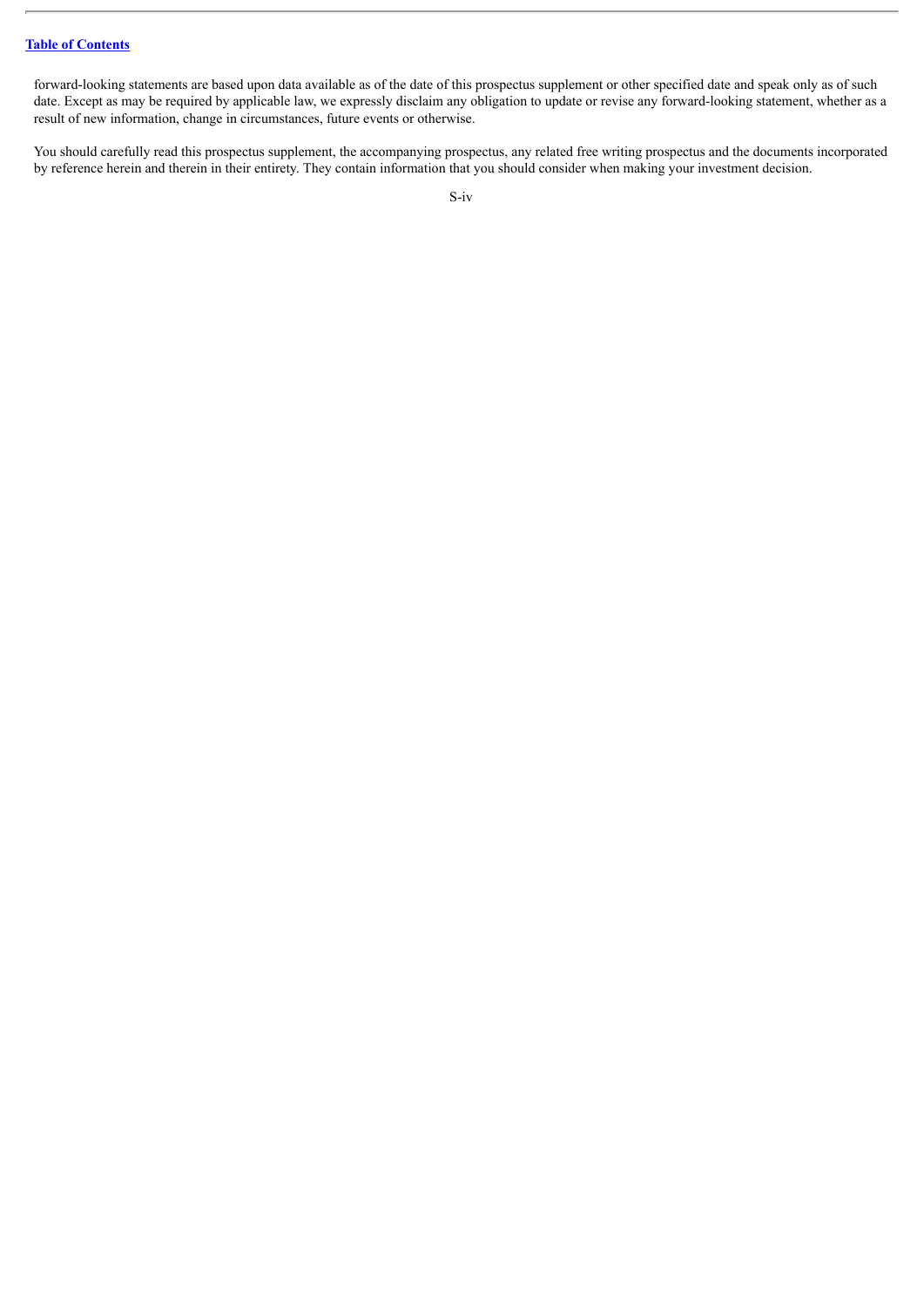forward-looking statements are based upon data available as of the date of this prospectus supplement or other specified date and speak only as of such date. Except as may be required by applicable law, we expressly disclaim any obligation to update or revise any forward-looking statement, whether as a result of new information, change in circumstances, future events or otherwise.

You should carefully read this prospectus supplement, the accompanying prospectus, any related free writing prospectus and the documents incorporated by reference herein and therein in their entirety. They contain information that you should consider when making your investment decision.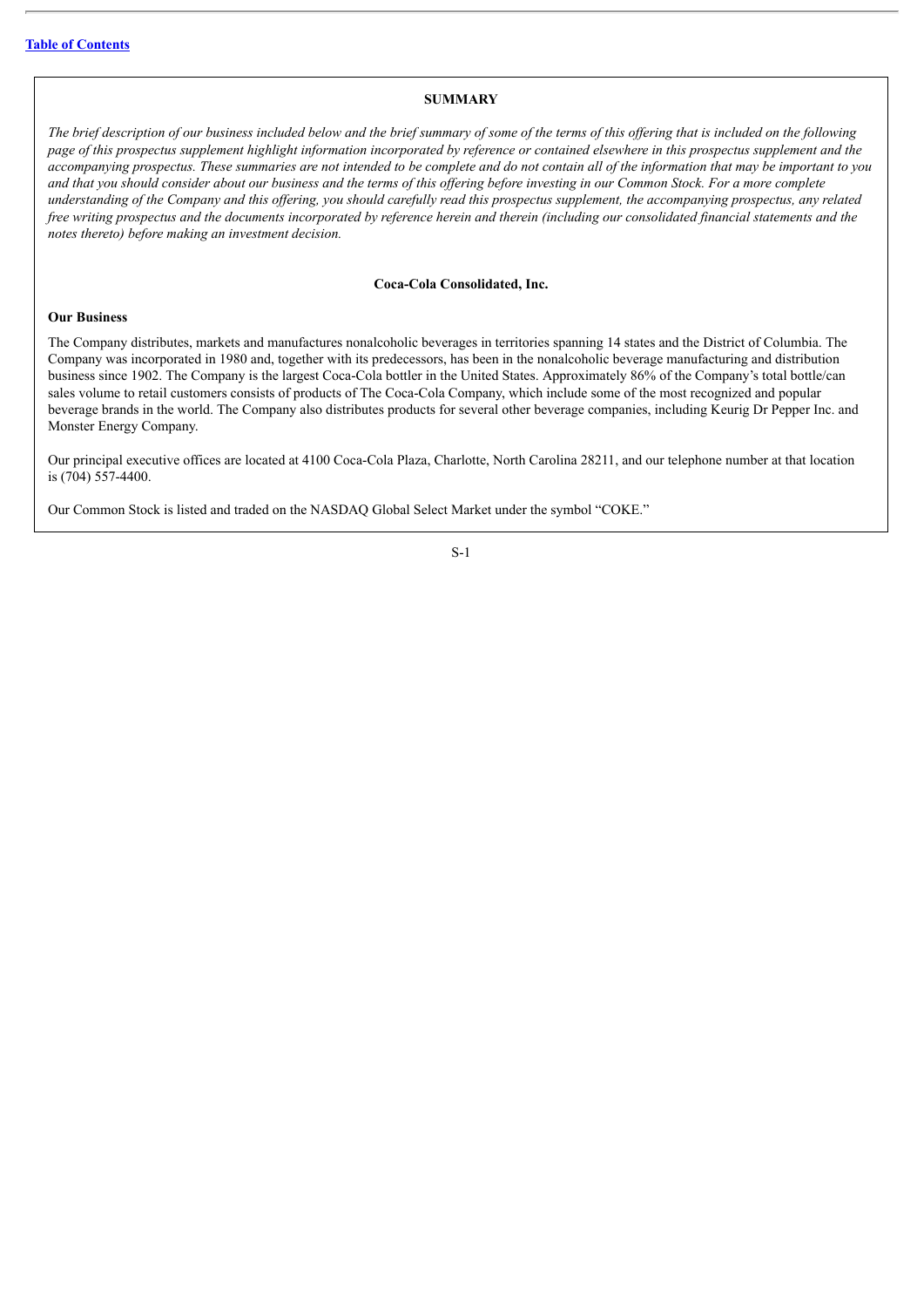## SUMMARY

*The brief description of our business included below and the brief summary of some of the terms of this offering that is included on the following page of this prospectus supplement highlight information incorporated by reference or contained elsewhere in this prospectus supplement and the accompanying prospectus. These summaries are not intended to be complete and do not contain all of the information that may be important to you and that you should consider about our business and the terms of this offering before investing in our Common Stock. For a more complete understanding of the Company and this offering, you should carefully read this prospectus supplement, the accompanying prospectus, any related free writing prospectus and the documents incorporated by reference herein and therein (including our consolidated financial statements and the notes thereto) before making an investment decision.*

### Coca-Cola Consolidated, Inc.

**Our Business**

The Company distributes, markets and manufactures nonalcoholic beverages in territories spanning 14 states and the District of Columbia. The Company was incorporated in 1980 and, together with its predecessors, has been in the nonalcoholic beverage manufacturing and distribution business since 1902. The Company is the largest Coca-Cola bottler in the United States. Approximately 86% of the Company's total bottle/can sales volume to retail customers consists of products of The Coca-Cola Company, which include some of the most recognized and popular beverage brands in the world. The Company also distributes products for several other beverage companies, including Keurig Dr Pepper Inc. and Monster Energy Company.

Our principal executive offices are located at 4100 Coca-Cola Plaza, Charlotte, North Carolina 28211, and our telephone number at that location is (704) 557-4400.

Our Common Stock is listed and traded on the NASDAQ Global Select Market under the symbol "COKE."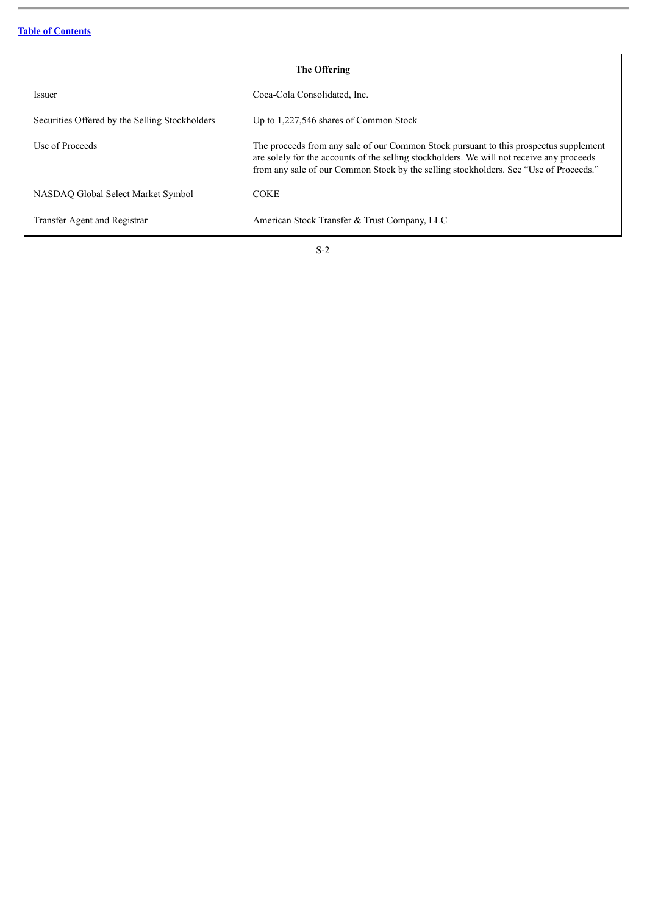## The Offering

| | |
|---|---|
| Issuer | Coca-Cola Consolidated, Inc. |
| Securities Offered by the Selling Stockholders | Up to 1,227,546 shares of Common Stock |
| Use of Proceeds | The proceeds from any sale of our Common Stock pursuant to this prospectus supplement are solely for the accounts of the selling stockholders. We will not receive any proceeds from any sale of our Common Stock by the selling stockholders. See "Use of Proceeds." |
| NASDAQ Global Select Market Symbol | COKE |
| Transfer Agent and Registrar | American Stock Transfer & Trust Company, LLC |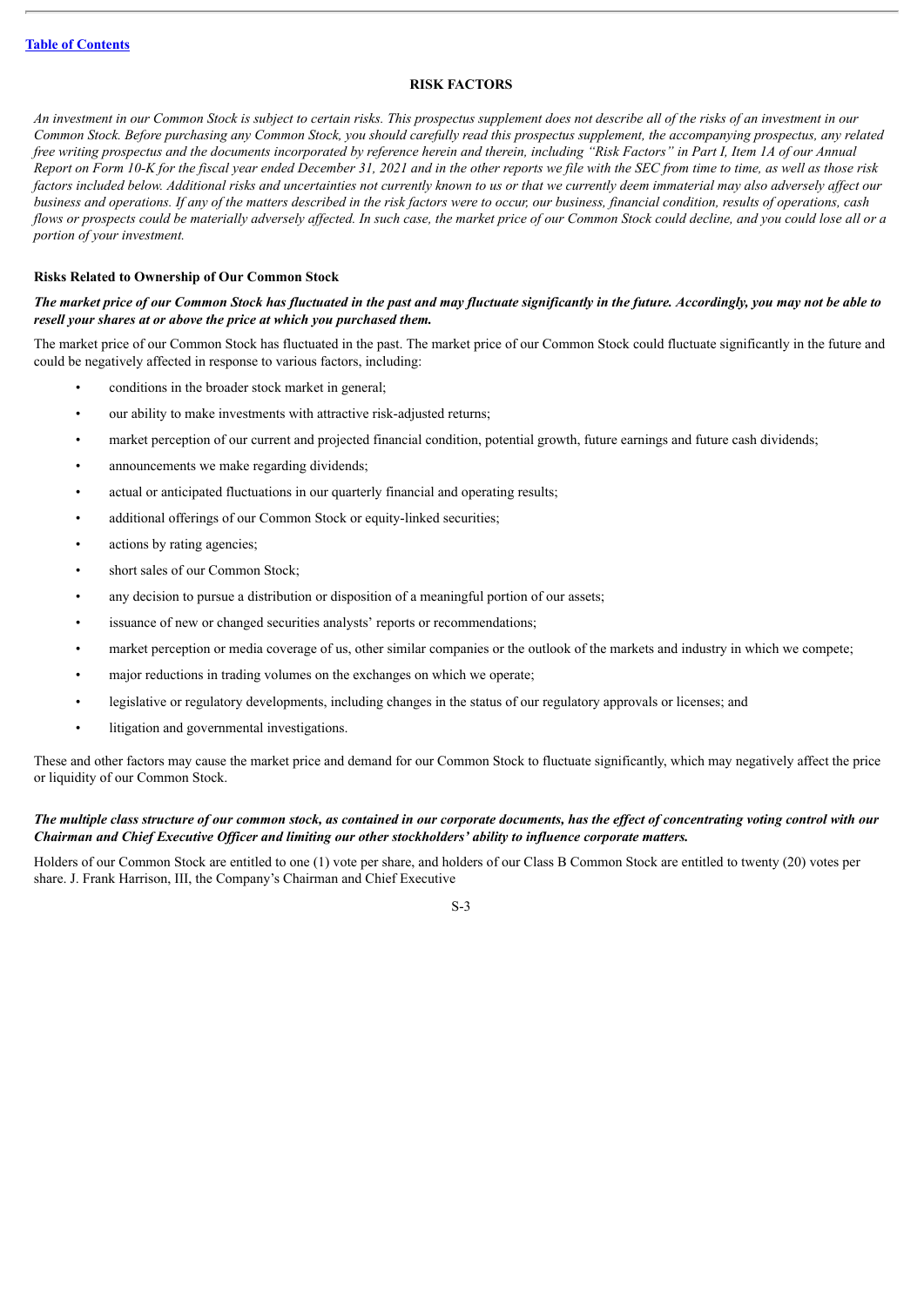## RISK FACTORS

*An investment in our Common Stock is subject to certain risks. This prospectus supplement does not describe all of the risks of an investment in our Common Stock. Before purchasing any Common Stock, you should carefully read this prospectus supplement, the accompanying prospectus, any related free writing prospectus and the documents incorporated by reference herein and therein, including "Risk Factors" in Part I, Item 1A of our Annual Report on Form 10-K for the fiscal year ended December 31, 2021 and in the other reports we file with the SEC from time to time, as well as those risk factors included below. Additional risks and uncertainties not currently known to us or that we currently deem immaterial may also adversely affect our business and operations. If any of the matters described in the risk factors were to occur, our business, financial condition, results of operations, cash flows or prospects could be materially adversely affected. In such case, the market price of our Common Stock could decline, and you could lose all or a portion of your investment.*

### Risks Related to Ownership of Our Common Stock

***The market price of our Common Stock has fluctuated in the past and may fluctuate significantly in the future. Accordingly, you may not be able to resell your shares at or above the price at which you purchased them.***

The market price of our Common Stock has fluctuated in the past. The market price of our Common Stock could fluctuate significantly in the future and could be negatively affected in response to various factors, including:

- conditions in the broader stock market in general;
- our ability to make investments with attractive risk-adjusted returns;
- market perception of our current and projected financial condition, potential growth, future earnings and future cash dividends;
- announcements we make regarding dividends;
- actual or anticipated fluctuations in our quarterly financial and operating results;
- additional offerings of our Common Stock or equity-linked securities;
- actions by rating agencies;
- short sales of our Common Stock;
- any decision to pursue a distribution or disposition of a meaningful portion of our assets;
- issuance of new or changed securities analysts' reports or recommendations;
- market perception or media coverage of us, other similar companies or the outlook of the markets and industry in which we compete;
- major reductions in trading volumes on the exchanges on which we operate;
- legislative or regulatory developments, including changes in the status of our regulatory approvals or licenses; and
- litigation and governmental investigations.

These and other factors may cause the market price and demand for our Common Stock to fluctuate significantly, which may negatively affect the price or liquidity of our Common Stock.

***The multiple class structure of our common stock, as contained in our corporate documents, has the effect of concentrating voting control with our Chairman and Chief Executive Officer and limiting our other stockholders' ability to influence corporate matters.***

Holders of our Common Stock are entitled to one (1) vote per share, and holders of our Class B Common Stock are entitled to twenty (20) votes per share. J. Frank Harrison, III, the Company's Chairman and Chief Executive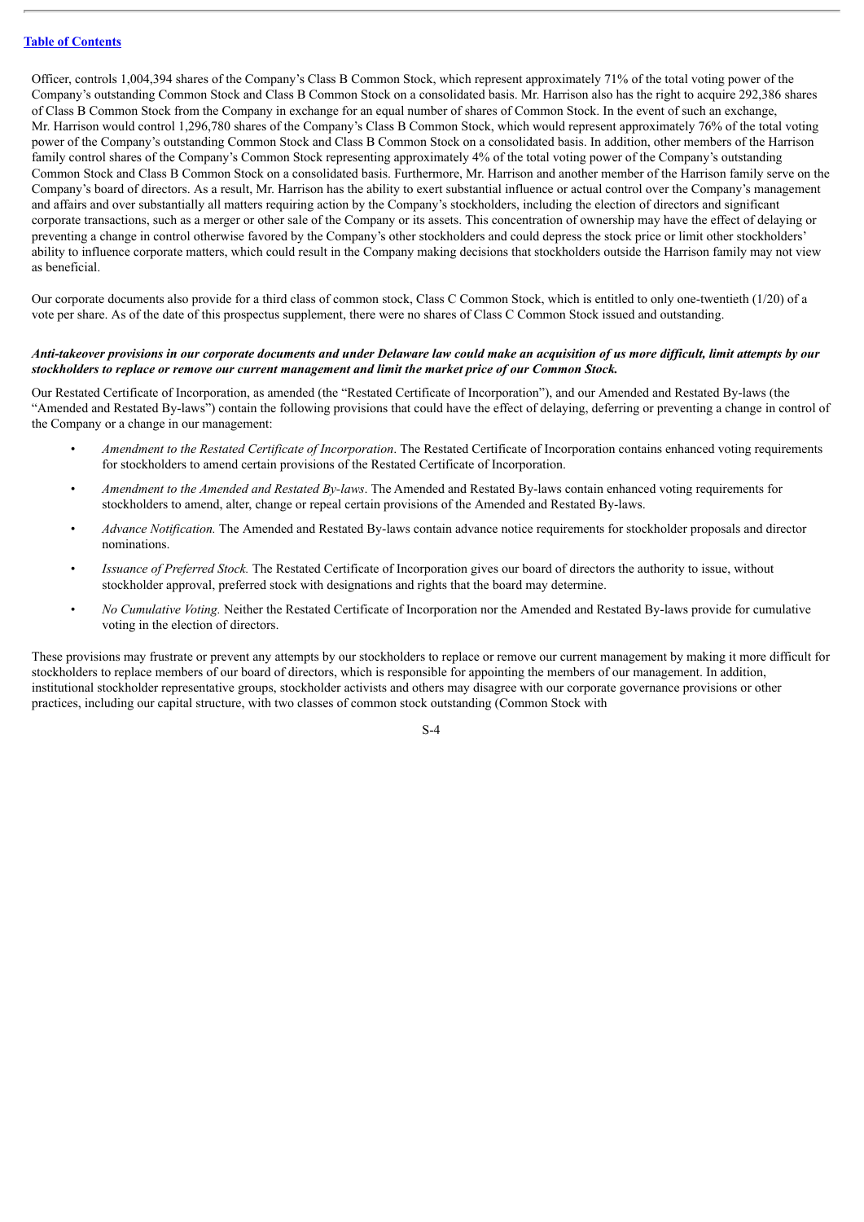Officer, controls 1,004,394 shares of the Company's Class B Common Stock, which represent approximately 71% of the total voting power of the Company's outstanding Common Stock and Class B Common Stock on a consolidated basis. Mr. Harrison also has the right to acquire 292,386 shares of Class B Common Stock from the Company in exchange for an equal number of shares of Common Stock. In the event of such an exchange, Mr. Harrison would control 1,296,780 shares of the Company's Class B Common Stock, which would represent approximately 76% of the total voting power of the Company's outstanding Common Stock and Class B Common Stock on a consolidated basis. In addition, other members of the Harrison family control shares of the Company's Common Stock representing approximately 4% of the total voting power of the Company's outstanding Common Stock and Class B Common Stock on a consolidated basis. Furthermore, Mr. Harrison and another member of the Harrison family serve on the Company's board of directors. As a result, Mr. Harrison has the ability to exert substantial influence or actual control over the Company's management and affairs and over substantially all matters requiring action by the Company's stockholders, including the election of directors and significant corporate transactions, such as a merger or other sale of the Company or its assets. This concentration of ownership may have the effect of delaying or preventing a change in control otherwise favored by the Company's other stockholders and could depress the stock price or limit other stockholders' ability to influence corporate matters, which could result in the Company making decisions that stockholders outside the Harrison family may not view as beneficial.

Our corporate documents also provide for a third class of common stock, Class C Common Stock, which is entitled to only one-twentieth (1/20) of a vote per share. As of the date of this prospectus supplement, there were no shares of Class C Common Stock issued and outstanding.

***Anti-takeover provisions in our corporate documents and under Delaware law could make an acquisition of us more difficult, limit attempts by our stockholders to replace or remove our current management and limit the market price of our Common Stock.***

Our Restated Certificate of Incorporation, as amended (the "Restated Certificate of Incorporation"), and our Amended and Restated By-laws (the "Amended and Restated By-laws") contain the following provisions that could have the effect of delaying, deferring or preventing a change in control of the Company or a change in our management:

- *Amendment to the Restated Certificate of Incorporation*. The Restated Certificate of Incorporation contains enhanced voting requirements for stockholders to amend certain provisions of the Restated Certificate of Incorporation.
- *Amendment to the Amended and Restated By-laws*. The Amended and Restated By-laws contain enhanced voting requirements for stockholders to amend, alter, change or repeal certain provisions of the Amended and Restated By-laws.
- *Advance Notification.* The Amended and Restated By-laws contain advance notice requirements for stockholder proposals and director nominations.
- *Issuance of Preferred Stock.* The Restated Certificate of Incorporation gives our board of directors the authority to issue, without stockholder approval, preferred stock with designations and rights that the board may determine.
- *No Cumulative Voting.* Neither the Restated Certificate of Incorporation nor the Amended and Restated By-laws provide for cumulative voting in the election of directors.

These provisions may frustrate or prevent any attempts by our stockholders to replace or remove our current management by making it more difficult for stockholders to replace members of our board of directors, which is responsible for appointing the members of our management. In addition, institutional stockholder representative groups, stockholder activists and others may disagree with our corporate governance provisions or other practices, including our capital structure, with two classes of common stock outstanding (Common Stock with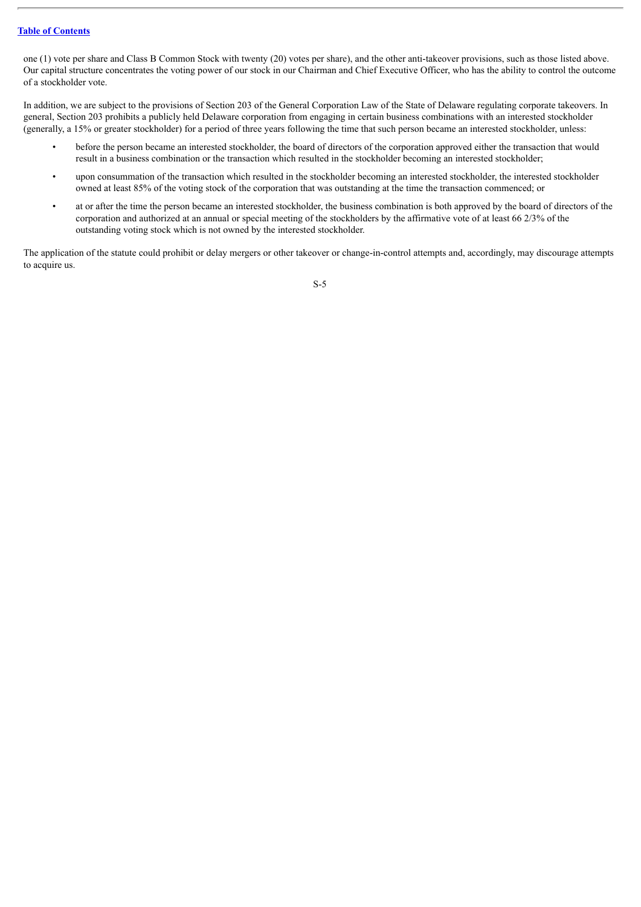one (1) vote per share and Class B Common Stock with twenty (20) votes per share), and the other anti-takeover provisions, such as those listed above. Our capital structure concentrates the voting power of our stock in our Chairman and Chief Executive Officer, who has the ability to control the outcome of a stockholder vote.

In addition, we are subject to the provisions of Section 203 of the General Corporation Law of the State of Delaware regulating corporate takeovers. In general, Section 203 prohibits a publicly held Delaware corporation from engaging in certain business combinations with an interested stockholder (generally, a 15% or greater stockholder) for a period of three years following the time that such person became an interested stockholder, unless:

- before the person became an interested stockholder, the board of directors of the corporation approved either the transaction that would result in a business combination or the transaction which resulted in the stockholder becoming an interested stockholder;
- upon consummation of the transaction which resulted in the stockholder becoming an interested stockholder, the interested stockholder owned at least 85% of the voting stock of the corporation that was outstanding at the time the transaction commenced; or
- at or after the time the person became an interested stockholder, the business combination is both approved by the board of directors of the corporation and authorized at an annual or special meeting of the stockholders by the affirmative vote of at least 66 2/3% of the outstanding voting stock which is not owned by the interested stockholder.

The application of the statute could prohibit or delay mergers or other takeover or change-in-control attempts and, accordingly, may discourage attempts to acquire us.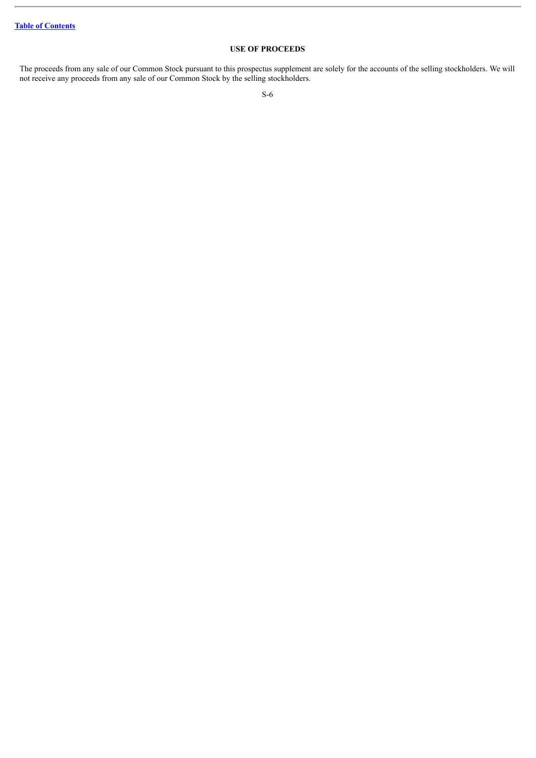## USE OF PROCEEDS

The proceeds from any sale of our Common Stock pursuant to this prospectus supplement are solely for the accounts of the selling stockholders. We will not receive any proceeds from any sale of our Common Stock by the selling stockholders.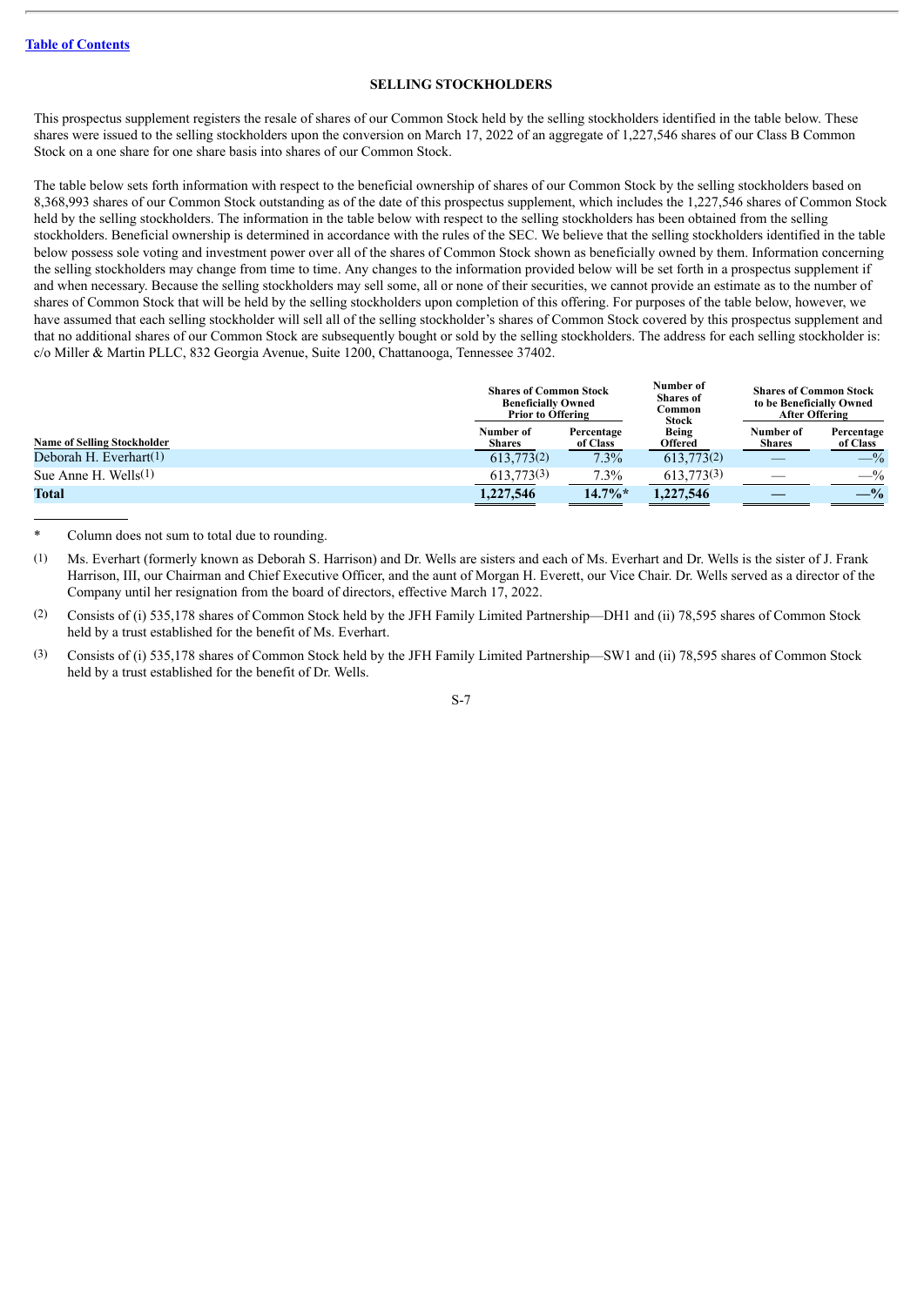[Table of Contents](#)

## SELLING STOCKHOLDERS

This prospectus supplement registers the resale of shares of our Common Stock held by the selling stockholders identified in the table below. These shares were issued to the selling stockholders upon the conversion on March 17, 2022 of an aggregate of 1,227,546 shares of our Class B Common Stock on a one share for one share basis into shares of our Common Stock.

The table below sets forth information with respect to the beneficial ownership of shares of our Common Stock by the selling stockholders based on 8,368,993 shares of our Common Stock outstanding as of the date of this prospectus supplement, which includes the 1,227,546 shares of Common Stock held by the selling stockholders. The information in the table below with respect to the selling stockholders has been obtained from the selling stockholders. Beneficial ownership is determined in accordance with the rules of the SEC. We believe that the selling stockholders identified in the table below possess sole voting and investment power over all of the shares of Common Stock shown as beneficially owned by them. Information concerning the selling stockholders may change from time to time. Any changes to the information provided below will be set forth in a prospectus supplement if and when necessary. Because the selling stockholders may sell some, all or none of their securities, we cannot provide an estimate as to the number of shares of Common Stock that will be held by the selling stockholders upon completion of this offering. For purposes of the table below, however, we have assumed that each selling stockholder will sell all of the selling stockholder's shares of Common Stock covered by this prospectus supplement and that no additional shares of our Common Stock are subsequently bought or sold by the selling stockholders. The address for each selling stockholder is: c/o Miller & Martin PLLC, 832 Georgia Avenue, Suite 1200, Chattanooga, Tennessee 37402.

| | Shares of Common Stock Beneficially Owned Prior to Offering | | Number of Shares of Common Stock | Shares of Common Stock to be Beneficially Owned After Offering | |
|---|---|---|---|---|---|
| **Name of Selling Stockholder** | **Number of Shares** | **Percentage of Class** | **Being Offered** | **Number of Shares** | **Percentage of Class** |
| Deborah H. Everhart[1] | 613,773[2] | 7.3% | 613,773[2] | — | —% |
| Sue Anne H. Wells[1] | 613,773[3] | 7.3% | 613,773[3] | — | —% |
| **Total** | **1,227,546** | **14.7%*** | **1,227,546** | **—** | **—%** |

\* Column does not sum to total due to rounding.

(1) Ms. Everhart (formerly known as Deborah S. Harrison) and Dr. Wells are sisters and each of Ms. Everhart and Dr. Wells is the sister of J. Frank Harrison, III, our Chairman and Chief Executive Officer, and the aunt of Morgan H. Everett, our Vice Chair. Dr. Wells served as a director of the Company until her resignation from the board of directors, effective March 17, 2022.

(2) Consists of (i) 535,178 shares of Common Stock held by the JFH Family Limited Partnership—DH1 and (ii) 78,595 shares of Common Stock held by a trust established for the benefit of Ms. Everhart.

(3) Consists of (i) 535,178 shares of Common Stock held by the JFH Family Limited Partnership—SW1 and (ii) 78,595 shares of Common Stock held by a trust established for the benefit of Dr. Wells.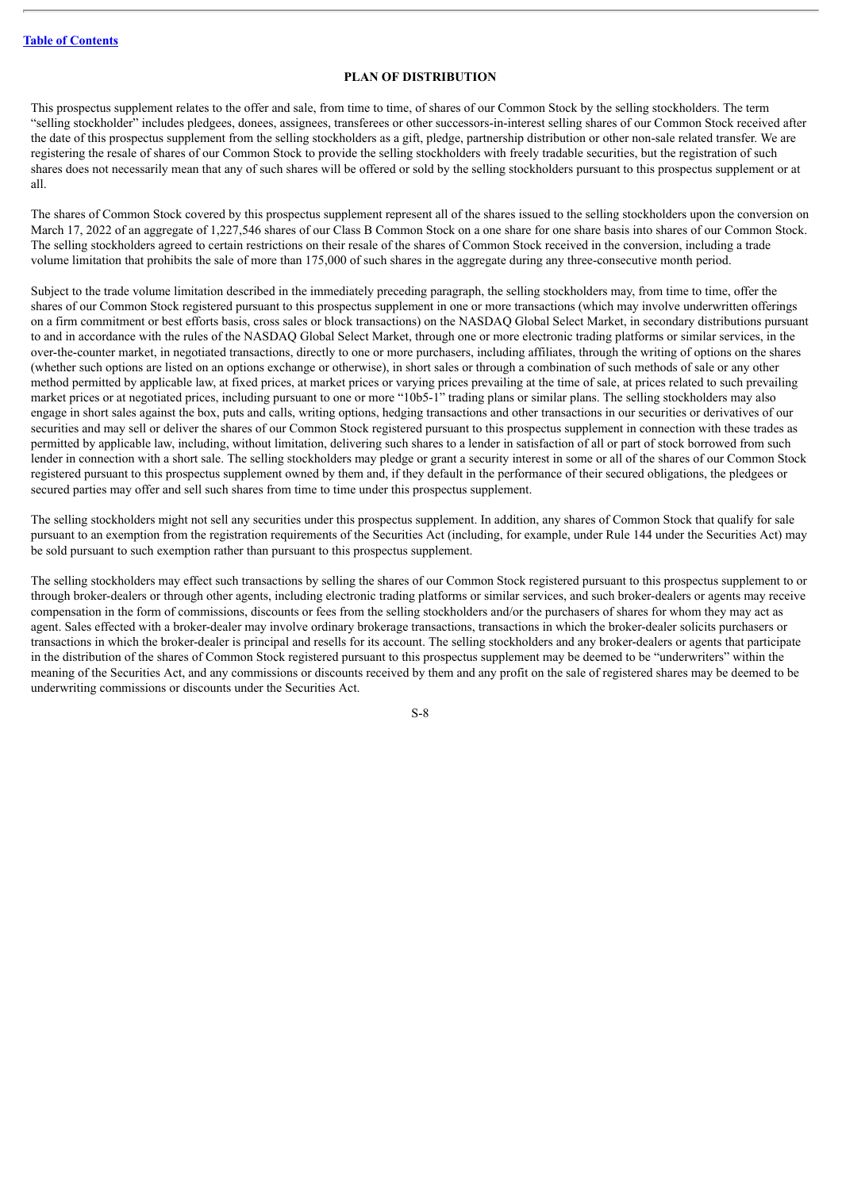## PLAN OF DISTRIBUTION

This prospectus supplement relates to the offer and sale, from time to time, of shares of our Common Stock by the selling stockholders. The term "selling stockholder" includes pledgees, donees, assignees, transferees or other successors-in-interest selling shares of our Common Stock received after the date of this prospectus supplement from the selling stockholders as a gift, pledge, partnership distribution or other non-sale related transfer. We are registering the resale of shares of our Common Stock to provide the selling stockholders with freely tradable securities, but the registration of such shares does not necessarily mean that any of such shares will be offered or sold by the selling stockholders pursuant to this prospectus supplement or at all.

The shares of Common Stock covered by this prospectus supplement represent all of the shares issued to the selling stockholders upon the conversion on March 17, 2022 of an aggregate of 1,227,546 shares of our Class B Common Stock on a one share for one share basis into shares of our Common Stock. The selling stockholders agreed to certain restrictions on their resale of the shares of Common Stock received in the conversion, including a trade volume limitation that prohibits the sale of more than 175,000 of such shares in the aggregate during any three-consecutive month period.

Subject to the trade volume limitation described in the immediately preceding paragraph, the selling stockholders may, from time to time, offer the shares of our Common Stock registered pursuant to this prospectus supplement in one or more transactions (which may involve underwritten offerings on a firm commitment or best efforts basis, cross sales or block transactions) on the NASDAQ Global Select Market, in secondary distributions pursuant to and in accordance with the rules of the NASDAQ Global Select Market, through one or more electronic trading platforms or similar services, in the over-the-counter market, in negotiated transactions, directly to one or more purchasers, including affiliates, through the writing of options on the shares (whether such options are listed on an options exchange or otherwise), in short sales or through a combination of such methods of sale or any other method permitted by applicable law, at fixed prices, at market prices or varying prices prevailing at the time of sale, at prices related to such prevailing market prices or at negotiated prices, including pursuant to one or more "10b5-1" trading plans or similar plans. The selling stockholders may also engage in short sales against the box, puts and calls, writing options, hedging transactions and other transactions in our securities or derivatives of our securities and may sell or deliver the shares of our Common Stock registered pursuant to this prospectus supplement in connection with these trades as permitted by applicable law, including, without limitation, delivering such shares to a lender in satisfaction of all or part of stock borrowed from such lender in connection with a short sale. The selling stockholders may pledge or grant a security interest in some or all of the shares of our Common Stock registered pursuant to this prospectus supplement owned by them and, if they default in the performance of their secured obligations, the pledgees or secured parties may offer and sell such shares from time to time under this prospectus supplement.

The selling stockholders might not sell any securities under this prospectus supplement. In addition, any shares of Common Stock that qualify for sale pursuant to an exemption from the registration requirements of the Securities Act (including, for example, under Rule 144 under the Securities Act) may be sold pursuant to such exemption rather than pursuant to this prospectus supplement.

The selling stockholders may effect such transactions by selling the shares of our Common Stock registered pursuant to this prospectus supplement to or through broker-dealers or through other agents, including electronic trading platforms or similar services, and such broker-dealers or agents may receive compensation in the form of commissions, discounts or fees from the selling stockholders and/or the purchasers of shares for whom they may act as agent. Sales effected with a broker-dealer may involve ordinary brokerage transactions, transactions in which the broker-dealer solicits purchasers or transactions in which the broker-dealer is principal and resells for its account. The selling stockholders and any broker-dealers or agents that participate in the distribution of the shares of Common Stock registered pursuant to this prospectus supplement may be deemed to be "underwriters" within the meaning of the Securities Act, and any commissions or discounts received by them and any profit on the sale of registered shares may be deemed to be underwriting commissions or discounts under the Securities Act.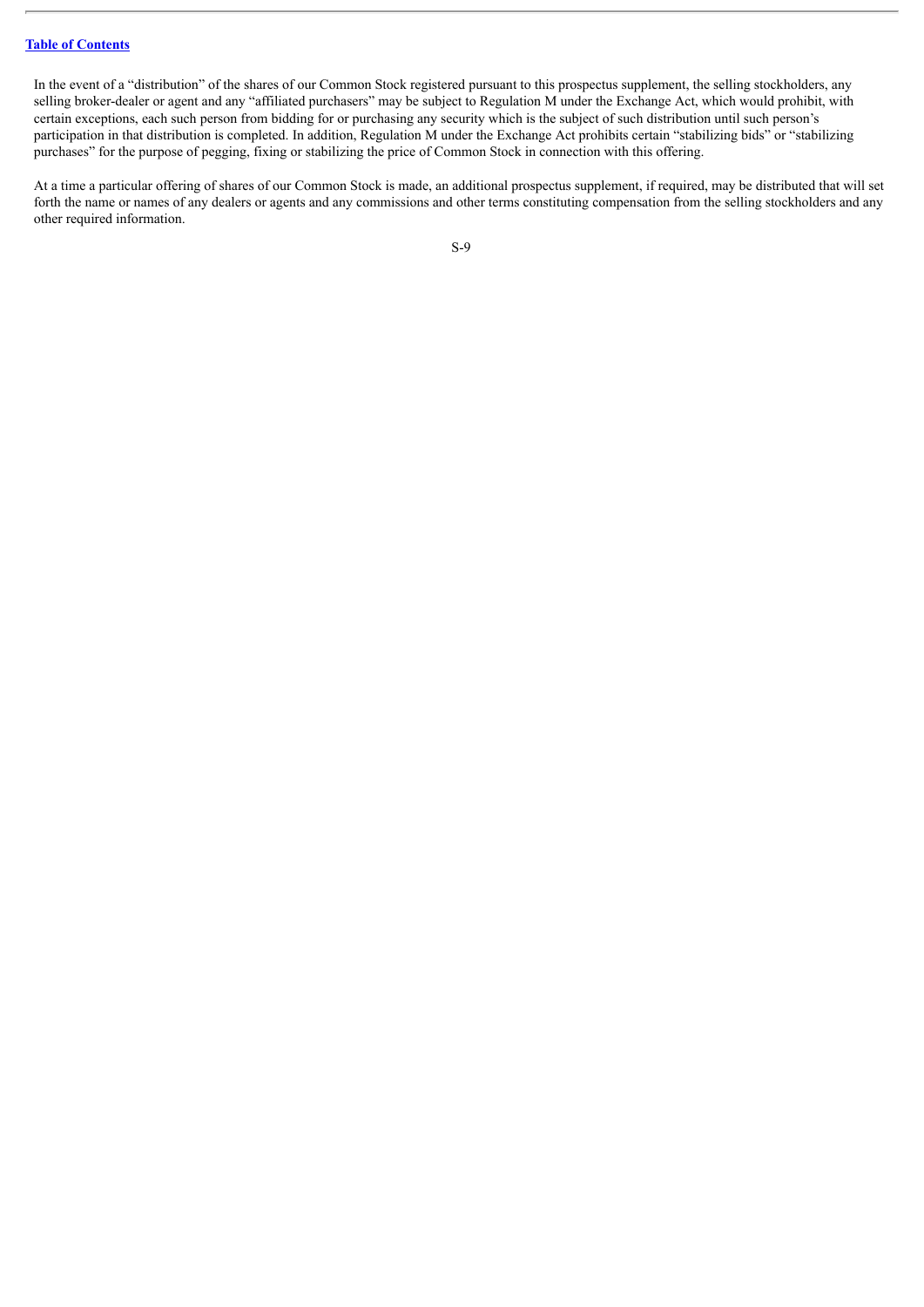In the event of a "distribution" of the shares of our Common Stock registered pursuant to this prospectus supplement, the selling stockholders, any selling broker-dealer or agent and any "affiliated purchasers" may be subject to Regulation M under the Exchange Act, which would prohibit, with certain exceptions, each such person from bidding for or purchasing any security which is the subject of such distribution until such person's participation in that distribution is completed. In addition, Regulation M under the Exchange Act prohibits certain "stabilizing bids" or "stabilizing purchases" for the purpose of pegging, fixing or stabilizing the price of Common Stock in connection with this offering.

At a time a particular offering of shares of our Common Stock is made, an additional prospectus supplement, if required, may be distributed that will set forth the name or names of any dealers or agents and any commissions and other terms constituting compensation from the selling stockholders and any other required information.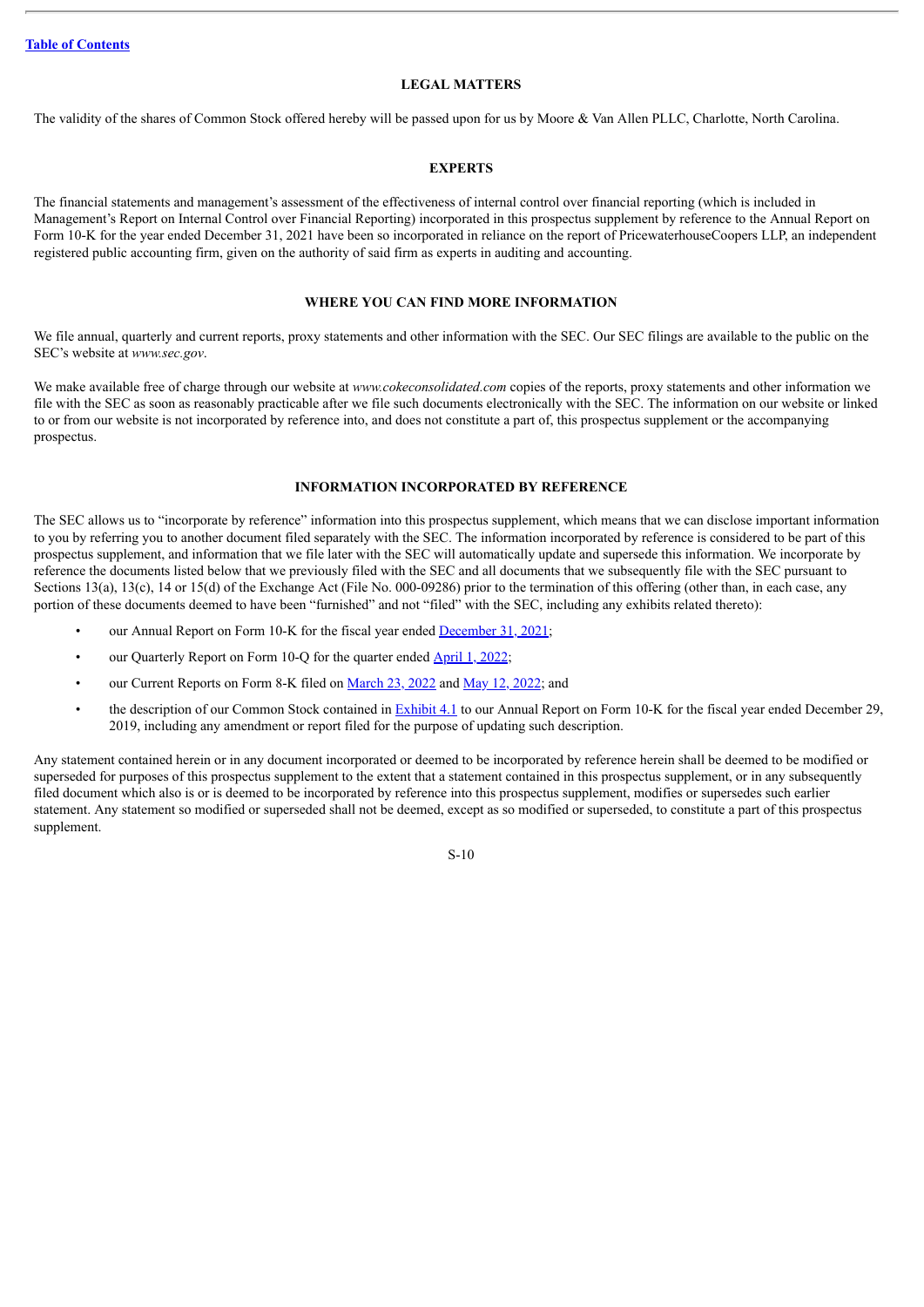## LEGAL MATTERS

The validity of the shares of Common Stock offered hereby will be passed upon for us by Moore & Van Allen PLLC, Charlotte, North Carolina.

## EXPERTS

The financial statements and management's assessment of the effectiveness of internal control over financial reporting (which is included in Management's Report on Internal Control over Financial Reporting) incorporated in this prospectus supplement by reference to the Annual Report on Form 10-K for the year ended December 31, 2021 have been so incorporated in reliance on the report of PricewaterhouseCoopers LLP, an independent registered public accounting firm, given on the authority of said firm as experts in auditing and accounting.

## WHERE YOU CAN FIND MORE INFORMATION

We file annual, quarterly and current reports, proxy statements and other information with the SEC. Our SEC filings are available to the public on the SEC's website at *www.sec.gov*.

We make available free of charge through our website at *www.cokeconsolidated.com* copies of the reports, proxy statements and other information we file with the SEC as soon as reasonably practicable after we file such documents electronically with the SEC. The information on our website or linked to or from our website is not incorporated by reference into, and does not constitute a part of, this prospectus supplement or the accompanying prospectus.

## INFORMATION INCORPORATED BY REFERENCE

The SEC allows us to "incorporate by reference" information into this prospectus supplement, which means that we can disclose important information to you by referring you to another document filed separately with the SEC. The information incorporated by reference is considered to be part of this prospectus supplement, and information that we file later with the SEC will automatically update and supersede this information. We incorporate by reference the documents listed below that we previously filed with the SEC and all documents that we subsequently file with the SEC pursuant to Sections 13(a), 13(c), 14 or 15(d) of the Exchange Act (File No. 000-09286) prior to the termination of this offering (other than, in each case, any portion of these documents deemed to have been "furnished" and not "filed" with the SEC, including any exhibits related thereto):

- our Annual Report on Form 10-K for the fiscal year ended December 31, 2021;
- our Quarterly Report on Form 10-Q for the quarter ended April 1, 2022;
- our Current Reports on Form 8-K filed on March 23, 2022 and May 12, 2022; and
- the description of our Common Stock contained in Exhibit 4.1 to our Annual Report on Form 10-K for the fiscal year ended December 29, 2019, including any amendment or report filed for the purpose of updating such description.

Any statement contained herein or in any document incorporated or deemed to be incorporated by reference herein shall be deemed to be modified or superseded for purposes of this prospectus supplement to the extent that a statement contained in this prospectus supplement, or in any subsequently filed document which also is or is deemed to be incorporated by reference into this prospectus supplement, modifies or supersedes such earlier statement. Any statement so modified or superseded shall not be deemed, except as so modified or superseded, to constitute a part of this prospectus supplement.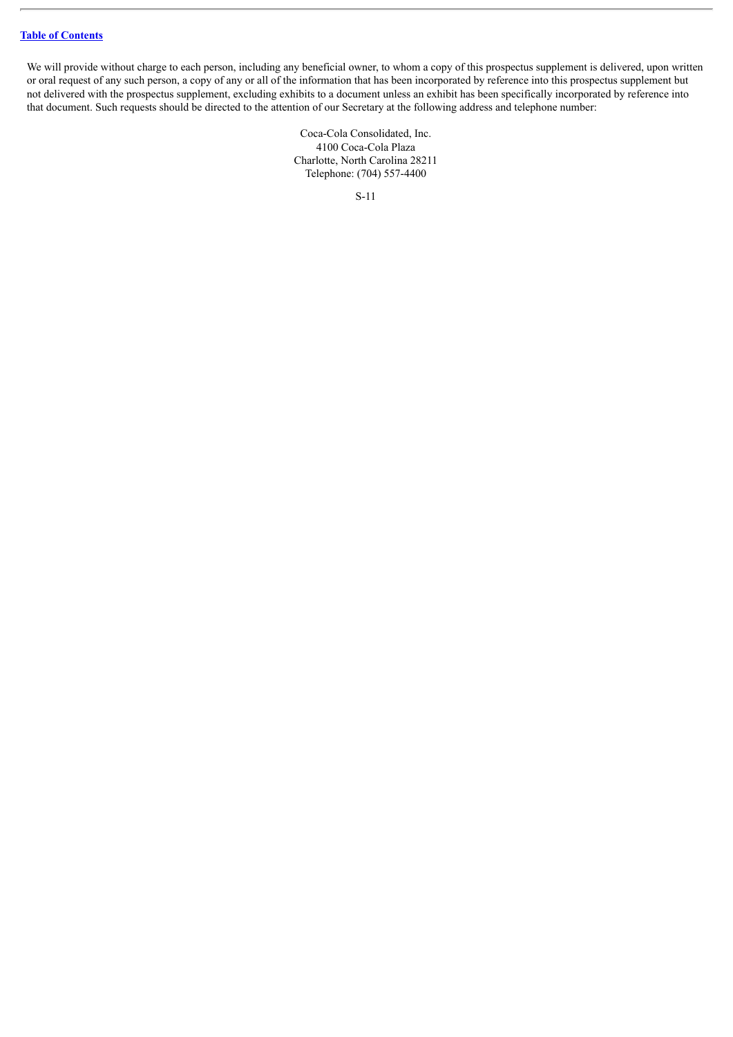We will provide without charge to each person, including any beneficial owner, to whom a copy of this prospectus supplement is delivered, upon written or oral request of any such person, a copy of any or all of the information that has been incorporated by reference into this prospectus supplement but not delivered with the prospectus supplement, excluding exhibits to a document unless an exhibit has been specifically incorporated by reference into that document. Such requests should be directed to the attention of our Secretary at the following address and telephone number:

Coca-Cola Consolidated, Inc.
4100 Coca-Cola Plaza
Charlotte, North Carolina 28211
Telephone: (704) 557-4400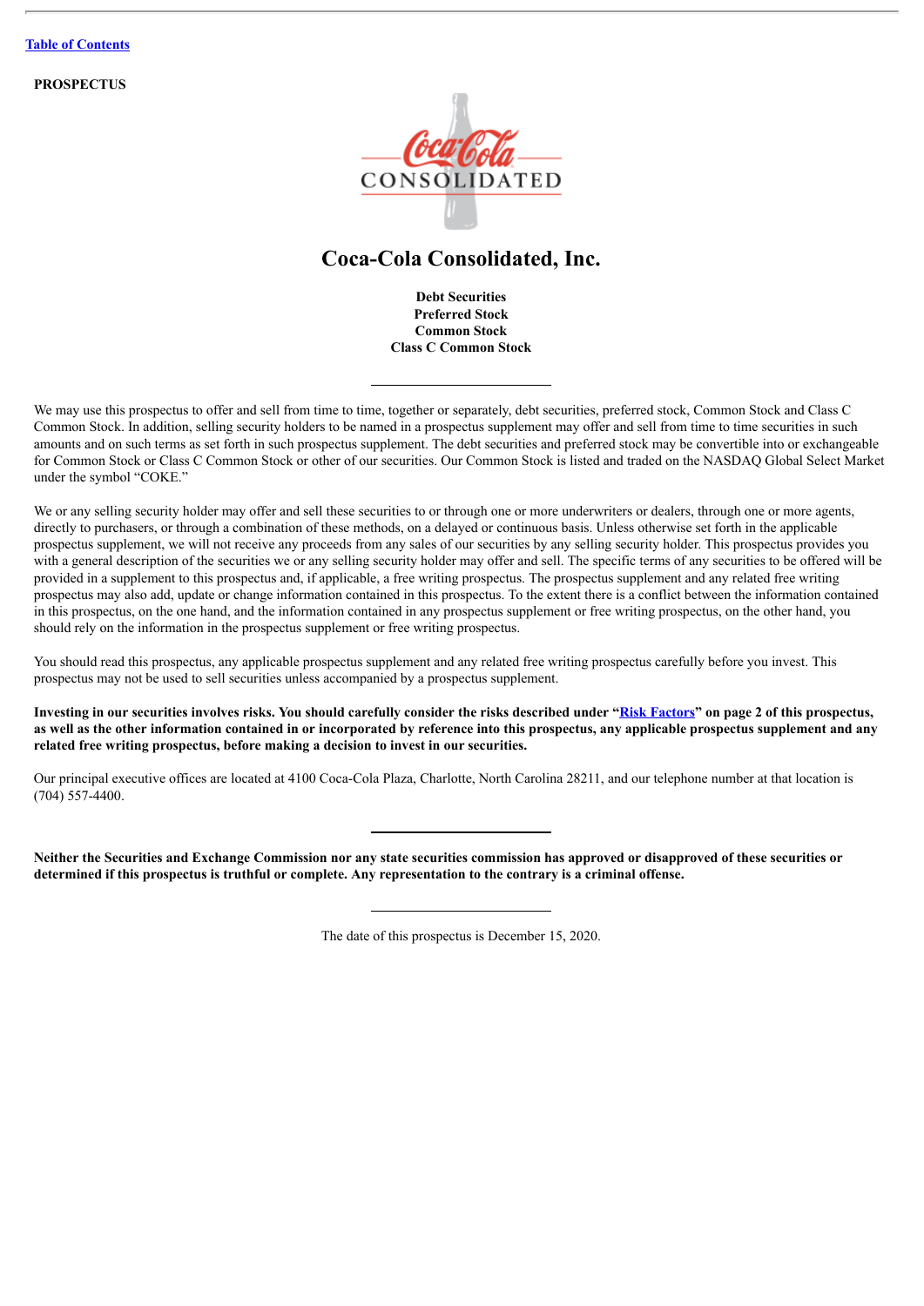[Table of Contents]

**PROSPECTUS**

# Coca-Cola Consolidated, Inc.

**Debt Securities**
**Preferred Stock**
**Common Stock**
**Class C Common Stock**

---

We may use this prospectus to offer and sell from time to time, together or separately, debt securities, preferred stock, Common Stock and Class C Common Stock. In addition, selling security holders to be named in a prospectus supplement may offer and sell from time to time securities in such amounts and on such terms as set forth in such prospectus supplement. The debt securities and preferred stock may be convertible into or exchangeable for Common Stock or Class C Common Stock or other of our securities. Our Common Stock is listed and traded on the NASDAQ Global Select Market under the symbol "COKE."

We or any selling security holder may offer and sell these securities to or through one or more underwriters or dealers, through one or more agents, directly to purchasers, or through a combination of these methods, on a delayed or continuous basis. Unless otherwise set forth in the applicable prospectus supplement, we will not receive any proceeds from any sales of our securities by any selling security holder. This prospectus provides you with a general description of the securities we or any selling security holder may offer and sell. The specific terms of any securities to be offered will be provided in a supplement to this prospectus and, if applicable, a free writing prospectus. The prospectus supplement and any related free writing prospectus may also add, update or change information contained in this prospectus. To the extent there is a conflict between the information contained in this prospectus, on the one hand, and the information contained in any prospectus supplement or free writing prospectus, on the other hand, you should rely on the information in the prospectus supplement or free writing prospectus.

You should read this prospectus, any applicable prospectus supplement and any related free writing prospectus carefully before you invest. This prospectus may not be used to sell securities unless accompanied by a prospectus supplement.

**Investing in our securities involves risks. You should carefully consider the risks described under "Risk Factors" on page 2 of this prospectus, as well as the other information contained in or incorporated by reference into this prospectus, any applicable prospectus supplement and any related free writing prospectus, before making a decision to invest in our securities.**

Our principal executive offices are located at 4100 Coca-Cola Plaza, Charlotte, North Carolina 28211, and our telephone number at that location is (704) 557-4400.

---

**Neither the Securities and Exchange Commission nor any state securities commission has approved or disapproved of these securities or determined if this prospectus is truthful or complete. Any representation to the contrary is a criminal offense.**

---

The date of this prospectus is December 15, 2020.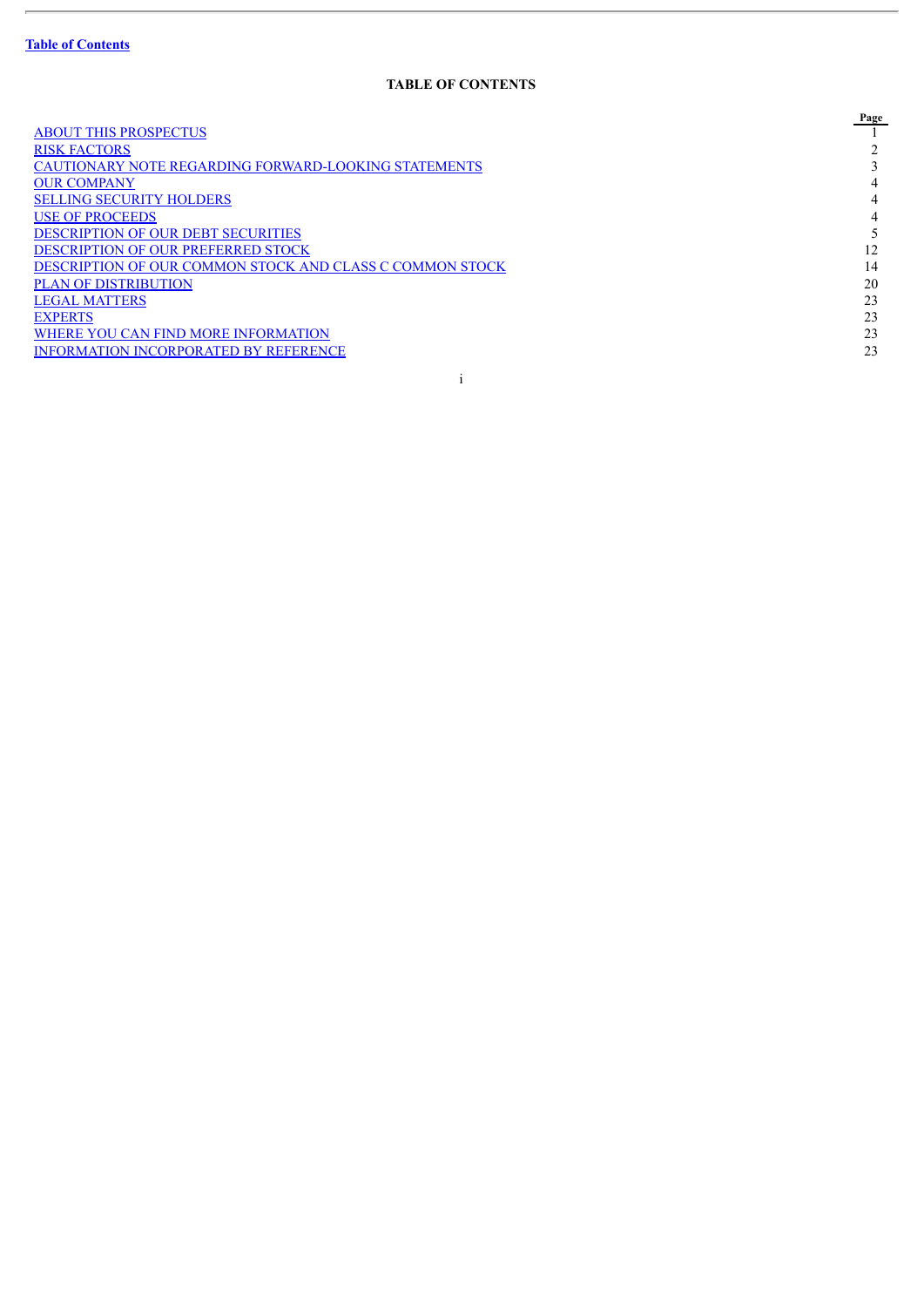[Table of Contents](#)

## TABLE OF CONTENTS

| | Page |
|---|---|
| ABOUT THIS PROSPECTUS | 1 |
| RISK FACTORS | 2 |
| CAUTIONARY NOTE REGARDING FORWARD-LOOKING STATEMENTS | 3 |
| OUR COMPANY | 4 |
| SELLING SECURITY HOLDERS | 4 |
| USE OF PROCEEDS | 4 |
| DESCRIPTION OF OUR DEBT SECURITIES | 5 |
| DESCRIPTION OF OUR PREFERRED STOCK | 12 |
| DESCRIPTION OF OUR COMMON STOCK AND CLASS C COMMON STOCK | 14 |
| PLAN OF DISTRIBUTION | 20 |
| LEGAL MATTERS | 23 |
| EXPERTS | 23 |
| WHERE YOU CAN FIND MORE INFORMATION | 23 |
| INFORMATION INCORPORATED BY REFERENCE | 23 |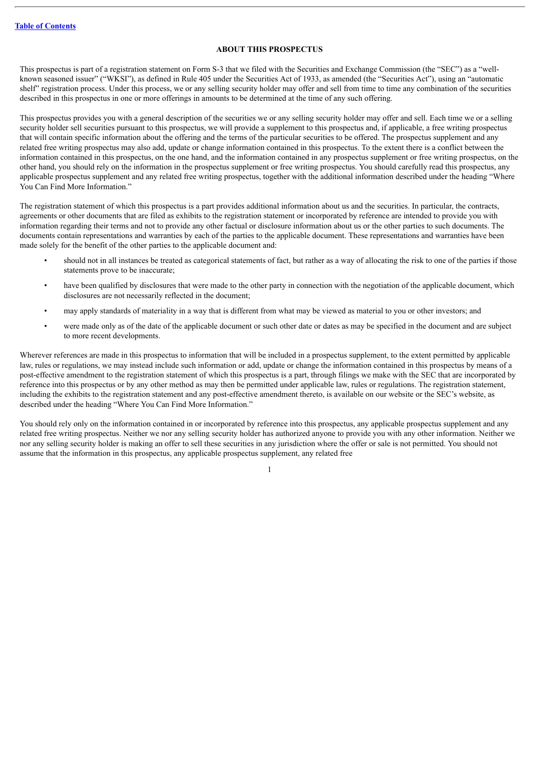## ABOUT THIS PROSPECTUS

This prospectus is part of a registration statement on Form S-3 that we filed with the Securities and Exchange Commission (the "SEC") as a "well-known seasoned issuer" ("WKSI"), as defined in Rule 405 under the Securities Act of 1933, as amended (the "Securities Act"), using an "automatic shelf" registration process. Under this process, we or any selling security holder may offer and sell from time to time any combination of the securities described in this prospectus in one or more offerings in amounts to be determined at the time of any such offering.

This prospectus provides you with a general description of the securities we or any selling security holder may offer and sell. Each time we or a selling security holder sell securities pursuant to this prospectus, we will provide a supplement to this prospectus and, if applicable, a free writing prospectus that will contain specific information about the offering and the terms of the particular securities to be offered. The prospectus supplement and any related free writing prospectus may also add, update or change information contained in this prospectus. To the extent there is a conflict between the information contained in this prospectus, on the one hand, and the information contained in any prospectus supplement or free writing prospectus, on the other hand, you should rely on the information in the prospectus supplement or free writing prospectus. You should carefully read this prospectus, any applicable prospectus supplement and any related free writing prospectus, together with the additional information described under the heading "Where You Can Find More Information."

The registration statement of which this prospectus is a part provides additional information about us and the securities. In particular, the contracts, agreements or other documents that are filed as exhibits to the registration statement or incorporated by reference are intended to provide you with information regarding their terms and not to provide any other factual or disclosure information about us or the other parties to such documents. The documents contain representations and warranties by each of the parties to the applicable document. These representations and warranties have been made solely for the benefit of the other parties to the applicable document and:

- should not in all instances be treated as categorical statements of fact, but rather as a way of allocating the risk to one of the parties if those statements prove to be inaccurate;
- have been qualified by disclosures that were made to the other party in connection with the negotiation of the applicable document, which disclosures are not necessarily reflected in the document;
- may apply standards of materiality in a way that is different from what may be viewed as material to you or other investors; and
- were made only as of the date of the applicable document or such other date or dates as may be specified in the document and are subject to more recent developments.

Wherever references are made in this prospectus to information that will be included in a prospectus supplement, to the extent permitted by applicable law, rules or regulations, we may instead include such information or add, update or change the information contained in this prospectus by means of a post-effective amendment to the registration statement of which this prospectus is a part, through filings we make with the SEC that are incorporated by reference into this prospectus or by any other method as may then be permitted under applicable law, rules or regulations. The registration statement, including the exhibits to the registration statement and any post-effective amendment thereto, is available on our website or the SEC's website, as described under the heading "Where You Can Find More Information."

You should rely only on the information contained in or incorporated by reference into this prospectus, any applicable prospectus supplement and any related free writing prospectus. Neither we nor any selling security holder has authorized anyone to provide you with any other information. Neither we nor any selling security holder is making an offer to sell these securities in any jurisdiction where the offer or sale is not permitted. You should not assume that the information in this prospectus, any applicable prospectus supplement, any related free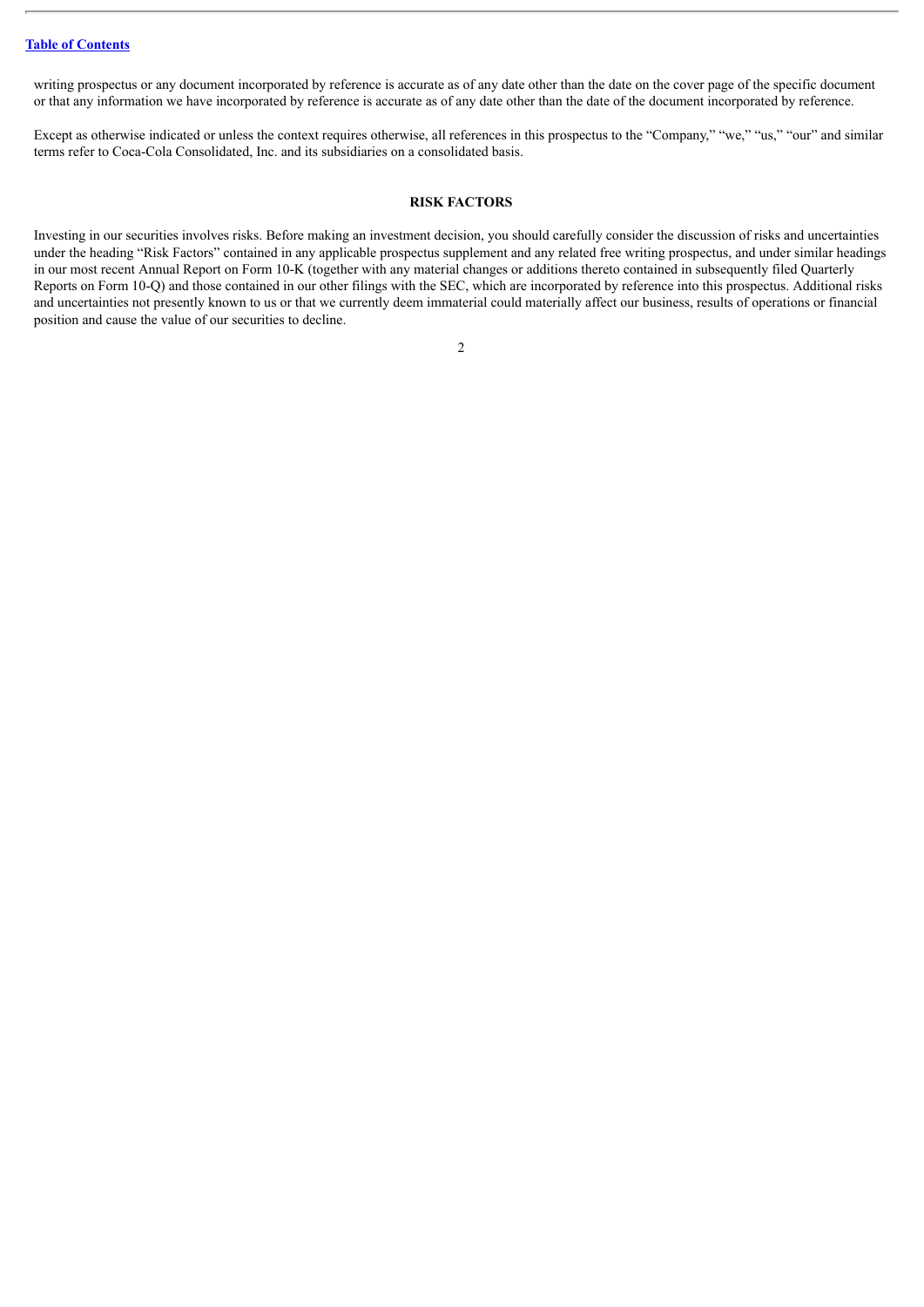writing prospectus or any document incorporated by reference is accurate as of any date other than the date on the cover page of the specific document or that any information we have incorporated by reference is accurate as of any date other than the date of the document incorporated by reference.

Except as otherwise indicated or unless the context requires otherwise, all references in this prospectus to the "Company," "we," "us," "our" and similar terms refer to Coca-Cola Consolidated, Inc. and its subsidiaries on a consolidated basis.

## RISK FACTORS

Investing in our securities involves risks. Before making an investment decision, you should carefully consider the discussion of risks and uncertainties under the heading "Risk Factors" contained in any applicable prospectus supplement and any related free writing prospectus, and under similar headings in our most recent Annual Report on Form 10-K (together with any material changes or additions thereto contained in subsequently filed Quarterly Reports on Form 10-Q) and those contained in our other filings with the SEC, which are incorporated by reference into this prospectus. Additional risks and uncertainties not presently known to us or that we currently deem immaterial could materially affect our business, results of operations or financial position and cause the value of our securities to decline.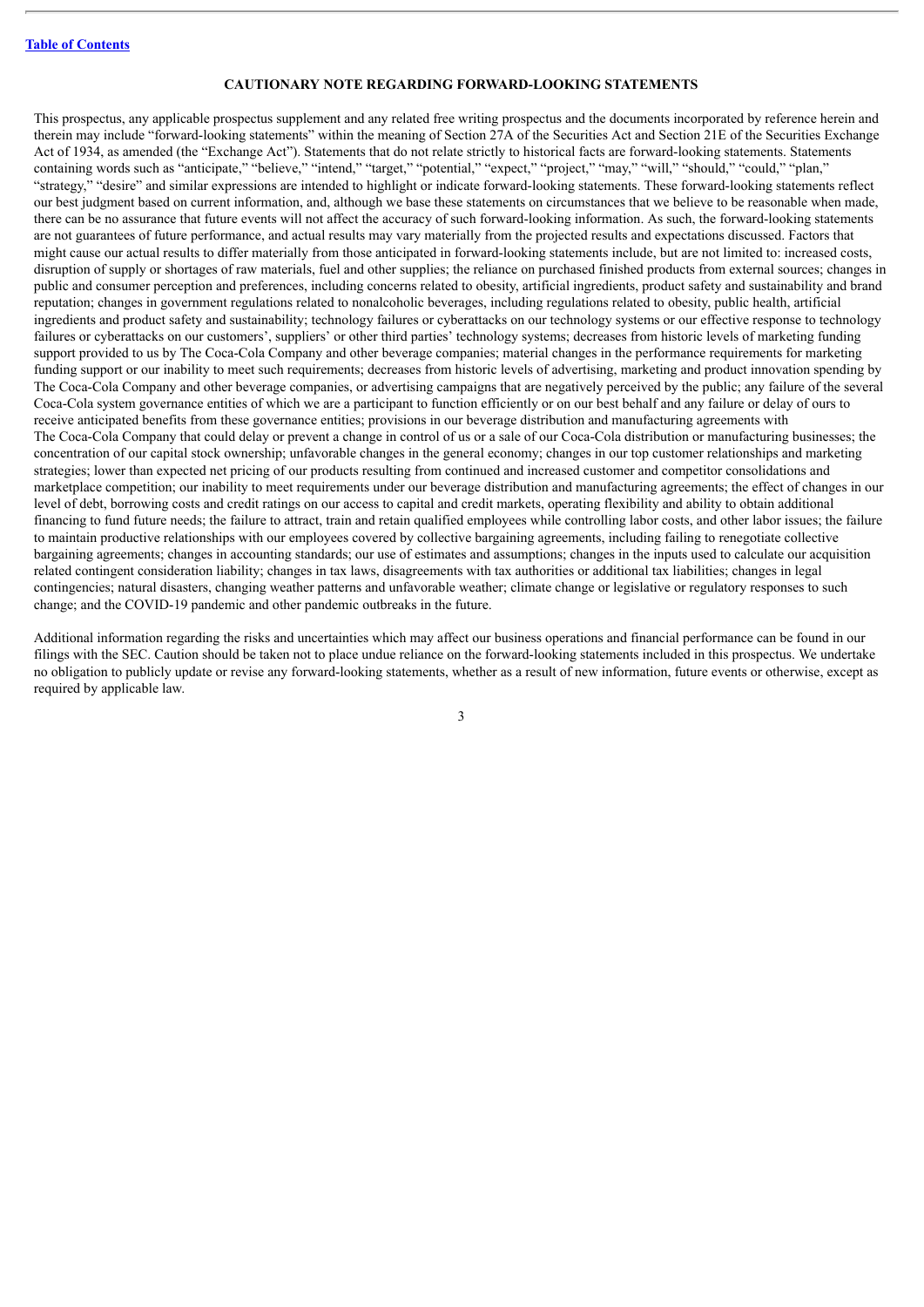## CAUTIONARY NOTE REGARDING FORWARD-LOOKING STATEMENTS

This prospectus, any applicable prospectus supplement and any related free writing prospectus and the documents incorporated by reference herein and therein may include "forward-looking statements" within the meaning of Section 27A of the Securities Act and Section 21E of the Securities Exchange Act of 1934, as amended (the "Exchange Act"). Statements that do not relate strictly to historical facts are forward-looking statements. Statements containing words such as "anticipate," "believe," "intend," "target," "potential," "expect," "project," "may," "will," "should," "could," "plan," "strategy," "desire" and similar expressions are intended to highlight or indicate forward-looking statements. These forward-looking statements reflect our best judgment based on current information, and, although we base these statements on circumstances that we believe to be reasonable when made, there can be no assurance that future events will not affect the accuracy of such forward-looking information. As such, the forward-looking statements are not guarantees of future performance, and actual results may vary materially from the projected results and expectations discussed. Factors that might cause our actual results to differ materially from those anticipated in forward-looking statements include, but are not limited to: increased costs, disruption of supply or shortages of raw materials, fuel and other supplies; the reliance on purchased finished products from external sources; changes in public and consumer perception and preferences, including concerns related to obesity, artificial ingredients, product safety and sustainability and brand reputation; changes in government regulations related to nonalcoholic beverages, including regulations related to obesity, public health, artificial ingredients and product safety and sustainability; technology failures or cyberattacks on our technology systems or our effective response to technology failures or cyberattacks on our customers', suppliers' or other third parties' technology systems; decreases from historic levels of marketing funding support provided to us by The Coca-Cola Company and other beverage companies; material changes in the performance requirements for marketing funding support or our inability to meet such requirements; decreases from historic levels of advertising, marketing and product innovation spending by The Coca-Cola Company and other beverage companies, or advertising campaigns that are negatively perceived by the public; any failure of the several Coca-Cola system governance entities of which we are a participant to function efficiently or on our best behalf and any failure or delay of ours to receive anticipated benefits from these governance entities; provisions in our beverage distribution and manufacturing agreements with The Coca-Cola Company that could delay or prevent a change in control of us or a sale of our Coca-Cola distribution or manufacturing businesses; the concentration of our capital stock ownership; unfavorable changes in the general economy; changes in our top customer relationships and marketing strategies; lower than expected net pricing of our products resulting from continued and increased customer and competitor consolidations and marketplace competition; our inability to meet requirements under our beverage distribution and manufacturing agreements; the effect of changes in our level of debt, borrowing costs and credit ratings on our access to capital and credit markets, operating flexibility and ability to obtain additional financing to fund future needs; the failure to attract, train and retain qualified employees while controlling labor costs, and other labor issues; the failure to maintain productive relationships with our employees covered by collective bargaining agreements, including failing to renegotiate collective bargaining agreements; changes in accounting standards; our use of estimates and assumptions; changes in the inputs used to calculate our acquisition related contingent consideration liability; changes in tax laws, disagreements with tax authorities or additional tax liabilities; changes in legal contingencies; natural disasters, changing weather patterns and unfavorable weather; climate change or legislative or regulatory responses to such change; and the COVID-19 pandemic and other pandemic outbreaks in the future.

Additional information regarding the risks and uncertainties which may affect our business operations and financial performance can be found in our filings with the SEC. Caution should be taken not to place undue reliance on the forward-looking statements included in this prospectus. We undertake no obligation to publicly update or revise any forward-looking statements, whether as a result of new information, future events or otherwise, except as required by applicable law.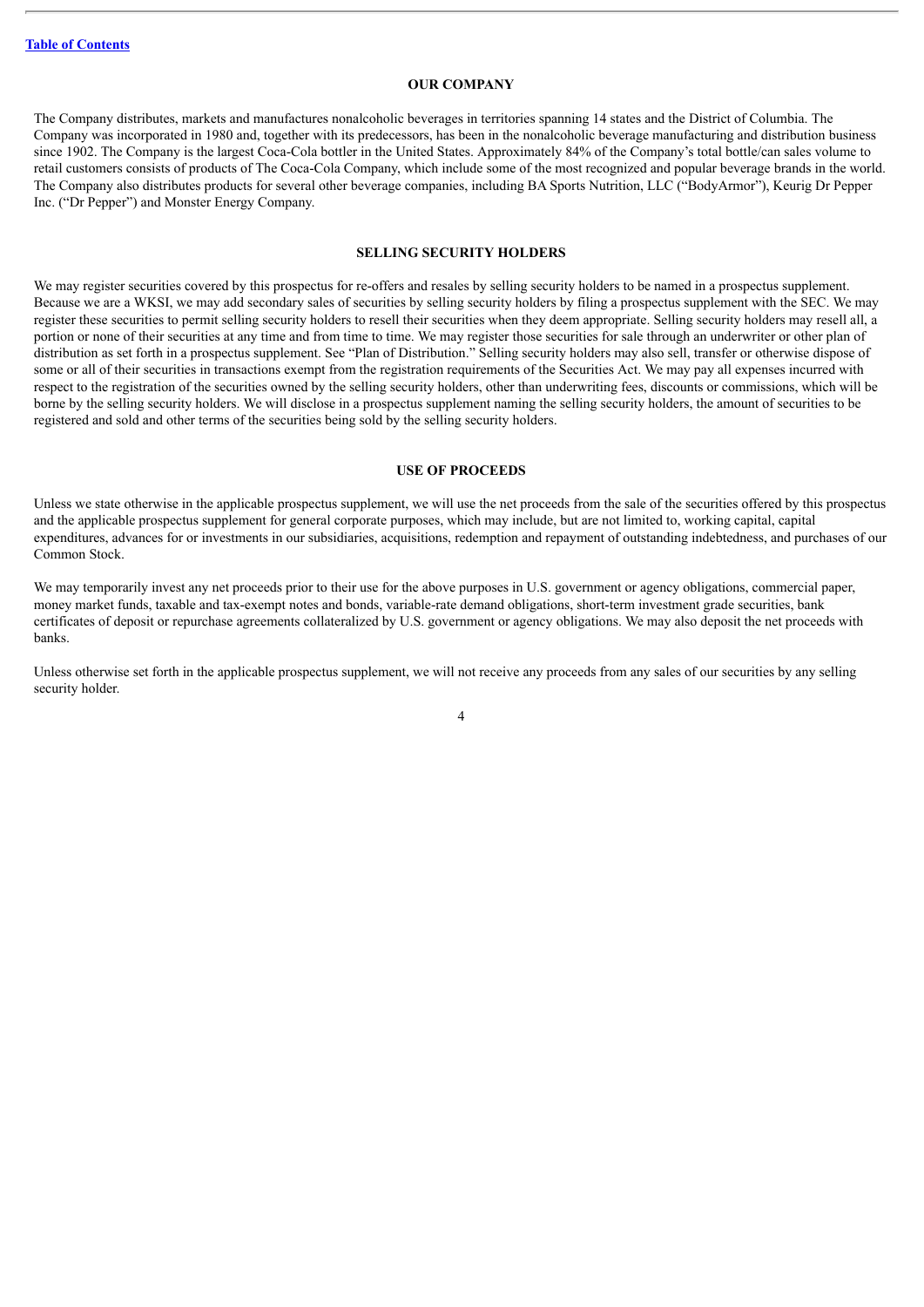[Table of Contents](#)

## OUR COMPANY

The Company distributes, markets and manufactures nonalcoholic beverages in territories spanning 14 states and the District of Columbia. The Company was incorporated in 1980 and, together with its predecessors, has been in the nonalcoholic beverage manufacturing and distribution business since 1902. The Company is the largest Coca-Cola bottler in the United States. Approximately 84% of the Company's total bottle/can sales volume to retail customers consists of products of The Coca-Cola Company, which include some of the most recognized and popular beverage brands in the world. The Company also distributes products for several other beverage companies, including BA Sports Nutrition, LLC ("BodyArmor"), Keurig Dr Pepper Inc. ("Dr Pepper") and Monster Energy Company.

## SELLING SECURITY HOLDERS

We may register securities covered by this prospectus for re-offers and resales by selling security holders to be named in a prospectus supplement. Because we are a WKSI, we may add secondary sales of securities by selling security holders by filing a prospectus supplement with the SEC. We may register these securities to permit selling security holders to resell their securities when they deem appropriate. Selling security holders may resell all, a portion or none of their securities at any time and from time to time. We may register those securities for sale through an underwriter or other plan of distribution as set forth in a prospectus supplement. See "Plan of Distribution." Selling security holders may also sell, transfer or otherwise dispose of some or all of their securities in transactions exempt from the registration requirements of the Securities Act. We may pay all expenses incurred with respect to the registration of the securities owned by the selling security holders, other than underwriting fees, discounts or commissions, which will be borne by the selling security holders. We will disclose in a prospectus supplement naming the selling security holders, the amount of securities to be registered and sold and other terms of the securities being sold by the selling security holders.

## USE OF PROCEEDS

Unless we state otherwise in the applicable prospectus supplement, we will use the net proceeds from the sale of the securities offered by this prospectus and the applicable prospectus supplement for general corporate purposes, which may include, but are not limited to, working capital, capital expenditures, advances for or investments in our subsidiaries, acquisitions, redemption and repayment of outstanding indebtedness, and purchases of our Common Stock.

We may temporarily invest any net proceeds prior to their use for the above purposes in U.S. government or agency obligations, commercial paper, money market funds, taxable and tax-exempt notes and bonds, variable-rate demand obligations, short-term investment grade securities, bank certificates of deposit or repurchase agreements collateralized by U.S. government or agency obligations. We may also deposit the net proceeds with banks.

Unless otherwise set forth in the applicable prospectus supplement, we will not receive any proceeds from any sales of our securities by any selling security holder.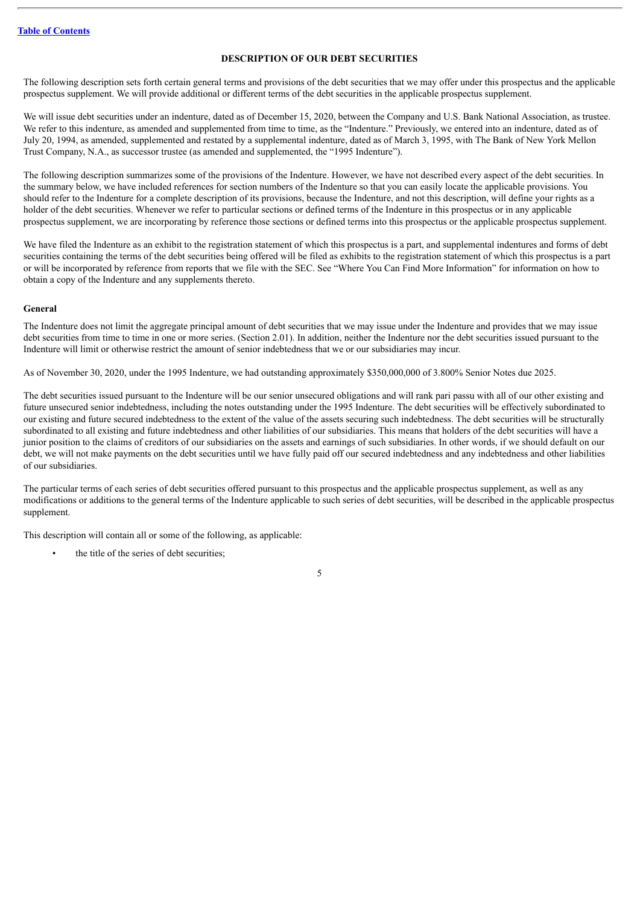[Table of Contents](#)

# DESCRIPTION OF OUR DEBT SECURITIES

The following description sets forth certain general terms and provisions of the debt securities that we may offer under this prospectus and the applicable prospectus supplement. We will provide additional or different terms of the debt securities in the applicable prospectus supplement.

We will issue debt securities under an indenture, dated as of December 15, 2020, between the Company and U.S. Bank National Association, as trustee. We refer to this indenture, as amended and supplemented from time to time, as the "Indenture." Previously, we entered into an indenture, dated as of July 20, 1994, as amended, supplemented and restated by a supplemental indenture, dated as of March 3, 1995, with The Bank of New York Mellon Trust Company, N.A., as successor trustee (as amended and supplemented, the "1995 Indenture").

The following description summarizes some of the provisions of the Indenture. However, we have not described every aspect of the debt securities. In the summary below, we have included references for section numbers of the Indenture so that you can easily locate the applicable provisions. You should refer to the Indenture for a complete description of its provisions, because the Indenture, and not this description, will define your rights as a holder of the debt securities. Whenever we refer to particular sections or defined terms of the Indenture in this prospectus or in any applicable prospectus supplement, we are incorporating by reference those sections or defined terms into this prospectus or the applicable prospectus supplement.

We have filed the Indenture as an exhibit to the registration statement of which this prospectus is a part, and supplemental indentures and forms of debt securities containing the terms of the debt securities being offered will be filed as exhibits to the registration statement of which this prospectus is a part or will be incorporated by reference from reports that we file with the SEC. See "Where You Can Find More Information" for information on how to obtain a copy of the Indenture and any supplements thereto.

## General

The Indenture does not limit the aggregate principal amount of debt securities that we may issue under the Indenture and provides that we may issue debt securities from time to time in one or more series. (Section 2.01). In addition, neither the Indenture nor the debt securities issued pursuant to the Indenture will limit or otherwise restrict the amount of senior indebtedness that we or our subsidiaries may incur.

As of November 30, 2020, under the 1995 Indenture, we had outstanding approximately $350,000,000 of 3.800% Senior Notes due 2025.

The debt securities issued pursuant to the Indenture will be our senior unsecured obligations and will rank pari passu with all of our other existing and future unsecured senior indebtedness, including the notes outstanding under the 1995 Indenture. The debt securities will be effectively subordinated to our existing and future secured indebtedness to the extent of the value of the assets securing such indebtedness. The debt securities will be structurally subordinated to all existing and future indebtedness and other liabilities of our subsidiaries. This means that holders of the debt securities will have a junior position to the claims of creditors of our subsidiaries on the assets and earnings of such subsidiaries. In other words, if we should default on our debt, we will not make payments on the debt securities until we have fully paid off our secured indebtedness and any indebtedness and other liabilities of our subsidiaries.

The particular terms of each series of debt securities offered pursuant to this prospectus and the applicable prospectus supplement, as well as any modifications or additions to the general terms of the Indenture applicable to such series of debt securities, will be described in the applicable prospectus supplement.

This description will contain all or some of the following, as applicable:

- the title of the series of debt securities;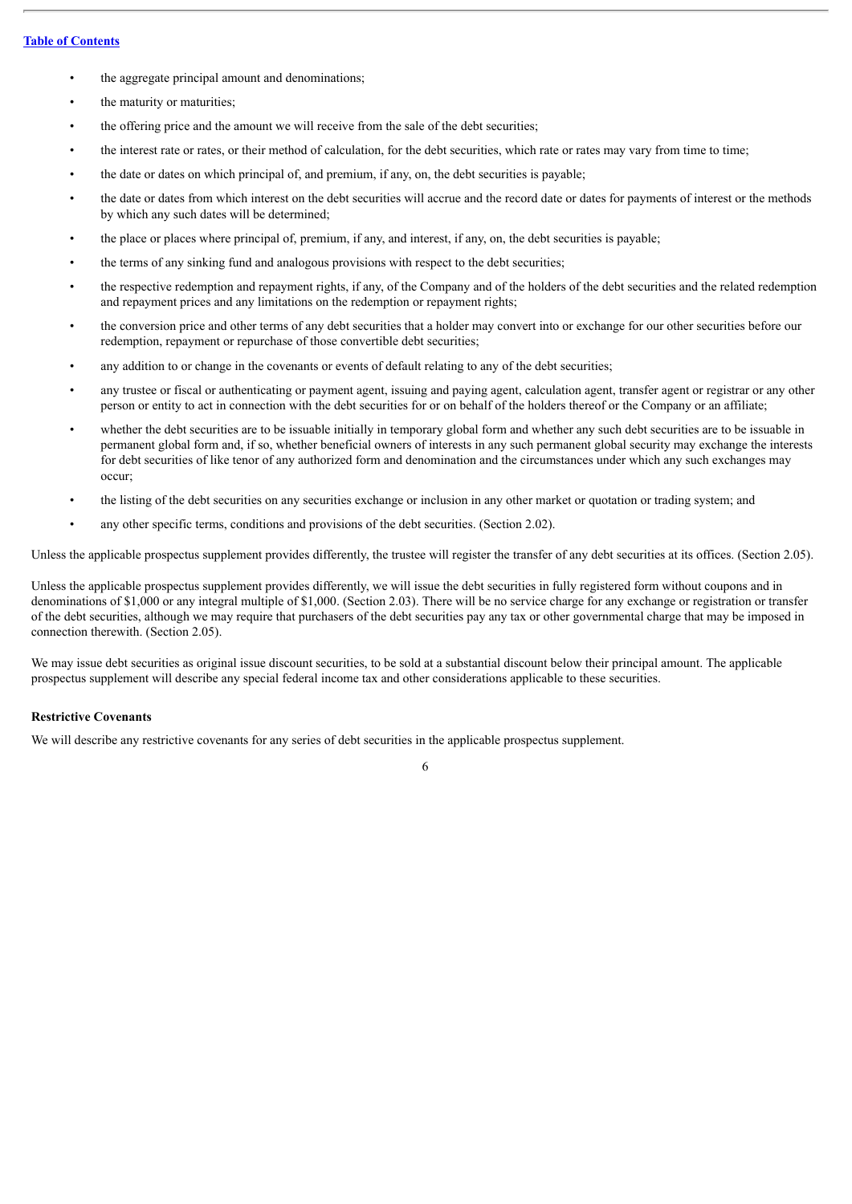- the aggregate principal amount and denominations;
- the maturity or maturities;
- the offering price and the amount we will receive from the sale of the debt securities;
- the interest rate or rates, or their method of calculation, for the debt securities, which rate or rates may vary from time to time;
- the date or dates on which principal of, and premium, if any, on, the debt securities is payable;
- the date or dates from which interest on the debt securities will accrue and the record date or dates for payments of interest or the methods by which any such dates will be determined;
- the place or places where principal of, premium, if any, and interest, if any, on, the debt securities is payable;
- the terms of any sinking fund and analogous provisions with respect to the debt securities;
- the respective redemption and repayment rights, if any, of the Company and of the holders of the debt securities and the related redemption and repayment prices and any limitations on the redemption or repayment rights;
- the conversion price and other terms of any debt securities that a holder may convert into or exchange for our other securities before our redemption, repayment or repurchase of those convertible debt securities;
- any addition to or change in the covenants or events of default relating to any of the debt securities;
- any trustee or fiscal or authenticating or payment agent, issuing and paying agent, calculation agent, transfer agent or registrar or any other person or entity to act in connection with the debt securities for or on behalf of the holders thereof or the Company or an affiliate;
- whether the debt securities are to be issuable initially in temporary global form and whether any such debt securities are to be issuable in permanent global form and, if so, whether beneficial owners of interests in any such permanent global security may exchange the interests for debt securities of like tenor of any authorized form and denomination and the circumstances under which any such exchanges may occur;
- the listing of the debt securities on any securities exchange or inclusion in any other market or quotation or trading system; and
- any other specific terms, conditions and provisions of the debt securities. (Section 2.02).

Unless the applicable prospectus supplement provides differently, the trustee will register the transfer of any debt securities at its offices. (Section 2.05).

Unless the applicable prospectus supplement provides differently, we will issue the debt securities in fully registered form without coupons and in denominations of $1,000 or any integral multiple of $1,000. (Section 2.03). There will be no service charge for any exchange or registration or transfer of the debt securities, although we may require that purchasers of the debt securities pay any tax or other governmental charge that may be imposed in connection therewith. (Section 2.05).

We may issue debt securities as original issue discount securities, to be sold at a substantial discount below their principal amount. The applicable prospectus supplement will describe any special federal income tax and other considerations applicable to these securities.

**Restrictive Covenants**

We will describe any restrictive covenants for any series of debt securities in the applicable prospectus supplement.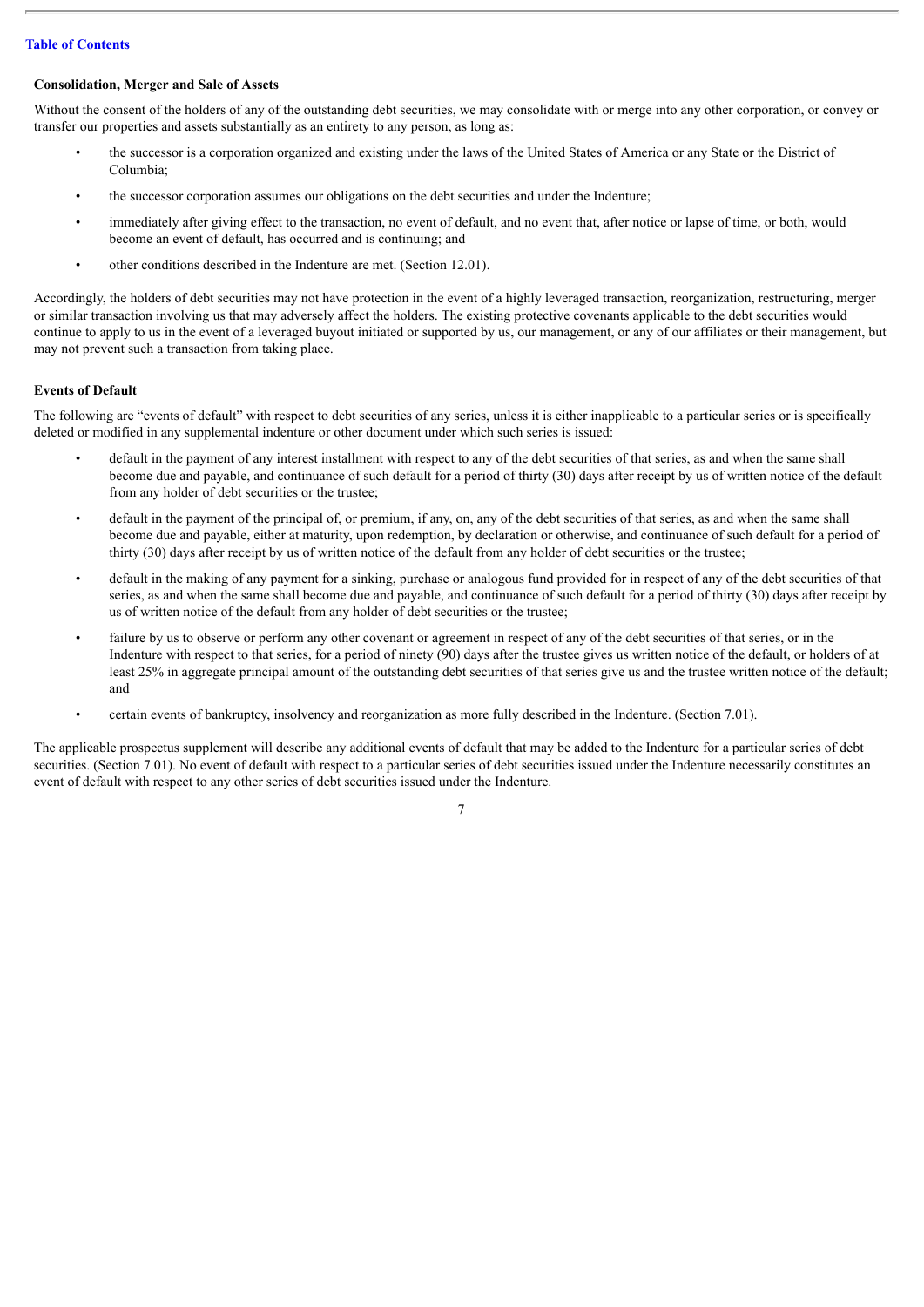### Consolidation, Merger and Sale of Assets

Without the consent of the holders of any of the outstanding debt securities, we may consolidate with or merge into any other corporation, or convey or transfer our properties and assets substantially as an entirety to any person, as long as:

- the successor is a corporation organized and existing under the laws of the United States of America or any State or the District of Columbia;
- the successor corporation assumes our obligations on the debt securities and under the Indenture;
- immediately after giving effect to the transaction, no event of default, and no event that, after notice or lapse of time, or both, would become an event of default, has occurred and is continuing; and
- other conditions described in the Indenture are met. (Section 12.01).

Accordingly, the holders of debt securities may not have protection in the event of a highly leveraged transaction, reorganization, restructuring, merger or similar transaction involving us that may adversely affect the holders. The existing protective covenants applicable to the debt securities would continue to apply to us in the event of a leveraged buyout initiated or supported by us, our management, or any of our affiliates or their management, but may not prevent such a transaction from taking place.

### Events of Default

The following are "events of default" with respect to debt securities of any series, unless it is either inapplicable to a particular series or is specifically deleted or modified in any supplemental indenture or other document under which such series is issued:

- default in the payment of any interest installment with respect to any of the debt securities of that series, as and when the same shall become due and payable, and continuance of such default for a period of thirty (30) days after receipt by us of written notice of the default from any holder of debt securities or the trustee;
- default in the payment of the principal of, or premium, if any, on, any of the debt securities of that series, as and when the same shall become due and payable, either at maturity, upon redemption, by declaration or otherwise, and continuance of such default for a period of thirty (30) days after receipt by us of written notice of the default from any holder of debt securities or the trustee;
- default in the making of any payment for a sinking, purchase or analogous fund provided for in respect of any of the debt securities of that series, as and when the same shall become due and payable, and continuance of such default for a period of thirty (30) days after receipt by us of written notice of the default from any holder of debt securities or the trustee;
- failure by us to observe or perform any other covenant or agreement in respect of any of the debt securities of that series, or in the Indenture with respect to that series, for a period of ninety (90) days after the trustee gives us written notice of the default, or holders of at least 25% in aggregate principal amount of the outstanding debt securities of that series give us and the trustee written notice of the default; and
- certain events of bankruptcy, insolvency and reorganization as more fully described in the Indenture. (Section 7.01).

The applicable prospectus supplement will describe any additional events of default that may be added to the Indenture for a particular series of debt securities. (Section 7.01). No event of default with respect to a particular series of debt securities issued under the Indenture necessarily constitutes an event of default with respect to any other series of debt securities issued under the Indenture.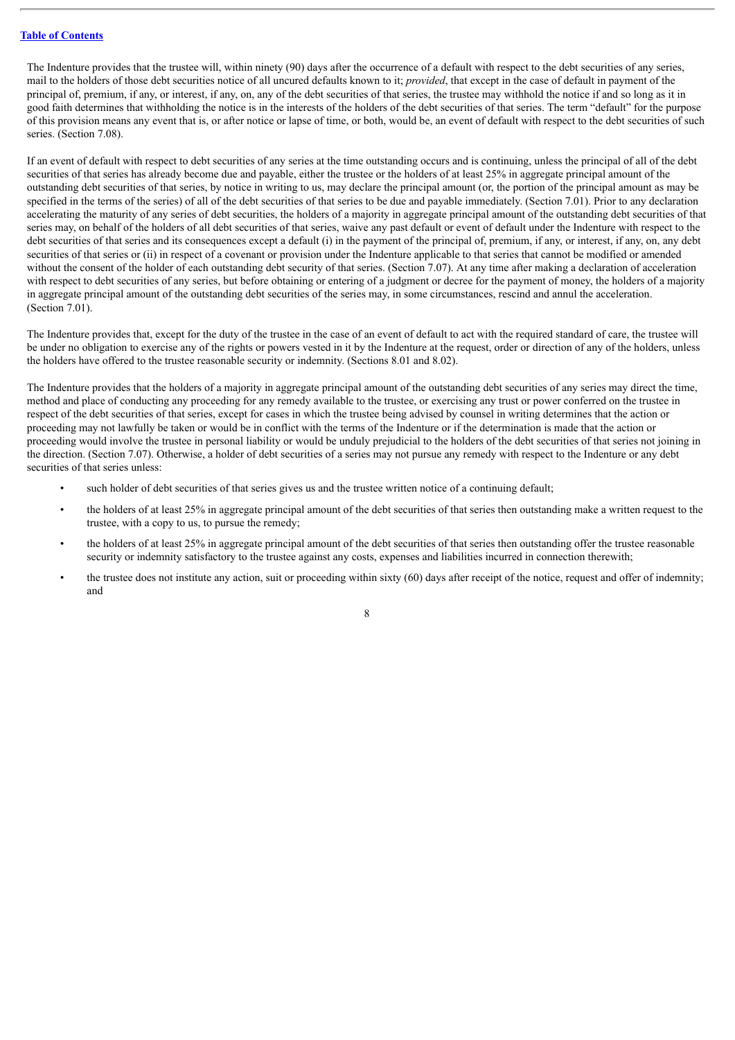The Indenture provides that the trustee will, within ninety (90) days after the occurrence of a default with respect to the debt securities of any series, mail to the holders of those debt securities notice of all uncured defaults known to it; *provided*, that except in the case of default in payment of the principal of, premium, if any, or interest, if any, on, any of the debt securities of that series, the trustee may withhold the notice if and so long as it in good faith determines that withholding the notice is in the interests of the holders of the debt securities of that series. The term "default" for the purpose of this provision means any event that is, or after notice or lapse of time, or both, would be, an event of default with respect to the debt securities of such series. (Section 7.08).

If an event of default with respect to debt securities of any series at the time outstanding occurs and is continuing, unless the principal of all of the debt securities of that series has already become due and payable, either the trustee or the holders of at least 25% in aggregate principal amount of the outstanding debt securities of that series, by notice in writing to us, may declare the principal amount (or, the portion of the principal amount as may be specified in the terms of the series) of all of the debt securities of that series to be due and payable immediately. (Section 7.01). Prior to any declaration accelerating the maturity of any series of debt securities, the holders of a majority in aggregate principal amount of the outstanding debt securities of that series may, on behalf of the holders of all debt securities of that series, waive any past default or event of default under the Indenture with respect to the debt securities of that series and its consequences except a default (i) in the payment of the principal of, premium, if any, or interest, if any, on, any debt securities of that series or (ii) in respect of a covenant or provision under the Indenture applicable to that series that cannot be modified or amended without the consent of the holder of each outstanding debt security of that series. (Section 7.07). At any time after making a declaration of acceleration with respect to debt securities of any series, but before obtaining or entering of a judgment or decree for the payment of money, the holders of a majority in aggregate principal amount of the outstanding debt securities of the series may, in some circumstances, rescind and annul the acceleration. (Section 7.01).

The Indenture provides that, except for the duty of the trustee in the case of an event of default to act with the required standard of care, the trustee will be under no obligation to exercise any of the rights or powers vested in it by the Indenture at the request, order or direction of any of the holders, unless the holders have offered to the trustee reasonable security or indemnity. (Sections 8.01 and 8.02).

The Indenture provides that the holders of a majority in aggregate principal amount of the outstanding debt securities of any series may direct the time, method and place of conducting any proceeding for any remedy available to the trustee, or exercising any trust or power conferred on the trustee in respect of the debt securities of that series, except for cases in which the trustee being advised by counsel in writing determines that the action or proceeding may not lawfully be taken or would be in conflict with the terms of the Indenture or if the determination is made that the action or proceeding would involve the trustee in personal liability or would be unduly prejudicial to the holders of the debt securities of that series not joining in the direction. (Section 7.07). Otherwise, a holder of debt securities of a series may not pursue any remedy with respect to the Indenture or any debt securities of that series unless:

- such holder of debt securities of that series gives us and the trustee written notice of a continuing default;
- the holders of at least 25% in aggregate principal amount of the debt securities of that series then outstanding make a written request to the trustee, with a copy to us, to pursue the remedy;
- the holders of at least 25% in aggregate principal amount of the debt securities of that series then outstanding offer the trustee reasonable security or indemnity satisfactory to the trustee against any costs, expenses and liabilities incurred in connection therewith;
- the trustee does not institute any action, suit or proceeding within sixty (60) days after receipt of the notice, request and offer of indemnity; and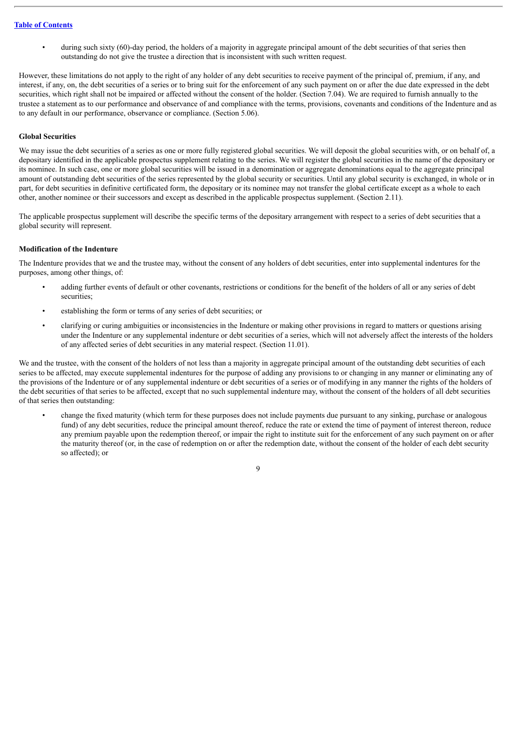- during such sixty (60)-day period, the holders of a majority in aggregate principal amount of the debt securities of that series then outstanding do not give the trustee a direction that is inconsistent with such written request.

However, these limitations do not apply to the right of any holder of any debt securities to receive payment of the principal of, premium, if any, and interest, if any, on, the debt securities of a series or to bring suit for the enforcement of any such payment on or after the due date expressed in the debt securities, which right shall not be impaired or affected without the consent of the holder. (Section 7.04). We are required to furnish annually to the trustee a statement as to our performance and observance of and compliance with the terms, provisions, covenants and conditions of the Indenture and as to any default in our performance, observance or compliance. (Section 5.06).

**Global Securities**

We may issue the debt securities of a series as one or more fully registered global securities. We will deposit the global securities with, or on behalf of, a depositary identified in the applicable prospectus supplement relating to the series. We will register the global securities in the name of the depositary or its nominee. In such case, one or more global securities will be issued in a denomination or aggregate denominations equal to the aggregate principal amount of outstanding debt securities of the series represented by the global security or securities. Until any global security is exchanged, in whole or in part, for debt securities in definitive certificated form, the depositary or its nominee may not transfer the global certificate except as a whole to each other, another nominee or their successors and except as described in the applicable prospectus supplement. (Section 2.11).

The applicable prospectus supplement will describe the specific terms of the depositary arrangement with respect to a series of debt securities that a global security will represent.

**Modification of the Indenture**

The Indenture provides that we and the trustee may, without the consent of any holders of debt securities, enter into supplemental indentures for the purposes, among other things, of:

- adding further events of default or other covenants, restrictions or conditions for the benefit of the holders of all or any series of debt securities;
- establishing the form or terms of any series of debt securities; or
- clarifying or curing ambiguities or inconsistencies in the Indenture or making other provisions in regard to matters or questions arising under the Indenture or any supplemental indenture or debt securities of a series, which will not adversely affect the interests of the holders of any affected series of debt securities in any material respect. (Section 11.01).

We and the trustee, with the consent of the holders of not less than a majority in aggregate principal amount of the outstanding debt securities of each series to be affected, may execute supplemental indentures for the purpose of adding any provisions to or changing in any manner or eliminating any of the provisions of the Indenture or of any supplemental indenture or debt securities of a series or of modifying in any manner the rights of the holders of the debt securities of that series to be affected, except that no such supplemental indenture may, without the consent of the holders of all debt securities of that series then outstanding:

- change the fixed maturity (which term for these purposes does not include payments due pursuant to any sinking, purchase or analogous fund) of any debt securities, reduce the principal amount thereof, reduce the rate or extend the time of payment of interest thereon, reduce any premium payable upon the redemption thereof, or impair the right to institute suit for the enforcement of any such payment on or after the maturity thereof (or, in the case of redemption on or after the redemption date, without the consent of the holder of each debt security so affected); or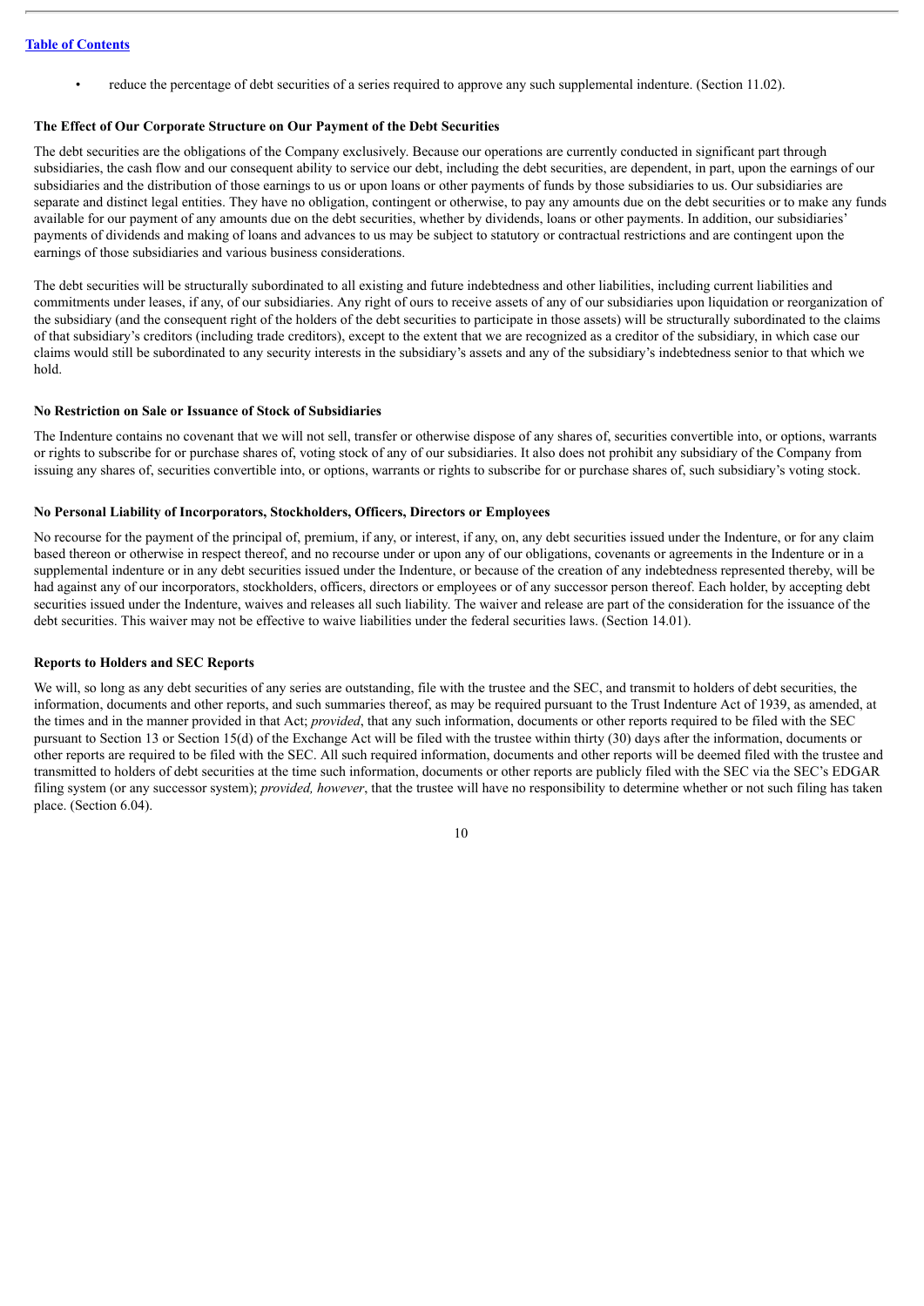- reduce the percentage of debt securities of a series required to approve any such supplemental indenture. (Section 11.02).

**The Effect of Our Corporate Structure on Our Payment of the Debt Securities**

The debt securities are the obligations of the Company exclusively. Because our operations are currently conducted in significant part through subsidiaries, the cash flow and our consequent ability to service our debt, including the debt securities, are dependent, in part, upon the earnings of our subsidiaries and the distribution of those earnings to us or upon loans or other payments of funds by those subsidiaries to us. Our subsidiaries are separate and distinct legal entities. They have no obligation, contingent or otherwise, to pay any amounts due on the debt securities or to make any funds available for our payment of any amounts due on the debt securities, whether by dividends, loans or other payments. In addition, our subsidiaries' payments of dividends and making of loans and advances to us may be subject to statutory or contractual restrictions and are contingent upon the earnings of those subsidiaries and various business considerations.

The debt securities will be structurally subordinated to all existing and future indebtedness and other liabilities, including current liabilities and commitments under leases, if any, of our subsidiaries. Any right of ours to receive assets of any of our subsidiaries upon liquidation or reorganization of the subsidiary (and the consequent right of the holders of the debt securities to participate in those assets) will be structurally subordinated to the claims of that subsidiary's creditors (including trade creditors), except to the extent that we are recognized as a creditor of the subsidiary, in which case our claims would still be subordinated to any security interests in the subsidiary's assets and any of the subsidiary's indebtedness senior to that which we hold.

**No Restriction on Sale or Issuance of Stock of Subsidiaries**

The Indenture contains no covenant that we will not sell, transfer or otherwise dispose of any shares of, securities convertible into, or options, warrants or rights to subscribe for or purchase shares of, voting stock of any of our subsidiaries. It also does not prohibit any subsidiary of the Company from issuing any shares of, securities convertible into, or options, warrants or rights to subscribe for or purchase shares of, such subsidiary's voting stock.

**No Personal Liability of Incorporators, Stockholders, Officers, Directors or Employees**

No recourse for the payment of the principal of, premium, if any, or interest, if any, on, any debt securities issued under the Indenture, or for any claim based thereon or otherwise in respect thereof, and no recourse under or upon any of our obligations, covenants or agreements in the Indenture or in a supplemental indenture or in any debt securities issued under the Indenture, or because of the creation of any indebtedness represented thereby, will be had against any of our incorporators, stockholders, officers, directors or employees or of any successor person thereof. Each holder, by accepting debt securities issued under the Indenture, waives and releases all such liability. The waiver and release are part of the consideration for the issuance of the debt securities. This waiver may not be effective to waive liabilities under the federal securities laws. (Section 14.01).

**Reports to Holders and SEC Reports**

We will, so long as any debt securities of any series are outstanding, file with the trustee and the SEC, and transmit to holders of debt securities, the information, documents and other reports, and such summaries thereof, as may be required pursuant to the Trust Indenture Act of 1939, as amended, at the times and in the manner provided in that Act; *provided*, that any such information, documents or other reports required to be filed with the SEC pursuant to Section 13 or Section 15(d) of the Exchange Act will be filed with the trustee within thirty (30) days after the information, documents or other reports are required to be filed with the SEC. All such required information, documents and other reports will be deemed filed with the trustee and transmitted to holders of debt securities at the time such information, documents or other reports are publicly filed with the SEC via the SEC's EDGAR filing system (or any successor system); *provided, however*, that the trustee will have no responsibility to determine whether or not such filing has taken place. (Section 6.04).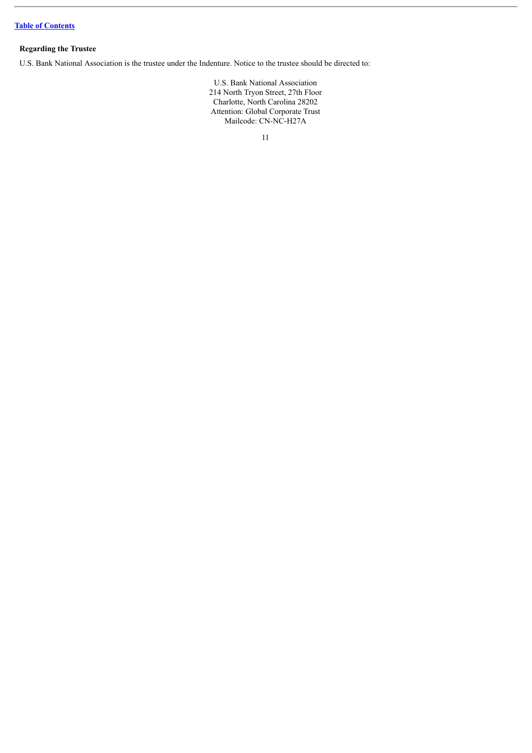### Regarding the Trustee

U.S. Bank National Association is the trustee under the Indenture. Notice to the trustee should be directed to:

U.S. Bank National Association
214 North Tryon Street, 27th Floor
Charlotte, North Carolina 28202
Attention: Global Corporate Trust
Mailcode: CN-NC-H27A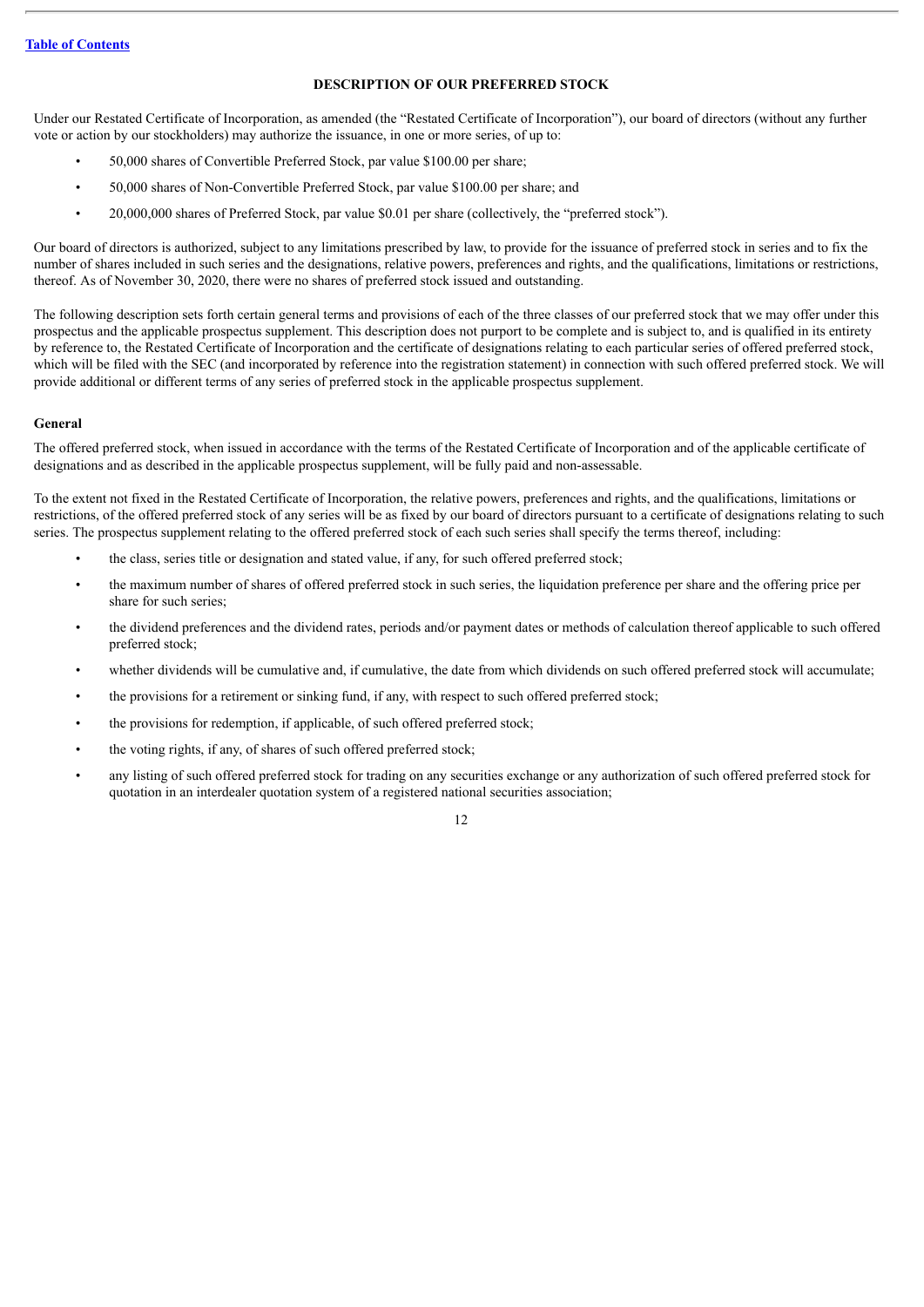## DESCRIPTION OF OUR PREFERRED STOCK

Under our Restated Certificate of Incorporation, as amended (the "Restated Certificate of Incorporation"), our board of directors (without any further vote or action by our stockholders) may authorize the issuance, in one or more series, of up to:

- 50,000 shares of Convertible Preferred Stock, par value $100.00 per share;
- 50,000 shares of Non-Convertible Preferred Stock, par value $100.00 per share; and
- 20,000,000 shares of Preferred Stock, par value $0.01 per share (collectively, the "preferred stock").

Our board of directors is authorized, subject to any limitations prescribed by law, to provide for the issuance of preferred stock in series and to fix the number of shares included in such series and the designations, relative powers, preferences and rights, and the qualifications, limitations or restrictions, thereof. As of November 30, 2020, there were no shares of preferred stock issued and outstanding.

The following description sets forth certain general terms and provisions of each of the three classes of our preferred stock that we may offer under this prospectus and the applicable prospectus supplement. This description does not purport to be complete and is subject to, and is qualified in its entirety by reference to, the Restated Certificate of Incorporation and the certificate of designations relating to each particular series of offered preferred stock, which will be filed with the SEC (and incorporated by reference into the registration statement) in connection with such offered preferred stock. We will provide additional or different terms of any series of preferred stock in the applicable prospectus supplement.

### General

The offered preferred stock, when issued in accordance with the terms of the Restated Certificate of Incorporation and of the applicable certificate of designations and as described in the applicable prospectus supplement, will be fully paid and non-assessable.

To the extent not fixed in the Restated Certificate of Incorporation, the relative powers, preferences and rights, and the qualifications, limitations or restrictions, of the offered preferred stock of any series will be as fixed by our board of directors pursuant to a certificate of designations relating to such series. The prospectus supplement relating to the offered preferred stock of each such series shall specify the terms thereof, including:

- the class, series title or designation and stated value, if any, for such offered preferred stock;
- the maximum number of shares of offered preferred stock in such series, the liquidation preference per share and the offering price per share for such series;
- the dividend preferences and the dividend rates, periods and/or payment dates or methods of calculation thereof applicable to such offered preferred stock;
- whether dividends will be cumulative and, if cumulative, the date from which dividends on such offered preferred stock will accumulate;
- the provisions for a retirement or sinking fund, if any, with respect to such offered preferred stock;
- the provisions for redemption, if applicable, of such offered preferred stock;
- the voting rights, if any, of shares of such offered preferred stock;
- any listing of such offered preferred stock for trading on any securities exchange or any authorization of such offered preferred stock for quotation in an interdealer quotation system of a registered national securities association;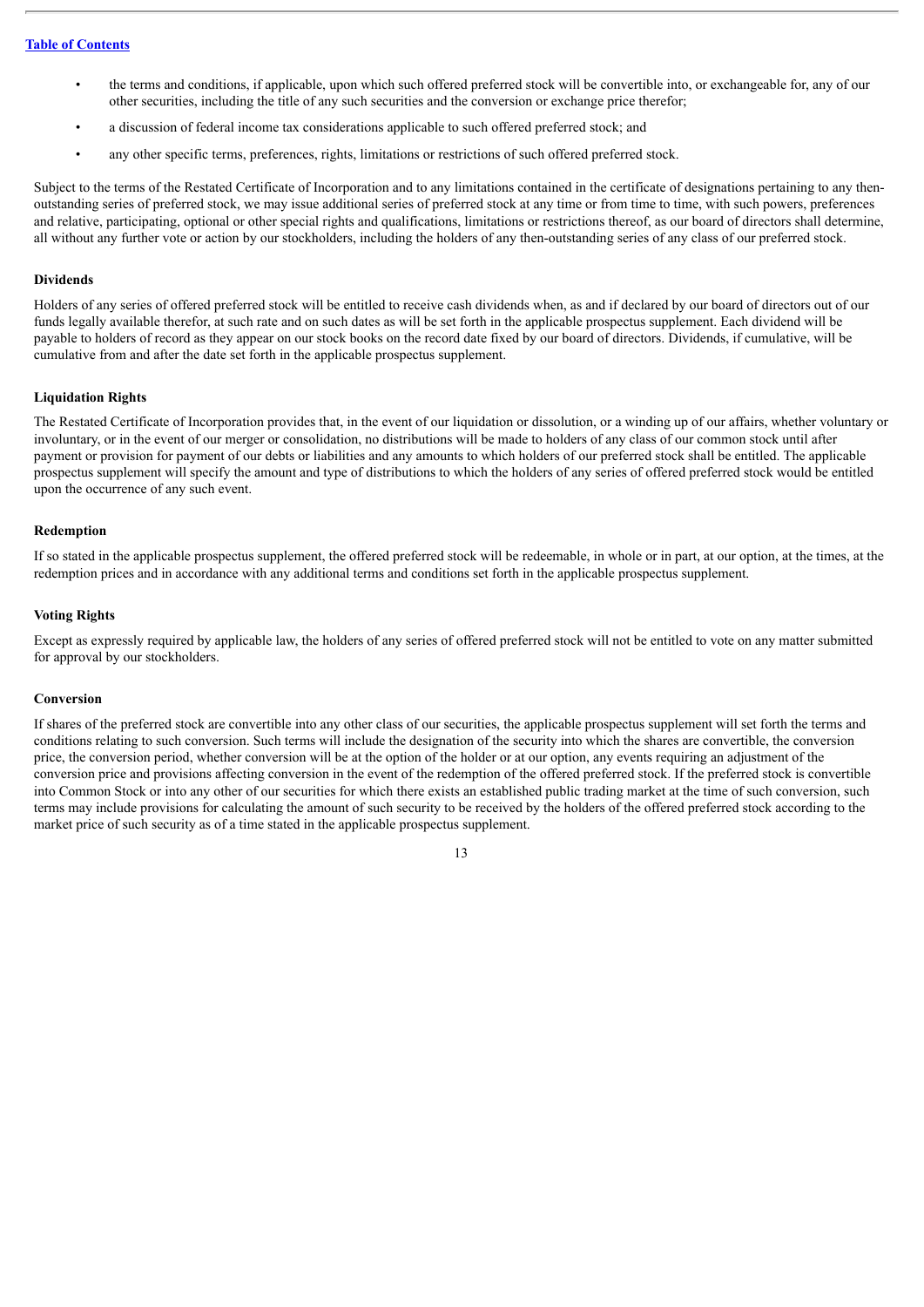- the terms and conditions, if applicable, upon which such offered preferred stock will be convertible into, or exchangeable for, any of our other securities, including the title of any such securities and the conversion or exchange price therefor;
- a discussion of federal income tax considerations applicable to such offered preferred stock; and
- any other specific terms, preferences, rights, limitations or restrictions of such offered preferred stock.

Subject to the terms of the Restated Certificate of Incorporation and to any limitations contained in the certificate of designations pertaining to any then-outstanding series of preferred stock, we may issue additional series of preferred stock at any time or from time to time, with such powers, preferences and relative, participating, optional or other special rights and qualifications, limitations or restrictions thereof, as our board of directors shall determine, all without any further vote or action by our stockholders, including the holders of any then-outstanding series of any class of our preferred stock.

**Dividends**

Holders of any series of offered preferred stock will be entitled to receive cash dividends when, as and if declared by our board of directors out of our funds legally available therefor, at such rate and on such dates as will be set forth in the applicable prospectus supplement. Each dividend will be payable to holders of record as they appear on our stock books on the record date fixed by our board of directors. Dividends, if cumulative, will be cumulative from and after the date set forth in the applicable prospectus supplement.

**Liquidation Rights**

The Restated Certificate of Incorporation provides that, in the event of our liquidation or dissolution, or a winding up of our affairs, whether voluntary or involuntary, or in the event of our merger or consolidation, no distributions will be made to holders of any class of our common stock until after payment or provision for payment of our debts or liabilities and any amounts to which holders of our preferred stock shall be entitled. The applicable prospectus supplement will specify the amount and type of distributions to which the holders of any series of offered preferred stock would be entitled upon the occurrence of any such event.

**Redemption**

If so stated in the applicable prospectus supplement, the offered preferred stock will be redeemable, in whole or in part, at our option, at the times, at the redemption prices and in accordance with any additional terms and conditions set forth in the applicable prospectus supplement.

**Voting Rights**

Except as expressly required by applicable law, the holders of any series of offered preferred stock will not be entitled to vote on any matter submitted for approval by our stockholders.

**Conversion**

If shares of the preferred stock are convertible into any other class of our securities, the applicable prospectus supplement will set forth the terms and conditions relating to such conversion. Such terms will include the designation of the security into which the shares are convertible, the conversion price, the conversion period, whether conversion will be at the option of the holder or at our option, any events requiring an adjustment of the conversion price and provisions affecting conversion in the event of the redemption of the offered preferred stock. If the preferred stock is convertible into Common Stock or into any other of our securities for which there exists an established public trading market at the time of such conversion, such terms may include provisions for calculating the amount of such security to be received by the holders of the offered preferred stock according to the market price of such security as of a time stated in the applicable prospectus supplement.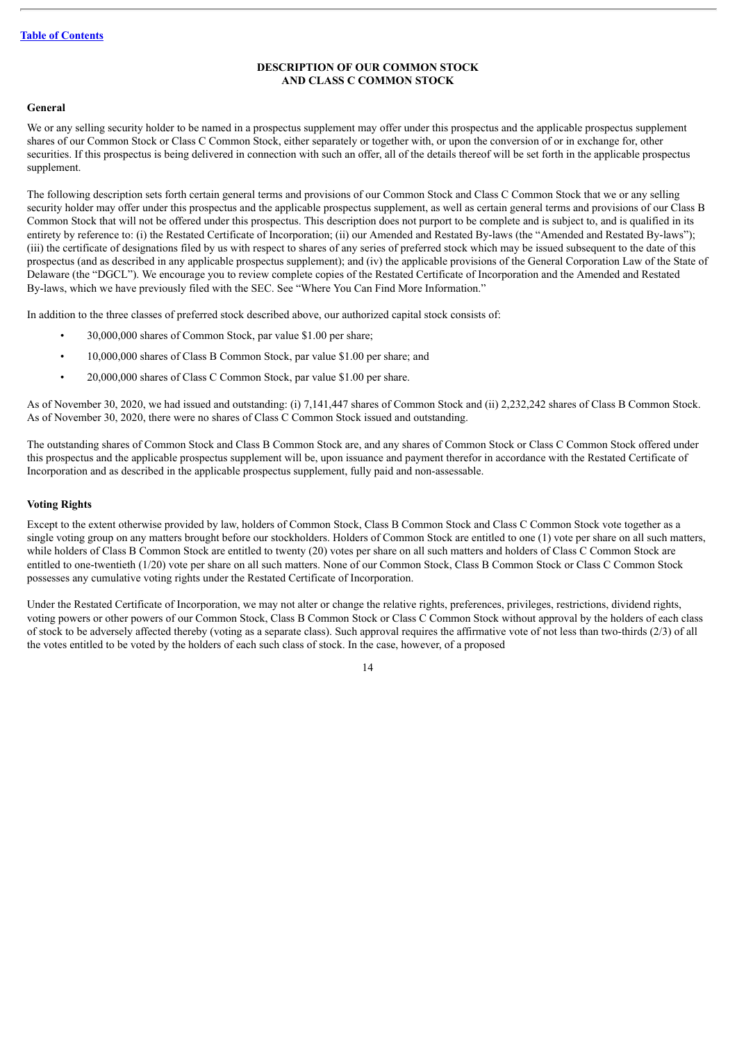**DESCRIPTION OF OUR COMMON STOCK AND CLASS C COMMON STOCK**

**General**

We or any selling security holder to be named in a prospectus supplement may offer under this prospectus and the applicable prospectus supplement shares of our Common Stock or Class C Common Stock, either separately or together with, or upon the conversion of or in exchange for, other securities. If this prospectus is being delivered in connection with such an offer, all of the details thereof will be set forth in the applicable prospectus supplement.

The following description sets forth certain general terms and provisions of our Common Stock and Class C Common Stock that we or any selling security holder may offer under this prospectus and the applicable prospectus supplement, as well as certain general terms and provisions of our Class B Common Stock that will not be offered under this prospectus. This description does not purport to be complete and is subject to, and is qualified in its entirety by reference to: (i) the Restated Certificate of Incorporation; (ii) our Amended and Restated By-laws (the "Amended and Restated By-laws"); (iii) the certificate of designations filed by us with respect to shares of any series of preferred stock which may be issued subsequent to the date of this prospectus (and as described in any applicable prospectus supplement); and (iv) the applicable provisions of the General Corporation Law of the State of Delaware (the "DGCL"). We encourage you to review complete copies of the Restated Certificate of Incorporation and the Amended and Restated By-laws, which we have previously filed with the SEC. See "Where You Can Find More Information."

In addition to the three classes of preferred stock described above, our authorized capital stock consists of:

- 30,000,000 shares of Common Stock, par value $1.00 per share;
- 10,000,000 shares of Class B Common Stock, par value $1.00 per share; and
- 20,000,000 shares of Class C Common Stock, par value $1.00 per share.

As of November 30, 2020, we had issued and outstanding: (i) 7,141,447 shares of Common Stock and (ii) 2,232,242 shares of Class B Common Stock. As of November 30, 2020, there were no shares of Class C Common Stock issued and outstanding.

The outstanding shares of Common Stock and Class B Common Stock are, and any shares of Common Stock or Class C Common Stock offered under this prospectus and the applicable prospectus supplement will be, upon issuance and payment therefor in accordance with the Restated Certificate of Incorporation and as described in the applicable prospectus supplement, fully paid and non-assessable.

**Voting Rights**

Except to the extent otherwise provided by law, holders of Common Stock, Class B Common Stock and Class C Common Stock vote together as a single voting group on any matters brought before our stockholders. Holders of Common Stock are entitled to one (1) vote per share on all such matters, while holders of Class B Common Stock are entitled to twenty (20) votes per share on all such matters and holders of Class C Common Stock are entitled to one-twentieth (1/20) vote per share on all such matters. None of our Common Stock, Class B Common Stock or Class C Common Stock possesses any cumulative voting rights under the Restated Certificate of Incorporation.

Under the Restated Certificate of Incorporation, we may not alter or change the relative rights, preferences, privileges, restrictions, dividend rights, voting powers or other powers of our Common Stock, Class B Common Stock or Class C Common Stock without approval by the holders of each class of stock to be adversely affected thereby (voting as a separate class). Such approval requires the affirmative vote of not less than two-thirds (2/3) of all the votes entitled to be voted by the holders of each such class of stock. In the case, however, of a proposed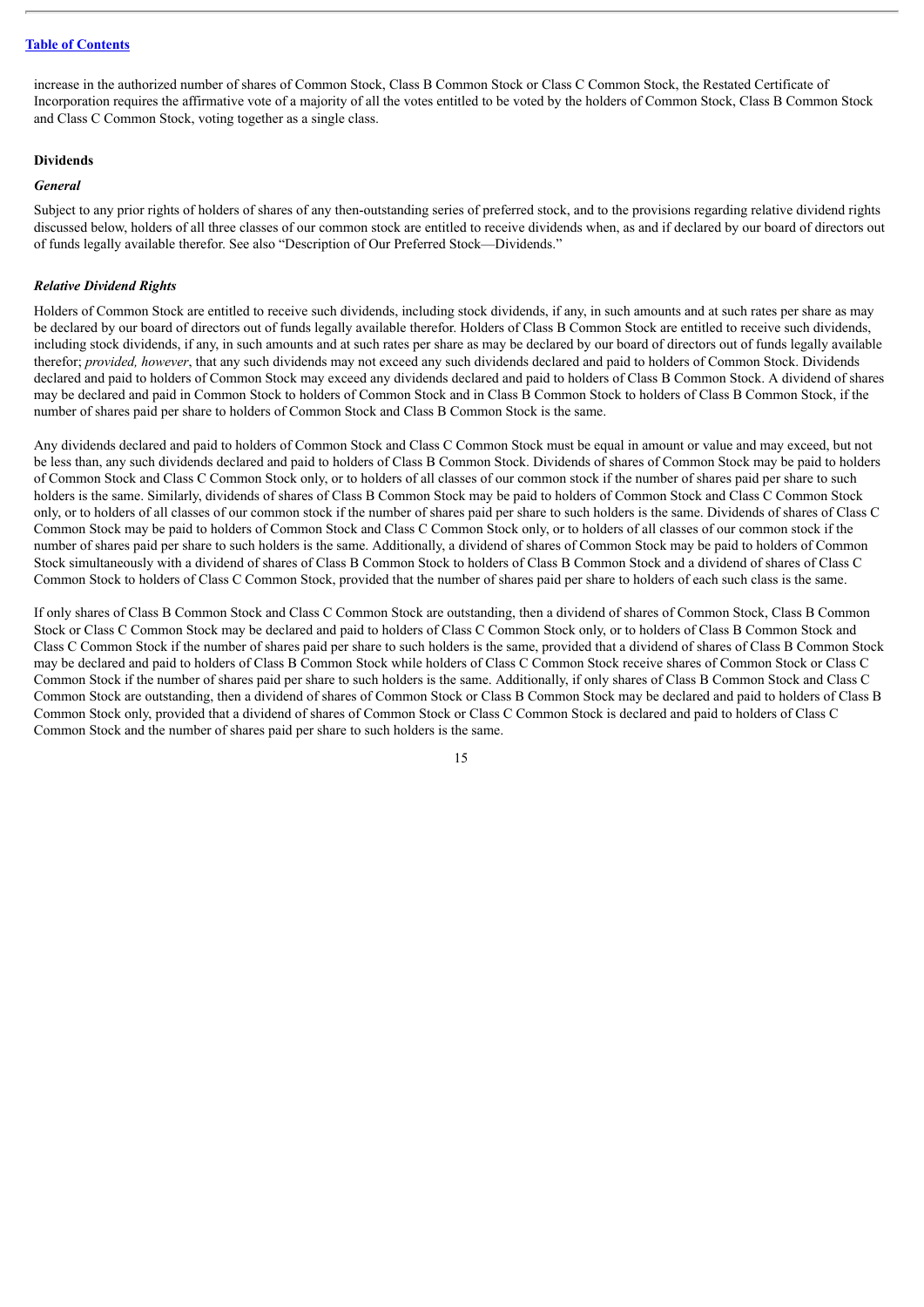increase in the authorized number of shares of Common Stock, Class B Common Stock or Class C Common Stock, the Restated Certificate of Incorporation requires the affirmative vote of a majority of all the votes entitled to be voted by the holders of Common Stock, Class B Common Stock and Class C Common Stock, voting together as a single class.

**Dividends**

***General***

Subject to any prior rights of holders of shares of any then-outstanding series of preferred stock, and to the provisions regarding relative dividend rights discussed below, holders of all three classes of our common stock are entitled to receive dividends when, as and if declared by our board of directors out of funds legally available therefor. See also "Description of Our Preferred Stock—Dividends."

***Relative Dividend Rights***

Holders of Common Stock are entitled to receive such dividends, including stock dividends, if any, in such amounts and at such rates per share as may be declared by our board of directors out of funds legally available therefor. Holders of Class B Common Stock are entitled to receive such dividends, including stock dividends, if any, in such amounts and at such rates per share as may be declared by our board of directors out of funds legally available therefor; *provided, however*, that any such dividends may not exceed any such dividends declared and paid to holders of Common Stock. Dividends declared and paid to holders of Common Stock may exceed any dividends declared and paid to holders of Class B Common Stock. A dividend of shares may be declared and paid in Common Stock to holders of Common Stock and in Class B Common Stock to holders of Class B Common Stock, if the number of shares paid per share to holders of Common Stock and Class B Common Stock is the same.

Any dividends declared and paid to holders of Common Stock and Class C Common Stock must be equal in amount or value and may exceed, but not be less than, any such dividends declared and paid to holders of Class B Common Stock. Dividends of shares of Common Stock may be paid to holders of Common Stock and Class C Common Stock only, or to holders of all classes of our common stock if the number of shares paid per share to such holders is the same. Similarly, dividends of shares of Class B Common Stock may be paid to holders of Common Stock and Class C Common Stock only, or to holders of all classes of our common stock if the number of shares paid per share to such holders is the same. Dividends of shares of Class C Common Stock may be paid to holders of Common Stock and Class C Common Stock only, or to holders of all classes of our common stock if the number of shares paid per share to such holders is the same. Additionally, a dividend of shares of Common Stock may be paid to holders of Common Stock simultaneously with a dividend of shares of Class B Common Stock to holders of Class B Common Stock and a dividend of shares of Class C Common Stock to holders of Class C Common Stock, provided that the number of shares paid per share to holders of each such class is the same.

If only shares of Class B Common Stock and Class C Common Stock are outstanding, then a dividend of shares of Common Stock, Class B Common Stock or Class C Common Stock may be declared and paid to holders of Class C Common Stock only, or to holders of Class B Common Stock and Class C Common Stock if the number of shares paid per share to such holders is the same, provided that a dividend of shares of Class B Common Stock may be declared and paid to holders of Class B Common Stock while holders of Class C Common Stock receive shares of Common Stock or Class C Common Stock if the number of shares paid per share to such holders is the same. Additionally, if only shares of Class B Common Stock and Class C Common Stock are outstanding, then a dividend of shares of Common Stock or Class B Common Stock may be declared and paid to holders of Class B Common Stock only, provided that a dividend of shares of Common Stock or Class C Common Stock is declared and paid to holders of Class C Common Stock and the number of shares paid per share to such holders is the same.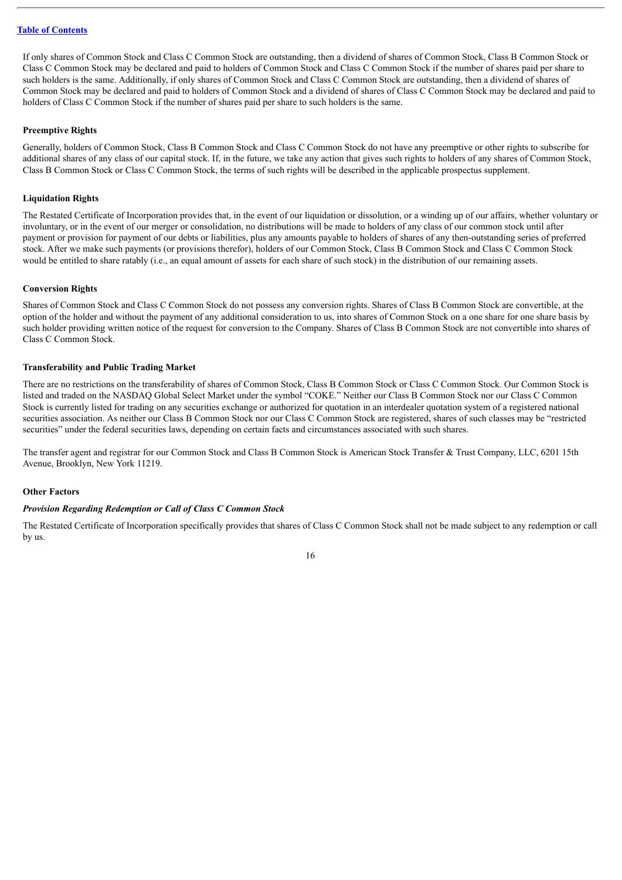If only shares of Common Stock and Class C Common Stock are outstanding, then a dividend of shares of Common Stock, Class B Common Stock or Class C Common Stock may be declared and paid to holders of Common Stock and Class C Common Stock if the number of shares paid per share to such holders is the same. Additionally, if only shares of Common Stock and Class C Common Stock are outstanding, then a dividend of shares of Common Stock may be declared and paid to holders of Common Stock and a dividend of shares of Class C Common Stock may be declared and paid to holders of Class C Common Stock if the number of shares paid per share to such holders is the same.

**Preemptive Rights**

Generally, holders of Common Stock, Class B Common Stock and Class C Common Stock do not have any preemptive or other rights to subscribe for additional shares of any class of our capital stock. If, in the future, we take any action that gives such rights to holders of any shares of Common Stock, Class B Common Stock or Class C Common Stock, the terms of such rights will be described in the applicable prospectus supplement.

**Liquidation Rights**

The Restated Certificate of Incorporation provides that, in the event of our liquidation or dissolution, or a winding up of our affairs, whether voluntary or involuntary, or in the event of our merger or consolidation, no distributions will be made to holders of any class of our common stock until after payment or provision for payment of our debts or liabilities, plus any amounts payable to holders of shares of any then-outstanding series of preferred stock. After we make such payments (or provisions therefor), holders of our Common Stock, Class B Common Stock and Class C Common Stock would be entitled to share ratably (i.e., an equal amount of assets for each share of such stock) in the distribution of our remaining assets.

**Conversion Rights**

Shares of Common Stock and Class C Common Stock do not possess any conversion rights. Shares of Class B Common Stock are convertible, at the option of the holder and without the payment of any additional consideration to us, into shares of Common Stock on a one share for one share basis by such holder providing written notice of the request for conversion to the Company. Shares of Class B Common Stock are not convertible into shares of Class C Common Stock.

**Transferability and Public Trading Market**

There are no restrictions on the transferability of shares of Common Stock, Class B Common Stock or Class C Common Stock. Our Common Stock is listed and traded on the NASDAQ Global Select Market under the symbol "COKE." Neither our Class B Common Stock nor our Class C Common Stock is currently listed for trading on any securities exchange or authorized for quotation in an interdealer quotation system of a registered national securities association. As neither our Class B Common Stock nor our Class C Common Stock are registered, shares of such classes may be "restricted securities" under the federal securities laws, depending on certain facts and circumstances associated with such shares.

The transfer agent and registrar for our Common Stock and Class B Common Stock is American Stock Transfer & Trust Company, LLC, 6201 15th Avenue, Brooklyn, New York 11219.

**Other Factors**

***Provision Regarding Redemption or Call of Class C Common Stock***

The Restated Certificate of Incorporation specifically provides that shares of Class C Common Stock shall not be made subject to any redemption or call by us.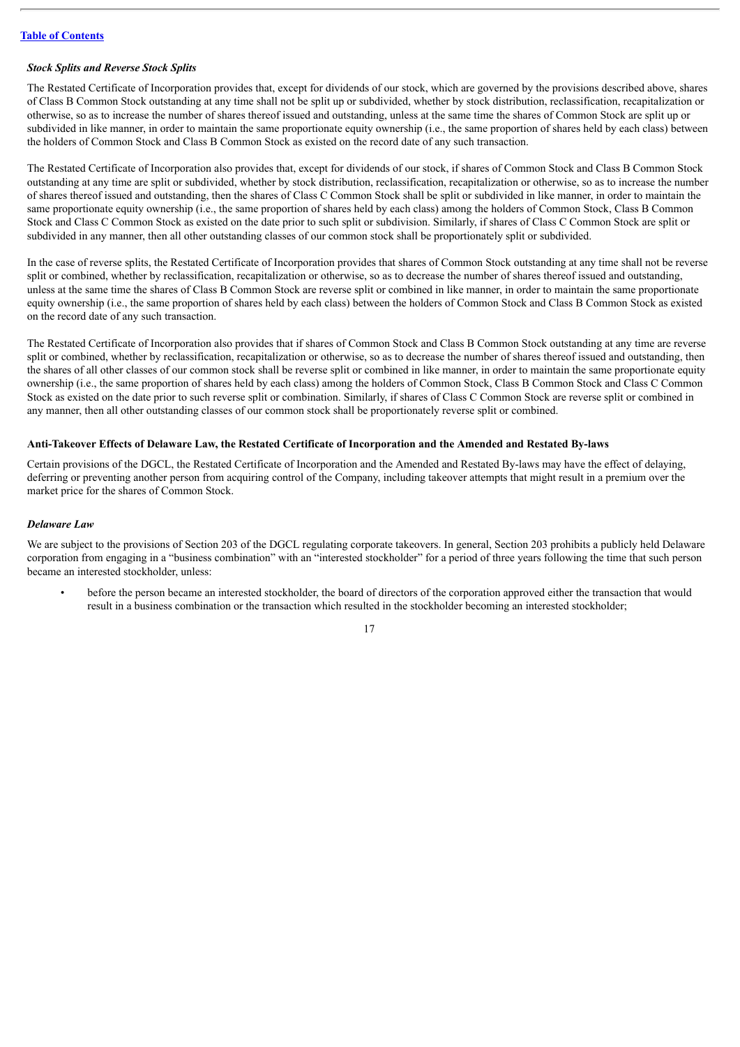*Stock Splits and Reverse Stock Splits*

The Restated Certificate of Incorporation provides that, except for dividends of our stock, which are governed by the provisions described above, shares of Class B Common Stock outstanding at any time shall not be split up or subdivided, whether by stock distribution, reclassification, recapitalization or otherwise, so as to increase the number of shares thereof issued and outstanding, unless at the same time the shares of Common Stock are split up or subdivided in like manner, in order to maintain the same proportionate equity ownership (i.e., the same proportion of shares held by each class) between the holders of Common Stock and Class B Common Stock as existed on the record date of any such transaction.

The Restated Certificate of Incorporation also provides that, except for dividends of our stock, if shares of Common Stock and Class B Common Stock outstanding at any time are split or subdivided, whether by stock distribution, reclassification, recapitalization or otherwise, so as to increase the number of shares thereof issued and outstanding, then the shares of Class C Common Stock shall be split or subdivided in like manner, in order to maintain the same proportionate equity ownership (i.e., the same proportion of shares held by each class) among the holders of Common Stock, Class B Common Stock and Class C Common Stock as existed on the date prior to such split or subdivision. Similarly, if shares of Class C Common Stock are split or subdivided in any manner, then all other outstanding classes of our common stock shall be proportionately split or subdivided.

In the case of reverse splits, the Restated Certificate of Incorporation provides that shares of Common Stock outstanding at any time shall not be reverse split or combined, whether by reclassification, recapitalization or otherwise, so as to decrease the number of shares thereof issued and outstanding, unless at the same time the shares of Class B Common Stock are reverse split or combined in like manner, in order to maintain the same proportionate equity ownership (i.e., the same proportion of shares held by each class) between the holders of Common Stock and Class B Common Stock as existed on the record date of any such transaction.

The Restated Certificate of Incorporation also provides that if shares of Common Stock and Class B Common Stock outstanding at any time are reverse split or combined, whether by reclassification, recapitalization or otherwise, so as to decrease the number of shares thereof issued and outstanding, then the shares of all other classes of our common stock shall be reverse split or combined in like manner, in order to maintain the same proportionate equity ownership (i.e., the same proportion of shares held by each class) among the holders of Common Stock, Class B Common Stock and Class C Common Stock as existed on the date prior to such reverse split or combination. Similarly, if shares of Class C Common Stock are reverse split or combined in any manner, then all other outstanding classes of our common stock shall be proportionately reverse split or combined.

**Anti-Takeover Effects of Delaware Law, the Restated Certificate of Incorporation and the Amended and Restated By-laws**

Certain provisions of the DGCL, the Restated Certificate of Incorporation and the Amended and Restated By-laws may have the effect of delaying, deferring or preventing another person from acquiring control of the Company, including takeover attempts that might result in a premium over the market price for the shares of Common Stock.

*Delaware Law*

We are subject to the provisions of Section 203 of the DGCL regulating corporate takeovers. In general, Section 203 prohibits a publicly held Delaware corporation from engaging in a "business combination" with an "interested stockholder" for a period of three years following the time that such person became an interested stockholder, unless:

- before the person became an interested stockholder, the board of directors of the corporation approved either the transaction that would result in a business combination or the transaction which resulted in the stockholder becoming an interested stockholder;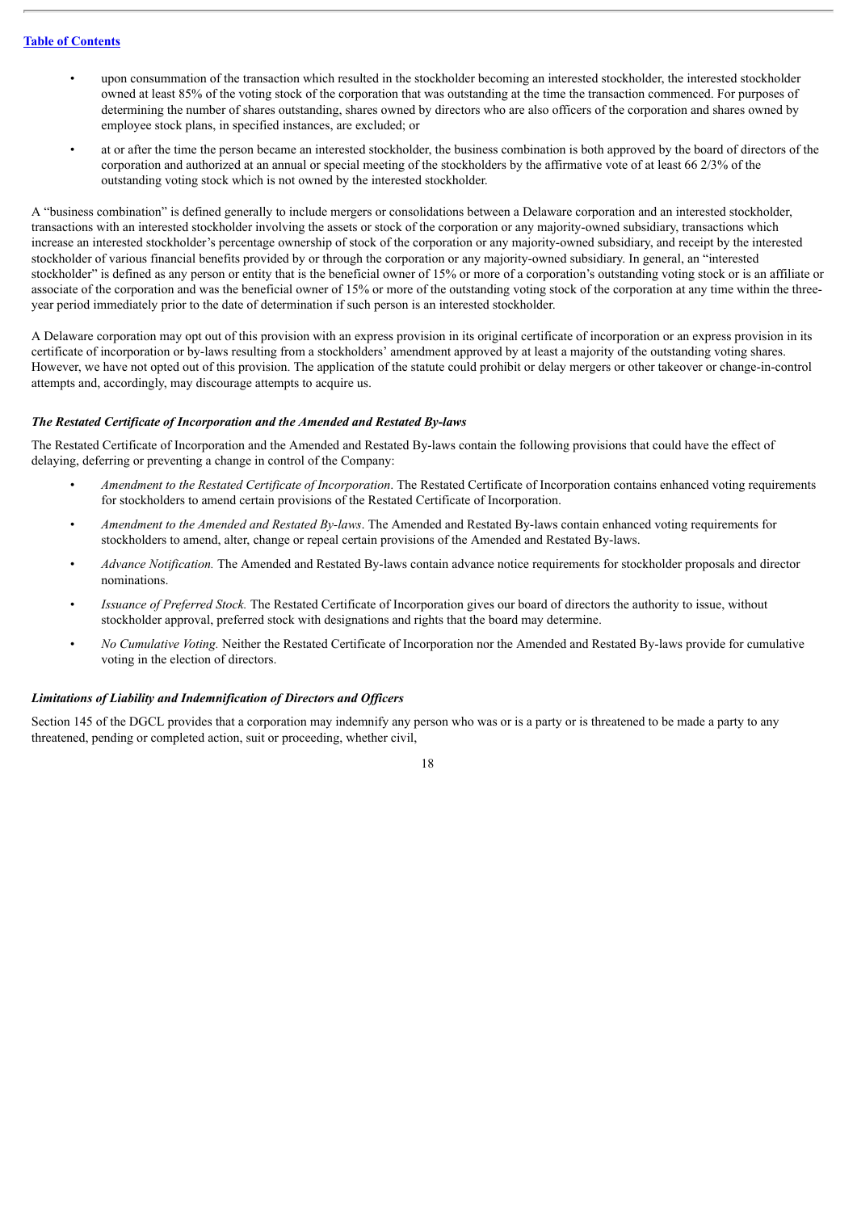- upon consummation of the transaction which resulted in the stockholder becoming an interested stockholder, the interested stockholder owned at least 85% of the voting stock of the corporation that was outstanding at the time the transaction commenced. For purposes of determining the number of shares outstanding, shares owned by directors who are also officers of the corporation and shares owned by employee stock plans, in specified instances, are excluded; or
- at or after the time the person became an interested stockholder, the business combination is both approved by the board of directors of the corporation and authorized at an annual or special meeting of the stockholders by the affirmative vote of at least 66 2/3% of the outstanding voting stock which is not owned by the interested stockholder.

A "business combination" is defined generally to include mergers or consolidations between a Delaware corporation and an interested stockholder, transactions with an interested stockholder involving the assets or stock of the corporation or any majority-owned subsidiary, transactions which increase an interested stockholder's percentage ownership of stock of the corporation or any majority-owned subsidiary, and receipt by the interested stockholder of various financial benefits provided by or through the corporation or any majority-owned subsidiary. In general, an "interested stockholder" is defined as any person or entity that is the beneficial owner of 15% or more of a corporation's outstanding voting stock or is an affiliate or associate of the corporation and was the beneficial owner of 15% or more of the outstanding voting stock of the corporation at any time within the three-year period immediately prior to the date of determination if such person is an interested stockholder.

A Delaware corporation may opt out of this provision with an express provision in its original certificate of incorporation or an express provision in its certificate of incorporation or by-laws resulting from a stockholders' amendment approved by at least a majority of the outstanding voting shares. However, we have not opted out of this provision. The application of the statute could prohibit or delay mergers or other takeover or change-in-control attempts and, accordingly, may discourage attempts to acquire us.

### *The Restated Certificate of Incorporation and the Amended and Restated By-laws*

The Restated Certificate of Incorporation and the Amended and Restated By-laws contain the following provisions that could have the effect of delaying, deferring or preventing a change in control of the Company:

- *Amendment to the Restated Certificate of Incorporation*. The Restated Certificate of Incorporation contains enhanced voting requirements for stockholders to amend certain provisions of the Restated Certificate of Incorporation.
- *Amendment to the Amended and Restated By-laws*. The Amended and Restated By-laws contain enhanced voting requirements for stockholders to amend, alter, change or repeal certain provisions of the Amended and Restated By-laws.
- *Advance Notification.* The Amended and Restated By-laws contain advance notice requirements for stockholder proposals and director nominations.
- *Issuance of Preferred Stock.* The Restated Certificate of Incorporation gives our board of directors the authority to issue, without stockholder approval, preferred stock with designations and rights that the board may determine.
- *No Cumulative Voting.* Neither the Restated Certificate of Incorporation nor the Amended and Restated By-laws provide for cumulative voting in the election of directors.

### *Limitations of Liability and Indemnification of Directors and Officers*

Section 145 of the DGCL provides that a corporation may indemnify any person who was or is a party or is threatened to be made a party to any threatened, pending or completed action, suit or proceeding, whether civil,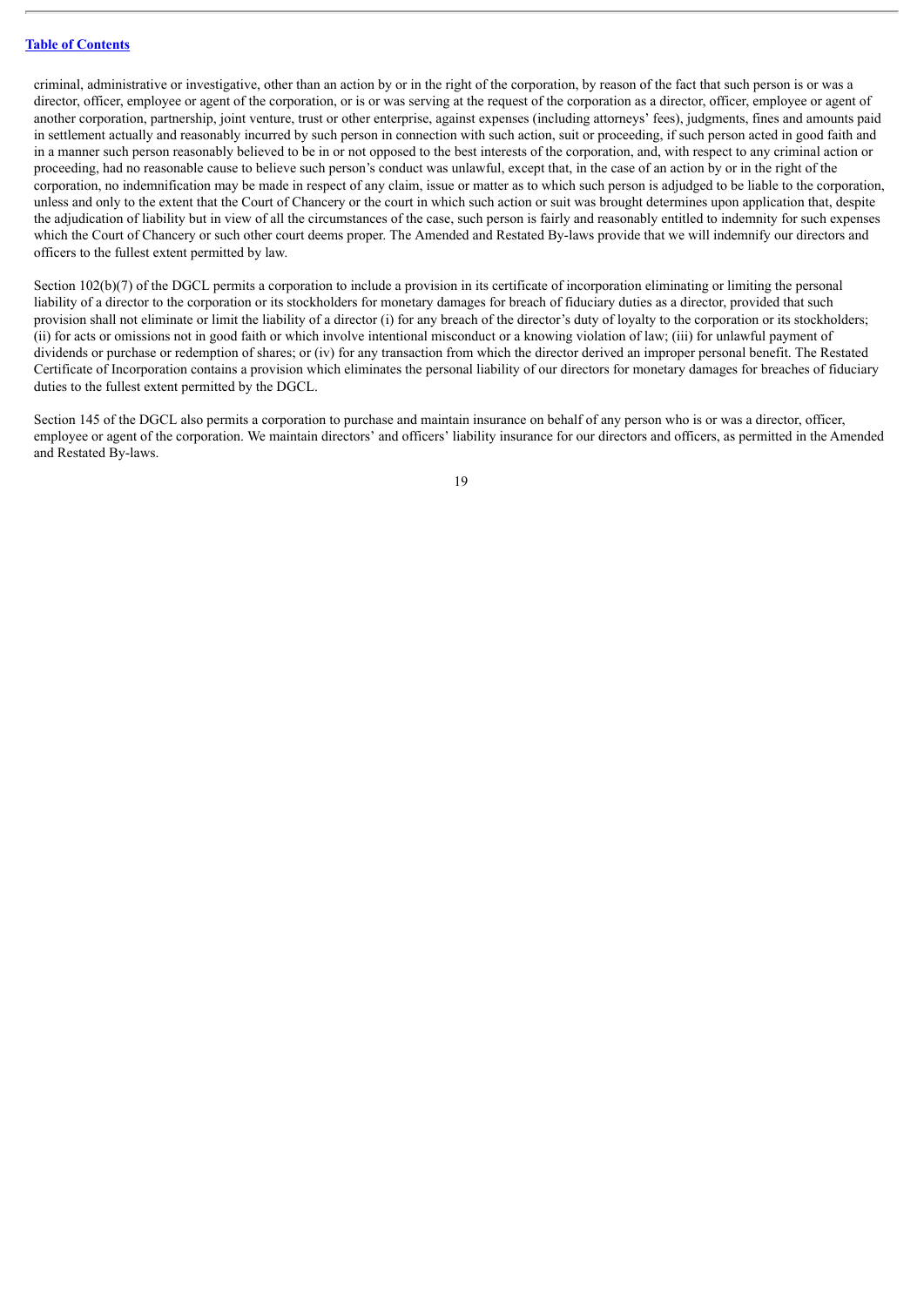criminal, administrative or investigative, other than an action by or in the right of the corporation, by reason of the fact that such person is or was a director, officer, employee or agent of the corporation, or is or was serving at the request of the corporation as a director, officer, employee or agent of another corporation, partnership, joint venture, trust or other enterprise, against expenses (including attorneys' fees), judgments, fines and amounts paid in settlement actually and reasonably incurred by such person in connection with such action, suit or proceeding, if such person acted in good faith and in a manner such person reasonably believed to be in or not opposed to the best interests of the corporation, and, with respect to any criminal action or proceeding, had no reasonable cause to believe such person's conduct was unlawful, except that, in the case of an action by or in the right of the corporation, no indemnification may be made in respect of any claim, issue or matter as to which such person is adjudged to be liable to the corporation, unless and only to the extent that the Court of Chancery or the court in which such action or suit was brought determines upon application that, despite the adjudication of liability but in view of all the circumstances of the case, such person is fairly and reasonably entitled to indemnity for such expenses which the Court of Chancery or such other court deems proper. The Amended and Restated By-laws provide that we will indemnify our directors and officers to the fullest extent permitted by law.

Section 102(b)(7) of the DGCL permits a corporation to include a provision in its certificate of incorporation eliminating or limiting the personal liability of a director to the corporation or its stockholders for monetary damages for breach of fiduciary duties as a director, provided that such provision shall not eliminate or limit the liability of a director (i) for any breach of the director's duty of loyalty to the corporation or its stockholders; (ii) for acts or omissions not in good faith or which involve intentional misconduct or a knowing violation of law; (iii) for unlawful payment of dividends or purchase or redemption of shares; or (iv) for any transaction from which the director derived an improper personal benefit. The Restated Certificate of Incorporation contains a provision which eliminates the personal liability of our directors for monetary damages for breaches of fiduciary duties to the fullest extent permitted by the DGCL.

Section 145 of the DGCL also permits a corporation to purchase and maintain insurance on behalf of any person who is or was a director, officer, employee or agent of the corporation. We maintain directors' and officers' liability insurance for our directors and officers, as permitted in the Amended and Restated By-laws.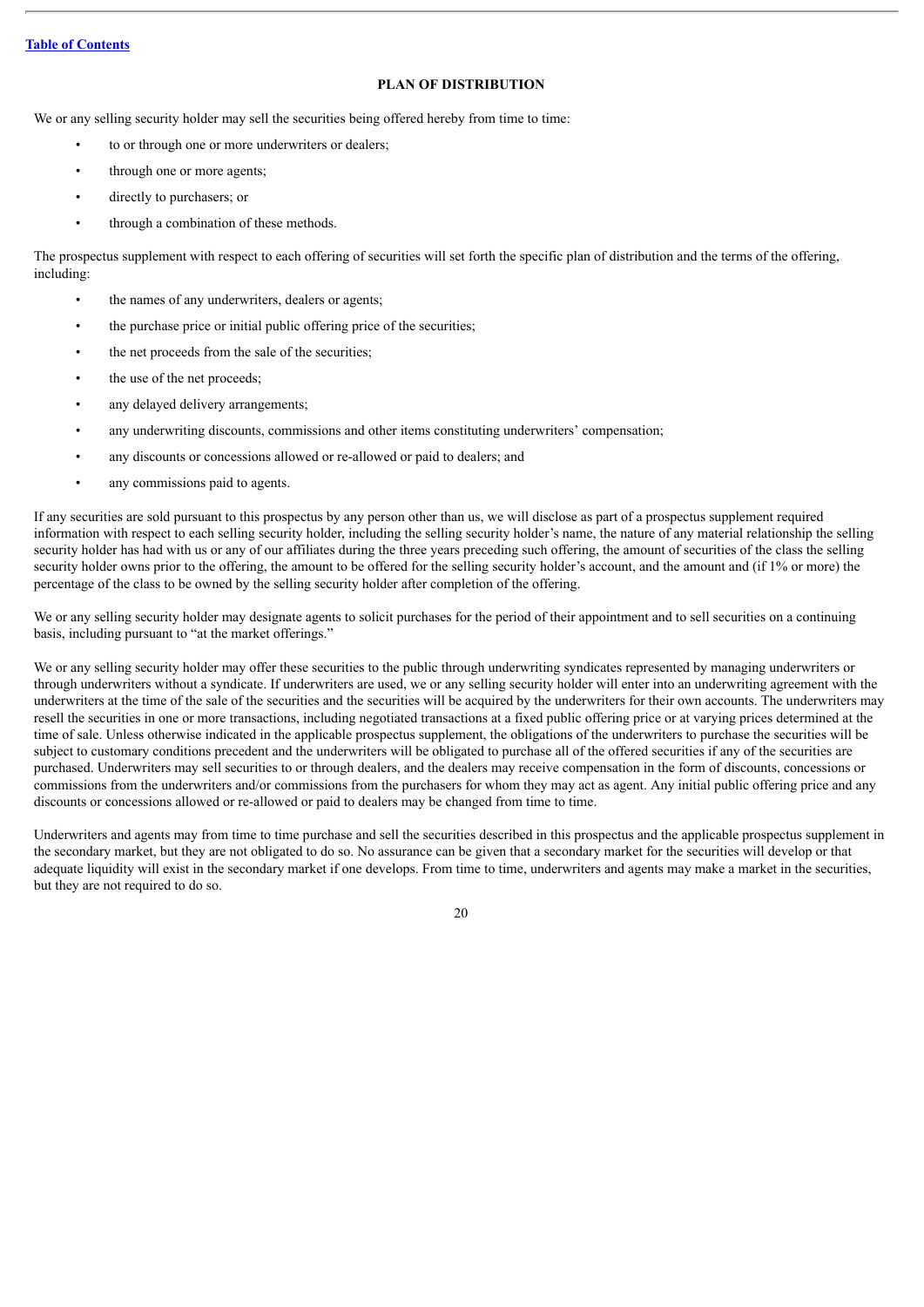## PLAN OF DISTRIBUTION

We or any selling security holder may sell the securities being offered hereby from time to time:

- to or through one or more underwriters or dealers;
- through one or more agents;
- directly to purchasers; or
- through a combination of these methods.

The prospectus supplement with respect to each offering of securities will set forth the specific plan of distribution and the terms of the offering, including:

- the names of any underwriters, dealers or agents;
- the purchase price or initial public offering price of the securities;
- the net proceeds from the sale of the securities;
- the use of the net proceeds;
- any delayed delivery arrangements;
- any underwriting discounts, commissions and other items constituting underwriters' compensation;
- any discounts or concessions allowed or re-allowed or paid to dealers; and
- any commissions paid to agents.

If any securities are sold pursuant to this prospectus by any person other than us, we will disclose as part of a prospectus supplement required information with respect to each selling security holder, including the selling security holder's name, the nature of any material relationship the selling security holder has had with us or any of our affiliates during the three years preceding such offering, the amount of securities of the class the selling security holder owns prior to the offering, the amount to be offered for the selling security holder's account, and the amount and (if 1% or more) the percentage of the class to be owned by the selling security holder after completion of the offering.

We or any selling security holder may designate agents to solicit purchases for the period of their appointment and to sell securities on a continuing basis, including pursuant to "at the market offerings."

We or any selling security holder may offer these securities to the public through underwriting syndicates represented by managing underwriters or through underwriters without a syndicate. If underwriters are used, we or any selling security holder will enter into an underwriting agreement with the underwriters at the time of the sale of the securities and the securities will be acquired by the underwriters for their own accounts. The underwriters may resell the securities in one or more transactions, including negotiated transactions at a fixed public offering price or at varying prices determined at the time of sale. Unless otherwise indicated in the applicable prospectus supplement, the obligations of the underwriters to purchase the securities will be subject to customary conditions precedent and the underwriters will be obligated to purchase all of the offered securities if any of the securities are purchased. Underwriters may sell securities to or through dealers, and the dealers may receive compensation in the form of discounts, concessions or commissions from the underwriters and/or commissions from the purchasers for whom they may act as agent. Any initial public offering price and any discounts or concessions allowed or re-allowed or paid to dealers may be changed from time to time.

Underwriters and agents may from time to time purchase and sell the securities described in this prospectus and the applicable prospectus supplement in the secondary market, but they are not obligated to do so. No assurance can be given that a secondary market for the securities will develop or that adequate liquidity will exist in the secondary market if one develops. From time to time, underwriters and agents may make a market in the securities, but they are not required to do so.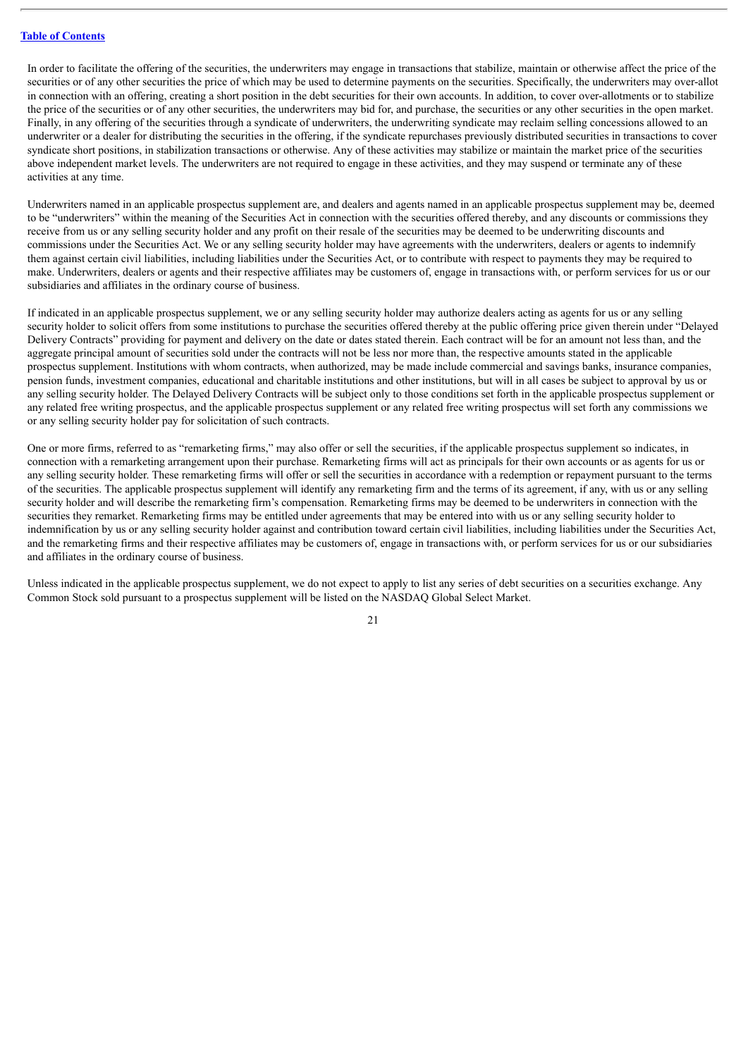In order to facilitate the offering of the securities, the underwriters may engage in transactions that stabilize, maintain or otherwise affect the price of the securities or of any other securities the price of which may be used to determine payments on the securities. Specifically, the underwriters may over-allot in connection with an offering, creating a short position in the debt securities for their own accounts. In addition, to cover over-allotments or to stabilize the price of the securities or of any other securities, the underwriters may bid for, and purchase, the securities or any other securities in the open market. Finally, in any offering of the securities through a syndicate of underwriters, the underwriting syndicate may reclaim selling concessions allowed to an underwriter or a dealer for distributing the securities in the offering, if the syndicate repurchases previously distributed securities in transactions to cover syndicate short positions, in stabilization transactions or otherwise. Any of these activities may stabilize or maintain the market price of the securities above independent market levels. The underwriters are not required to engage in these activities, and they may suspend or terminate any of these activities at any time.

Underwriters named in an applicable prospectus supplement are, and dealers and agents named in an applicable prospectus supplement may be, deemed to be "underwriters" within the meaning of the Securities Act in connection with the securities offered thereby, and any discounts or commissions they receive from us or any selling security holder and any profit on their resale of the securities may be deemed to be underwriting discounts and commissions under the Securities Act. We or any selling security holder may have agreements with the underwriters, dealers or agents to indemnify them against certain civil liabilities, including liabilities under the Securities Act, or to contribute with respect to payments they may be required to make. Underwriters, dealers or agents and their respective affiliates may be customers of, engage in transactions with, or perform services for us or our subsidiaries and affiliates in the ordinary course of business.

If indicated in an applicable prospectus supplement, we or any selling security holder may authorize dealers acting as agents for us or any selling security holder to solicit offers from some institutions to purchase the securities offered thereby at the public offering price given therein under "Delayed Delivery Contracts" providing for payment and delivery on the date or dates stated therein. Each contract will be for an amount not less than, and the aggregate principal amount of securities sold under the contracts will not be less nor more than, the respective amounts stated in the applicable prospectus supplement. Institutions with whom contracts, when authorized, may be made include commercial and savings banks, insurance companies, pension funds, investment companies, educational and charitable institutions and other institutions, but will in all cases be subject to approval by us or any selling security holder. The Delayed Delivery Contracts will be subject only to those conditions set forth in the applicable prospectus supplement or any related free writing prospectus, and the applicable prospectus supplement or any related free writing prospectus will set forth any commissions we or any selling security holder pay for solicitation of such contracts.

One or more firms, referred to as "remarketing firms," may also offer or sell the securities, if the applicable prospectus supplement so indicates, in connection with a remarketing arrangement upon their purchase. Remarketing firms will act as principals for their own accounts or as agents for us or any selling security holder. These remarketing firms will offer or sell the securities in accordance with a redemption or repayment pursuant to the terms of the securities. The applicable prospectus supplement will identify any remarketing firm and the terms of its agreement, if any, with us or any selling security holder and will describe the remarketing firm's compensation. Remarketing firms may be deemed to be underwriters in connection with the securities they remarket. Remarketing firms may be entitled under agreements that may be entered into with us or any selling security holder to indemnification by us or any selling security holder against and contribution toward certain civil liabilities, including liabilities under the Securities Act, and the remarketing firms and their respective affiliates may be customers of, engage in transactions with, or perform services for us or our subsidiaries and affiliates in the ordinary course of business.

Unless indicated in the applicable prospectus supplement, we do not expect to apply to list any series of debt securities on a securities exchange. Any Common Stock sold pursuant to a prospectus supplement will be listed on the NASDAQ Global Select Market.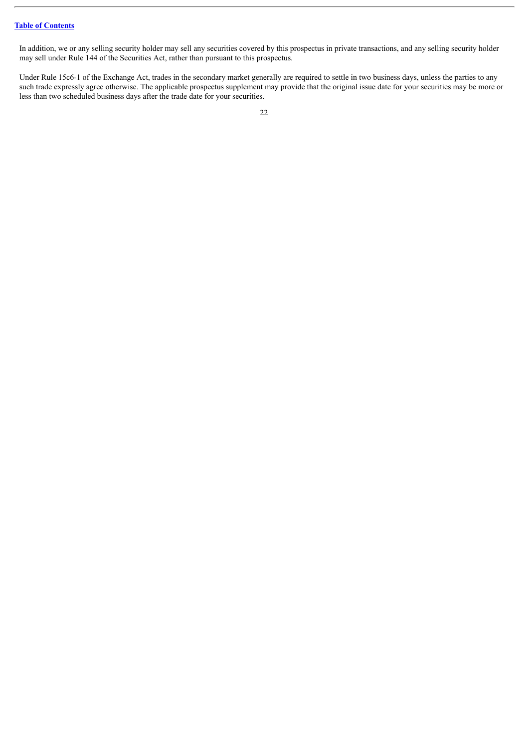In addition, we or any selling security holder may sell any securities covered by this prospectus in private transactions, and any selling security holder may sell under Rule 144 of the Securities Act, rather than pursuant to this prospectus.

Under Rule 15c6-1 of the Exchange Act, trades in the secondary market generally are required to settle in two business days, unless the parties to any such trade expressly agree otherwise. The applicable prospectus supplement may provide that the original issue date for your securities may be more or less than two scheduled business days after the trade date for your securities.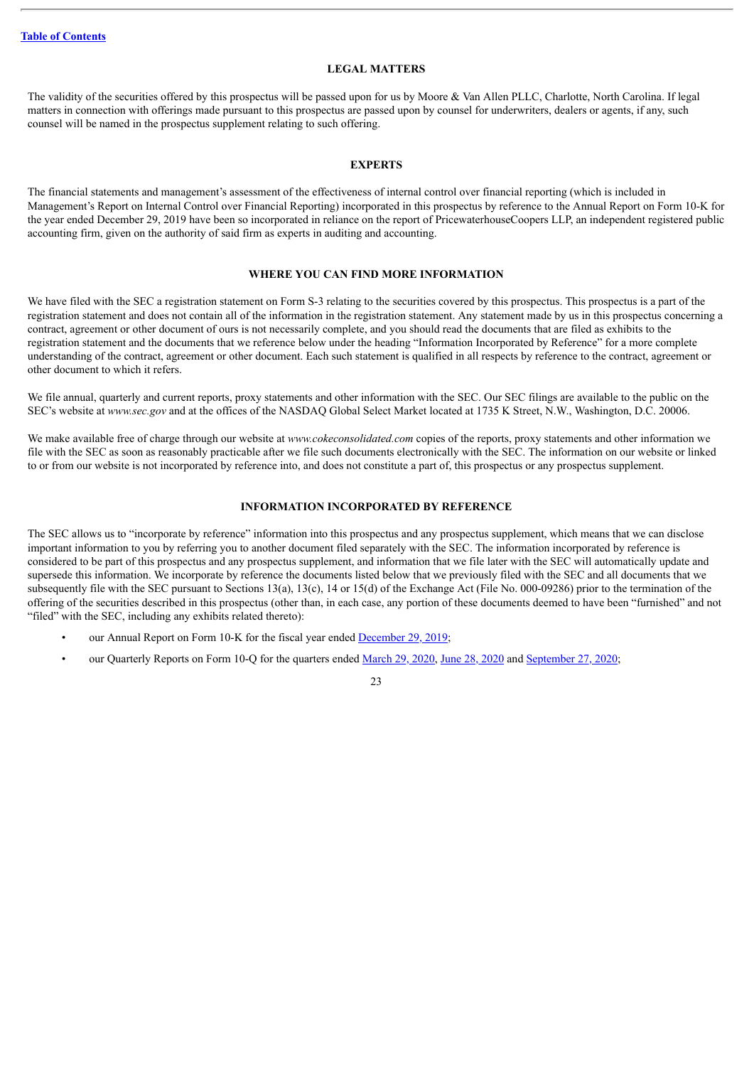## LEGAL MATTERS

The validity of the securities offered by this prospectus will be passed upon for us by Moore & Van Allen PLLC, Charlotte, North Carolina. If legal matters in connection with offerings made pursuant to this prospectus are passed upon by counsel for underwriters, dealers or agents, if any, such counsel will be named in the prospectus supplement relating to such offering.

## EXPERTS

The financial statements and management's assessment of the effectiveness of internal control over financial reporting (which is included in Management's Report on Internal Control over Financial Reporting) incorporated in this prospectus by reference to the Annual Report on Form 10-K for the year ended December 29, 2019 have been so incorporated in reliance on the report of PricewaterhouseCoopers LLP, an independent registered public accounting firm, given on the authority of said firm as experts in auditing and accounting.

## WHERE YOU CAN FIND MORE INFORMATION

We have filed with the SEC a registration statement on Form S-3 relating to the securities covered by this prospectus. This prospectus is a part of the registration statement and does not contain all of the information in the registration statement. Any statement made by us in this prospectus concerning a contract, agreement or other document of ours is not necessarily complete, and you should read the documents that are filed as exhibits to the registration statement and the documents that we reference below under the heading "Information Incorporated by Reference" for a more complete understanding of the contract, agreement or other document. Each such statement is qualified in all respects by reference to the contract, agreement or other document to which it refers.

We file annual, quarterly and current reports, proxy statements and other information with the SEC. Our SEC filings are available to the public on the SEC's website at *www.sec.gov* and at the offices of the NASDAQ Global Select Market located at 1735 K Street, N.W., Washington, D.C. 20006.

We make available free of charge through our website at *www.cokeconsolidated.com* copies of the reports, proxy statements and other information we file with the SEC as soon as reasonably practicable after we file such documents electronically with the SEC. The information on our website or linked to or from our website is not incorporated by reference into, and does not constitute a part of, this prospectus or any prospectus supplement.

## INFORMATION INCORPORATED BY REFERENCE

The SEC allows us to "incorporate by reference" information into this prospectus and any prospectus supplement, which means that we can disclose important information to you by referring you to another document filed separately with the SEC. The information incorporated by reference is considered to be part of this prospectus and any prospectus supplement, and information that we file later with the SEC will automatically update and supersede this information. We incorporate by reference the documents listed below that we previously filed with the SEC and all documents that we subsequently file with the SEC pursuant to Sections 13(a), 13(c), 14 or 15(d) of the Exchange Act (File No. 000-09286) prior to the termination of the offering of the securities described in this prospectus (other than, in each case, any portion of these documents deemed to have been "furnished" and not "filed" with the SEC, including any exhibits related thereto):

- our Annual Report on Form 10-K for the fiscal year ended December 29, 2019;
- our Quarterly Reports on Form 10-Q for the quarters ended March 29, 2020, June 28, 2020 and September 27, 2020;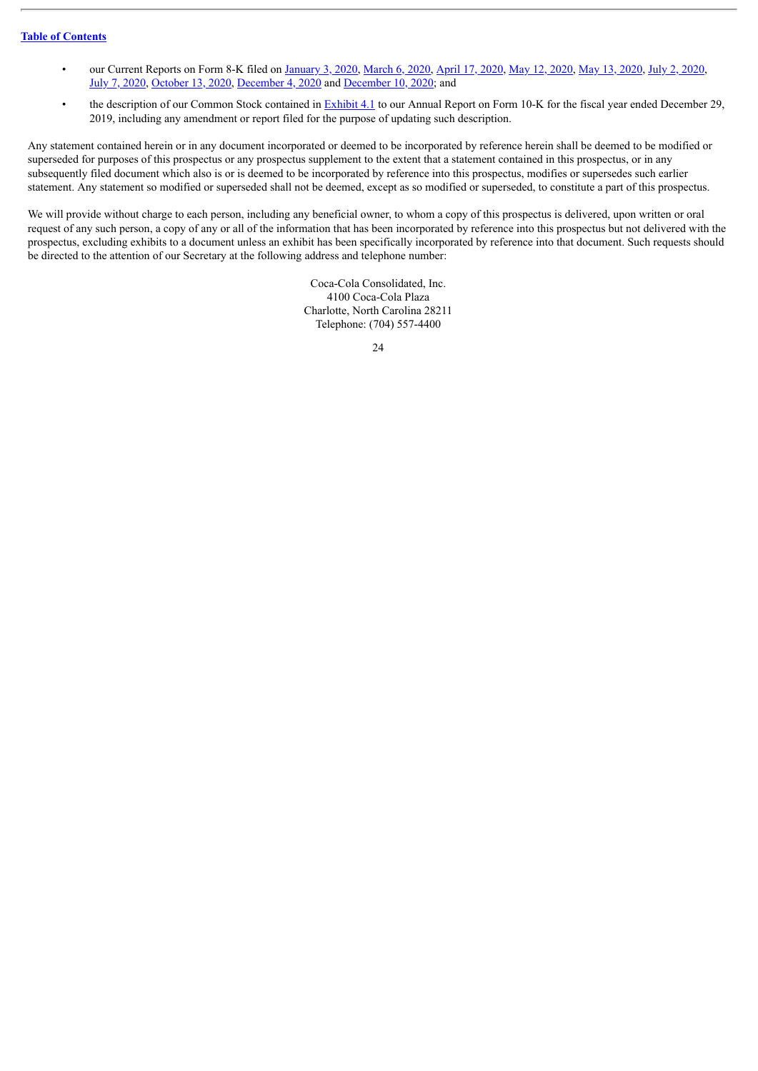- our Current Reports on Form 8-K filed on January 3, 2020, March 6, 2020, April 17, 2020, May 12, 2020, May 13, 2020, July 2, 2020, July 7, 2020, October 13, 2020, December 4, 2020 and December 10, 2020; and
- the description of our Common Stock contained in Exhibit 4.1 to our Annual Report on Form 10-K for the fiscal year ended December 29, 2019, including any amendment or report filed for the purpose of updating such description.

Any statement contained herein or in any document incorporated or deemed to be incorporated by reference herein shall be deemed to be modified or superseded for purposes of this prospectus or any prospectus supplement to the extent that a statement contained in this prospectus, or in any subsequently filed document which also is or is deemed to be incorporated by reference into this prospectus, modifies or supersedes such earlier statement. Any statement so modified or superseded shall not be deemed, except as so modified or superseded, to constitute a part of this prospectus.

We will provide without charge to each person, including any beneficial owner, to whom a copy of this prospectus is delivered, upon written or oral request of any such person, a copy of any or all of the information that has been incorporated by reference into this prospectus but not delivered with the prospectus, excluding exhibits to a document unless an exhibit has been specifically incorporated by reference into that document. Such requests should be directed to the attention of our Secretary at the following address and telephone number:

Coca-Cola Consolidated, Inc.
4100 Coca-Cola Plaza
Charlotte, North Carolina 28211
Telephone: (704) 557-4400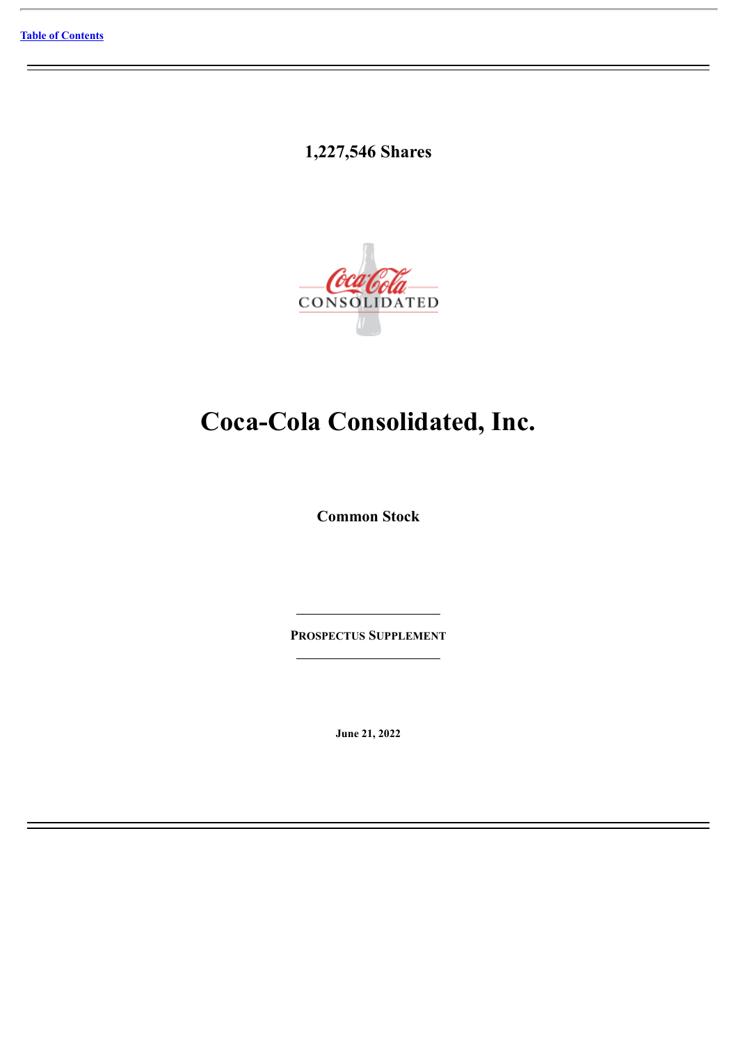[Table of Contents](#)

**1,227,546 Shares**

# Coca-Cola Consolidated, Inc.

**Common Stock**

**PROSPECTUS SUPPLEMENT**

**June 21, 2022**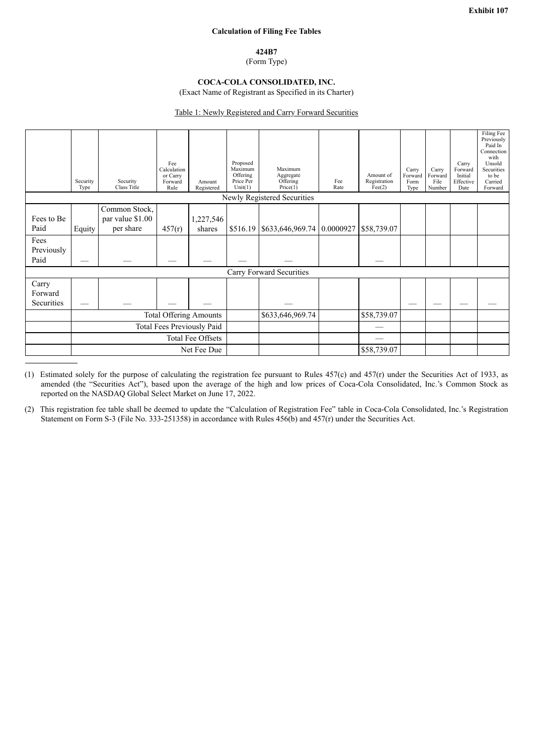**Exhibit 107**

**Calculation of Filing Fee Tables**

**424B7**
(Form Type)

**COCA-COLA CONSOLIDATED, INC.**
(Exact Name of Registrant as Specified in its Charter)

Table 1: Newly Registered and Carry Forward Securities

| | Security Type | Security Class Title | Fee Calculation or Carry Forward Rule | Amount Registered | Proposed Maximum Offering Price Per Unit(1) | Maximum Aggregate Offering Price(1) | Fee Rate | Amount of Registration Fee(2) | Carry Forward Form Type | Carry Forward File Number | Carry Forward Initial Effective Date | Filing Fee Previously Paid In Connection with Unsold Securities to be Carried Forward |
|---|---|---|---|---|---|---|---|---|---|---|---|---|
| Newly Registered Securities | | | | | | | | | | | | |
| Fees to Be Paid | Equity | Common Stock, par value $1.00 per share | 457(r) | 1,227,546 shares | $516.19 | $633,646,969.74 | 0.0000927 | $58,739.07 | | | | |
| Fees Previously Paid | — | — | — | — | — | — | | — | | | | |
| Carry Forward Securities | | | | | | | | | | | | |
| Carry Forward Securities | — | — | — | — | | — | | | — | — | — | — |
| | Total Offering Amounts | | | | | $633,646,969.74 | | $58,739.07 | | | | |
| | Total Fees Previously Paid | | | | | | | — | | | | |
| | Total Fee Offsets | | | | | | | — | | | | |
| | Net Fee Due | | | | | | | $58,739.07 | | | | |

(1) Estimated solely for the purpose of calculating the registration fee pursuant to Rules 457(c) and 457(r) under the Securities Act of 1933, as amended (the "Securities Act"), based upon the average of the high and low prices of Coca-Cola Consolidated, Inc.'s Common Stock as reported on the NASDAQ Global Select Market on June 17, 2022.

(2) This registration fee table shall be deemed to update the "Calculation of Registration Fee" table in Coca-Cola Consolidated, Inc.'s Registration Statement on Form S-3 (File No. 333-251358) in accordance with Rules 456(b) and 457(r) under the Securities Act.